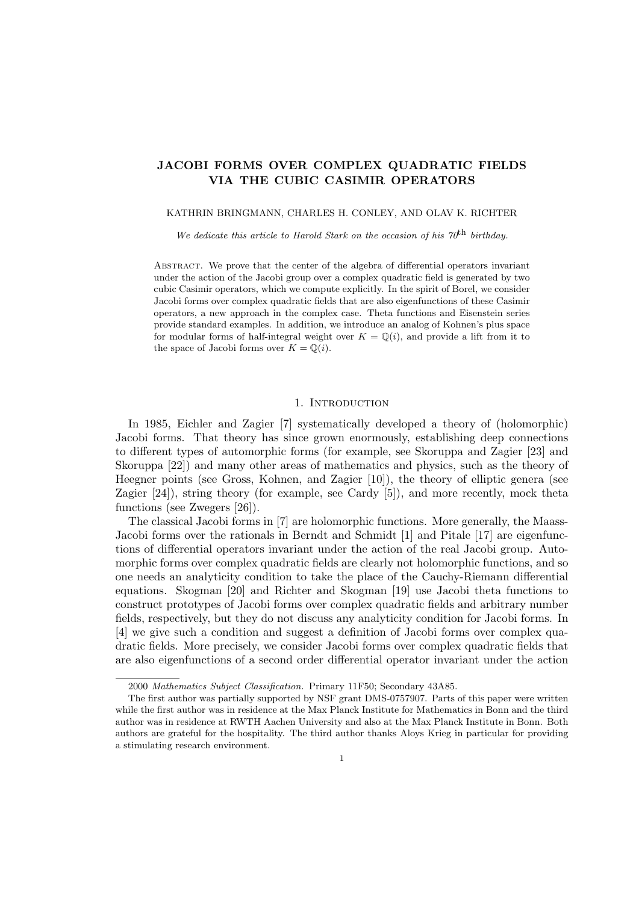# JACOBI FORMS OVER COMPLEX QUADRATIC FIELDS VIA THE CUBIC CASIMIR OPERATORS

KATHRIN BRINGMANN, CHARLES H. CONLEY, AND OLAV K. RICHTER

*We dedicate this article to Harold Stark on the occasion of his 70*$^{\text{th}}$ *birthday.*

Abstract. We prove that the center of the algebra of differential operators invariant under the action of the Jacobi group over a complex quadratic field is generated by two cubic Casimir operators, which we compute explicitly. In the spirit of Borel, we consider Jacobi forms over complex quadratic fields that are also eigenfunctions of these Casimir operators, a new approach in the complex case. Theta functions and Eisenstein series provide standard examples. In addition, we introduce an analog of Kohnen's plus space for modular forms of half-integral weight over $K = \mathbb{Q}(i)$, and provide a lift from it to the space of Jacobi forms over $K = \mathbb{Q}(i)$.

## 1. Introduction

In 1985, Eichler and Zagier [7] systematically developed a theory of (holomorphic) Jacobi forms. That theory has since grown enormously, establishing deep connections to different types of automorphic forms (for example, see Skoruppa and Zagier [23] and Skoruppa [22]) and many other areas of mathematics and physics, such as the theory of Heegner points (see Gross, Kohnen, and Zagier [10]), the theory of elliptic genera (see Zagier [24]), string theory (for example, see Cardy [5]), and more recently, mock theta functions (see Zwegers [26]).

The classical Jacobi forms in [7] are holomorphic functions. More generally, the Maass-Jacobi forms over the rationals in Berndt and Schmidt [1] and Pitale [17] are eigenfunctions of differential operators invariant under the action of the real Jacobi group. Automorphic forms over complex quadratic fields are clearly not holomorphic functions, and so one needs an analyticity condition to take the place of the Cauchy-Riemann differential equations. Skogman [20] and Richter and Skogman [19] use Jacobi theta functions to construct prototypes of Jacobi forms over complex quadratic fields and arbitrary number fields, respectively, but they do not discuss any analyticity condition for Jacobi forms. In [4] we give such a condition and suggest a definition of Jacobi forms over complex quadratic fields. More precisely, we consider Jacobi forms over complex quadratic fields that are also eigenfunctions of a second order differential operator invariant under the action

---

2000 *Mathematics Subject Classification.* Primary 11F50; Secondary 43A85.

The first author was partially supported by NSF grant DMS-0757907. Parts of this paper were written while the first author was in residence at the Max Planck Institute for Mathematics in Bonn and the third author was in residence at RWTH Aachen University and also at the Max Planck Institute in Bonn. Both authors are grateful for the hospitality. The third author thanks Aloys Krieg in particular for providing a stimulating research environment.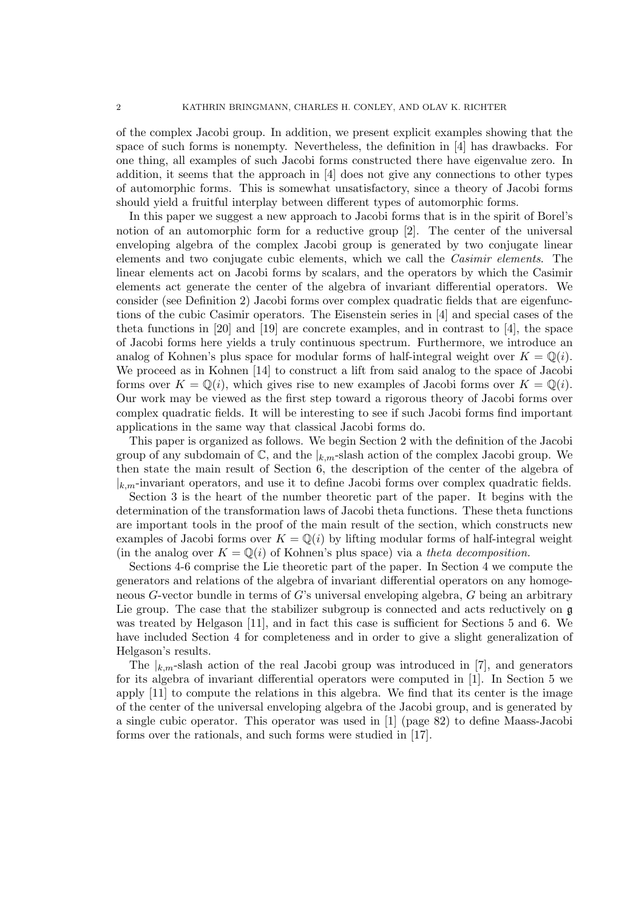of the complex Jacobi group. In addition, we present explicit examples showing that the space of such forms is nonempty. Nevertheless, the definition in [4] has drawbacks. For one thing, all examples of such Jacobi forms constructed there have eigenvalue zero. In addition, it seems that the approach in [4] does not give any connections to other types of automorphic forms. This is somewhat unsatisfactory, since a theory of Jacobi forms should yield a fruitful interplay between different types of automorphic forms.

In this paper we suggest a new approach to Jacobi forms that is in the spirit of Borel's notion of an automorphic form for a reductive group [2]. The center of the universal enveloping algebra of the complex Jacobi group is generated by two conjugate linear elements and two conjugate cubic elements, which we call the *Casimir elements*. The linear elements act on Jacobi forms by scalars, and the operators by which the Casimir elements act generate the center of the algebra of invariant differential operators. We consider (see Definition 2) Jacobi forms over complex quadratic fields that are eigenfunctions of the cubic Casimir operators. The Eisenstein series in [4] and special cases of the theta functions in [20] and [19] are concrete examples, and in contrast to [4], the space of Jacobi forms here yields a truly continuous spectrum. Furthermore, we introduce an analog of Kohnen's plus space for modular forms of half-integral weight over $K = \mathbb{Q}(i)$. We proceed as in Kohnen [14] to construct a lift from said analog to the space of Jacobi forms over $K = \mathbb{Q}(i)$, which gives rise to new examples of Jacobi forms over $K = \mathbb{Q}(i)$. Our work may be viewed as the first step toward a rigorous theory of Jacobi forms over complex quadratic fields. It will be interesting to see if such Jacobi forms find important applications in the same way that classical Jacobi forms do.

This paper is organized as follows. We begin Section 2 with the definition of the Jacobi group of any subdomain of $\mathbb{C}$, and the $|_{k,m}$-slash action of the complex Jacobi group. We then state the main result of Section 6, the description of the center of the algebra of $|_{k,m}$-invariant operators, and use it to define Jacobi forms over complex quadratic fields.

Section 3 is the heart of the number theoretic part of the paper. It begins with the determination of the transformation laws of Jacobi theta functions. These theta functions are important tools in the proof of the main result of the section, which constructs new examples of Jacobi forms over $K = \mathbb{Q}(i)$ by lifting modular forms of half-integral weight (in the analog over $K = \mathbb{Q}(i)$ of Kohnen's plus space) via a *theta decomposition*.

Sections 4-6 comprise the Lie theoretic part of the paper. In Section 4 we compute the generators and relations of the algebra of invariant differential operators on any homogeneous $G$-vector bundle in terms of $G$'s universal enveloping algebra, $G$ being an arbitrary Lie group. The case that the stabilizer subgroup is connected and acts reductively on $\mathfrak{g}$ was treated by Helgason [11], and in fact this case is sufficient for Sections 5 and 6. We have included Section 4 for completeness and in order to give a slight generalization of Helgason's results.

The $|_{k,m}$-slash action of the real Jacobi group was introduced in [7], and generators for its algebra of invariant differential operators were computed in [1]. In Section 5 we apply [11] to compute the relations in this algebra. We find that its center is the image of the center of the universal enveloping algebra of the Jacobi group, and is generated by a single cubic operator. This operator was used in [1] (page 82) to define Maass-Jacobi forms over the rationals, and such forms were studied in [17].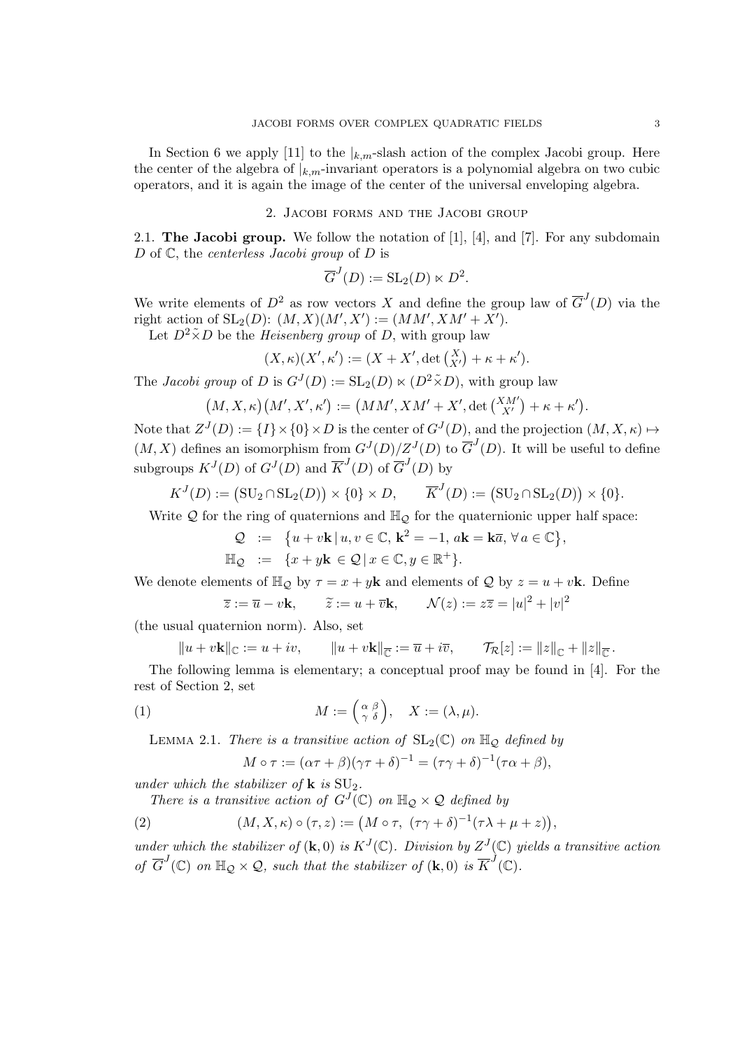In Section 6 we apply [11] to the $|_{k,m}$-slash action of the complex Jacobi group. Here the center of the algebra of $|_{k,m}$-invariant operators is a polynomial algebra on two cubic operators, and it is again the image of the center of the universal enveloping algebra.

## 2. Jacobi forms and the Jacobi group

**2.1. The Jacobi group.** We follow the notation of [1], [4], and [7]. For any subdomain $D$ of $\mathbb{C}$, the *centerless Jacobi group* of $D$ is

$$\overline{G}^J(D) := \mathrm{SL}_2(D) \ltimes D^2.$$

We write elements of $D^2$ as row vectors $X$ and define the group law of $\overline{G}^J(D)$ via the right action of $\mathrm{SL}_2(D)$: $(M, X)(M', X') := (MM', XM' + X')$.

Let $D^2 \tilde{\times} D$ be the *Heisenberg group* of $D$, with group law

$$(X, \kappa)(X', \kappa') := (X + X', \det\left(\begin{smallmatrix} X \\ X' \end{smallmatrix}\right) + \kappa + \kappa').$$

The *Jacobi group* of $D$ is $G^J(D) := \mathrm{SL}_2(D) \ltimes (D^2 \tilde{\times} D)$, with group law

$$\big(M, X, \kappa\big)\big(M', X', \kappa'\big) := \big(MM', XM' + X', \det\left(\begin{smallmatrix} XM' \\ X' \end{smallmatrix}\right) + \kappa + \kappa'\big).$$

Note that $Z^J(D) := \{I\} \times \{0\} \times D$ is the center of $G^J(D)$, and the projection $(M, X, \kappa) \mapsto (M, X)$ defines an isomorphism from $G^J(D)/Z^J(D)$ to $\overline{G}^J(D)$. It will be useful to define subgroups $K^J(D)$ of $G^J(D)$ and $\overline{K}^J(D)$ of $\overline{G}^J(D)$ by

$$K^J(D) := \big(\mathrm{SU}_2 \cap \mathrm{SL}_2(D)\big) \times \{0\} \times D, \qquad \overline{K}^J(D) := \big(\mathrm{SU}_2 \cap \mathrm{SL}_2(D)\big) \times \{0\}.$$

Write $\mathcal{Q}$ for the ring of quaternions and $\mathbb{H}_{\mathcal{Q}}$ for the quaternionic upper half space:

$$\begin{aligned} \mathcal{Q} &:= \big\{u + v\mathbf{k} \,|\, u, v \in \mathbb{C},\ \mathbf{k}^2 = -1,\ a\mathbf{k} = \mathbf{k}\overline{a},\ \forall\, a \in \mathbb{C}\big\}, \\ \mathbb{H}_{\mathcal{Q}} &:= \{x + y\mathbf{k} \in \mathcal{Q} \,|\, x \in \mathbb{C}, y \in \mathbb{R}^+\}. \end{aligned}$$

We denote elements of $\mathbb{H}_{\mathcal{Q}}$ by $\tau = x + y\mathbf{k}$ and elements of $\mathcal{Q}$ by $z = u + v\mathbf{k}$. Define

$$\overline{z} := \overline{u} - v\mathbf{k}, \qquad \widetilde{z} := u + \overline{v}\mathbf{k}, \qquad \mathcal{N}(z) := z\overline{z} = |u|^2 + |v|^2$$

(the usual quaternion norm). Also, set

$$\|u + v\mathbf{k}\|_{\mathbb{C}} := u + iv, \qquad \|u + v\mathbf{k}\|_{\overline{\mathbb{C}}} := \overline{u} + i\overline{v}, \qquad \mathcal{T}_{\mathcal{R}}[z] := \|z\|_{\mathbb{C}} + \|z\|_{\overline{\mathbb{C}}}.$$

The following lemma is elementary; a conceptual proof may be found in [4]. For the rest of Section 2, set

$$M := \left(\begin{smallmatrix} \alpha & \beta \\ \gamma & \delta \end{smallmatrix}\right), \quad X := (\lambda, \mu). \tag{1}$$

Lemma 2.1. *There is a transitive action of $\mathrm{SL}_2(\mathbb{C})$ on $\mathbb{H}_{\mathcal{Q}}$ defined by*

$$M \circ \tau := (\alpha\tau + \beta)(\gamma\tau + \delta)^{-1} = (\tau\gamma + \delta)^{-1}(\tau\alpha + \beta),$$

*under which the stabilizer of $\mathbf{k}$ is $\mathrm{SU}_2$.*

*There is a transitive action of $G^J(\mathbb{C})$ on $\mathbb{H}_{\mathcal{Q}} \times \mathcal{Q}$ defined by*

$$(M, X, \kappa) \circ (\tau, z) := \big(M \circ \tau,\ (\tau\gamma + \delta)^{-1}(\tau\lambda + \mu + z)\big), \tag{2}$$

*under which the stabilizer of $(\mathbf{k}, 0)$ is $K^J(\mathbb{C})$. Division by $Z^J(\mathbb{C})$ yields a transitive action of $\overline{G}^J(\mathbb{C})$ on $\mathbb{H}_{\mathcal{Q}} \times \mathcal{Q}$, such that the stabilizer of $(\mathbf{k}, 0)$ is $\overline{K}^J(\mathbb{C})$.*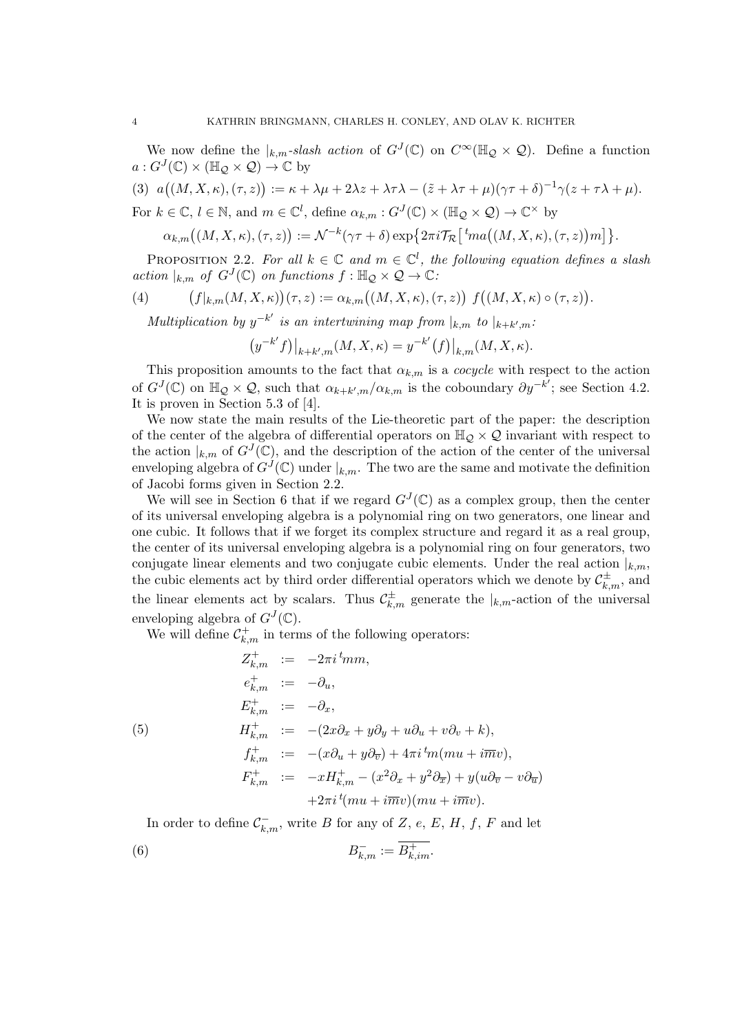We now define the $|_{k,m}$*-slash action* of $G^J(\mathbb{C})$ on $C^\infty(\mathbb{H}_\mathcal{Q} \times \mathcal{Q})$. Define a function $a : G^J(\mathbb{C}) \times (\mathbb{H}_\mathcal{Q} \times \mathcal{Q}) \to \mathbb{C}$ by

$$(3)\quad a\big((M, X, \kappa), (\tau, z)\big) := \kappa + \lambda\mu + 2\lambda z + \lambda\tau\lambda - (\tilde{z} + \lambda\tau + \mu)(\gamma\tau + \delta)^{-1}\gamma(z + \tau\lambda + \mu).$$

For $k \in \mathbb{C}$, $l \in \mathbb{N}$, and $m \in \mathbb{C}^l$, define $\alpha_{k,m} : G^J(\mathbb{C}) \times (\mathbb{H}_\mathcal{Q} \times \mathcal{Q}) \to \mathbb{C}^\times$ by

$$\alpha_{k,m}\big((M, X, \kappa), (\tau, z)\big) := \mathcal{N}^{-k}(\gamma\tau + \delta)\exp\big\{2\pi i \mathcal{T}_\mathcal{R}\big[\,{}^t m a\big((M, X, \kappa), (\tau, z)\big)m\big]\big\}.$$

Proposition 2.2. *For all $k \in \mathbb{C}$ and $m \in \mathbb{C}^l$, the following equation defines a slash action $|_{k,m}$ of $G^J(\mathbb{C})$ on functions $f : \mathbb{H}_\mathcal{Q} \times \mathcal{Q} \to \mathbb{C}$:*

$$(4)\qquad \big(f|_{k,m}(M, X, \kappa)\big)(\tau, z) := \alpha_{k,m}\big((M, X, \kappa), (\tau, z)\big)\ f\big((M, X, \kappa) \circ (\tau, z)\big).$$

*Multiplication by $y^{-k'}$ is an intertwining map from $|_{k,m}$ to $|_{k+k',m}$:*

$$\big(y^{-k'} f\big)\big|_{k+k',m}(M, X, \kappa) = y^{-k'}\big(f\big)\big|_{k,m}(M, X, \kappa).$$

This proposition amounts to the fact that $\alpha_{k,m}$ is a *cocycle* with respect to the action of $G^J(\mathbb{C})$ on $\mathbb{H}_\mathcal{Q} \times \mathcal{Q}$, such that $\alpha_{k+k',m}/\alpha_{k,m}$ is the coboundary $\partial y^{-k'}$; see Section 4.2. It is proven in Section 5.3 of [4].

We now state the main results of the Lie-theoretic part of the paper: the description of the center of the algebra of differential operators on $\mathbb{H}_\mathcal{Q} \times \mathcal{Q}$ invariant with respect to the action $|_{k,m}$ of $G^J(\mathbb{C})$, and the description of the action of the center of the universal enveloping algebra of $G^J(\mathbb{C})$ under $|_{k,m}$. The two are the same and motivate the definition of Jacobi forms given in Section 2.2.

We will see in Section 6 that if we regard $G^J(\mathbb{C})$ as a complex group, then the center of its universal enveloping algebra is a polynomial ring on two generators, one linear and one cubic. It follows that if we forget its complex structure and regard it as a real group, the center of its universal enveloping algebra is a polynomial ring on four generators, two conjugate linear elements and two conjugate cubic elements. Under the real action $|_{k,m}$, the cubic elements act by third order differential operators which we denote by $\mathcal{C}^\pm_{k,m}$, and the linear elements act by scalars. Thus $\mathcal{C}^\pm_{k,m}$ generate the $|_{k,m}$-action of the universal enveloping algebra of $G^J(\mathbb{C})$.

We will define $\mathcal{C}^+_{k,m}$ in terms of the following operators:

$$(5)\qquad \begin{aligned}
Z^+_{k,m} &:= -2\pi i\,{}^t mm,\\
e^+_{k,m} &:= -\partial_u,\\
E^+_{k,m} &:= -\partial_x,\\
H^+_{k,m} &:= -(2x\partial_x + y\partial_y + u\partial_u + v\partial_v + k),\\
f^+_{k,m} &:= -(x\partial_u + y\partial_{\overline{v}}) + 4\pi i\,{}^t m(mu + i\overline{m}v),\\
F^+_{k,m} &:= -xH^+_{k,m} - (x^2\partial_x + y^2\partial_{\overline{x}}) + y(u\partial_{\overline{v}} - v\partial_{\overline{u}})\\
&\quad\ +2\pi i\,{}^t(mu + i\overline{m}v)(mu + i\overline{m}v).
\end{aligned}$$

In order to define $\mathcal{C}^-_{k,m}$, write $B$ for any of $Z$, $e$, $E$, $H$, $f$, $F$ and let

$$(6)\qquad B^-_{k,m} := \overline{B^+_{k,im}}.$$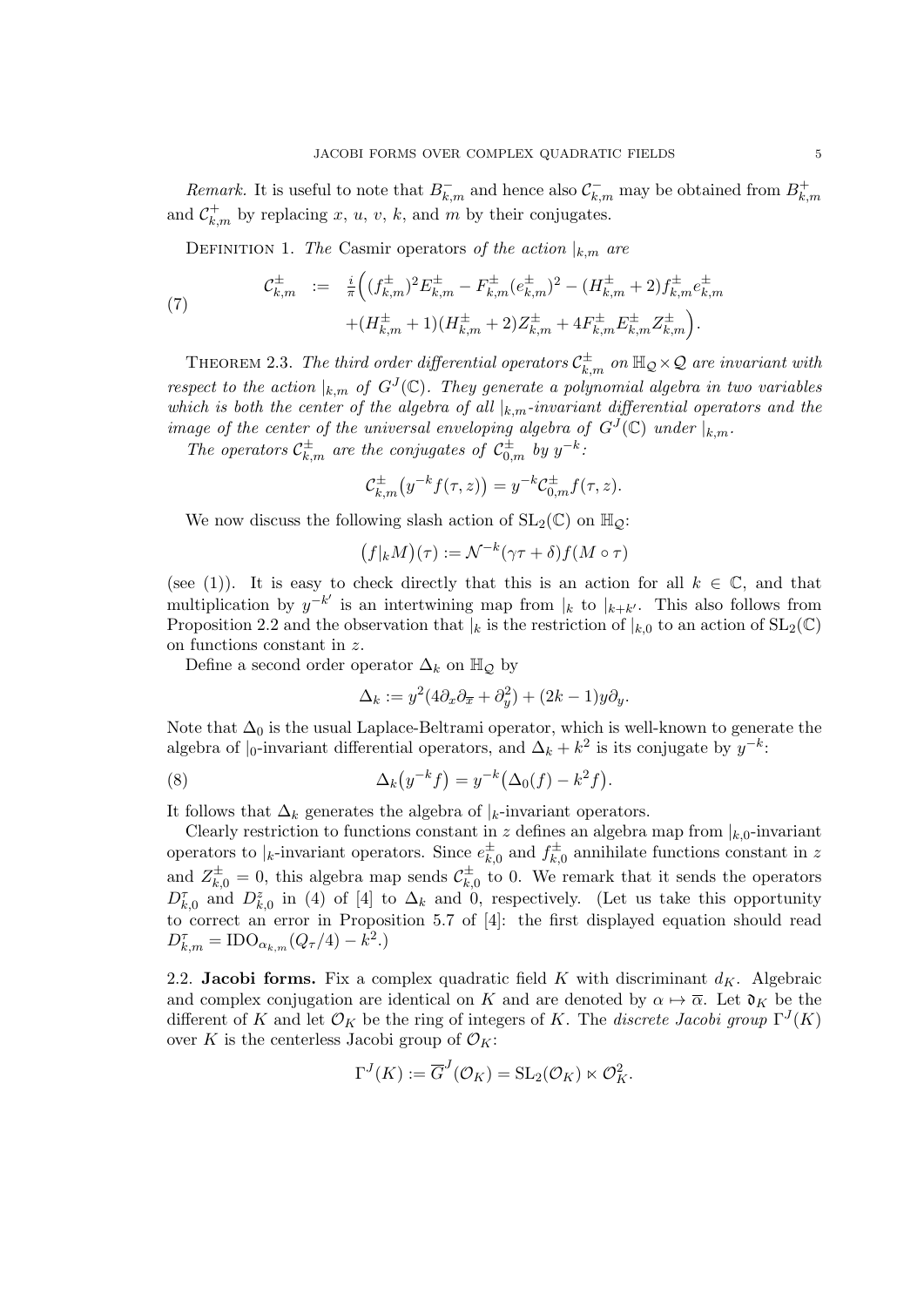*Remark.* It is useful to note that $B^-_{k,m}$ and hence also $\mathcal{C}^-_{k,m}$ may be obtained from $B^+_{k,m}$ and $\mathcal{C}^+_{k,m}$ by replacing $x$, $u$, $v$, $k$, and $m$ by their conjugates.

Definition 1. *The* Casmir operators *of the action* $|_{k,m}$ *are*

$$
\begin{aligned}
\mathcal{C}^\pm_{k,m} \;:=\; & \tfrac{i}{\pi}\Big( (f^\pm_{k,m})^2 E^\pm_{k,m} - F^\pm_{k,m} (e^\pm_{k,m})^2 - (H^\pm_{k,m}+2) f^\pm_{k,m} e^\pm_{k,m} \\
& + (H^\pm_{k,m}+1)(H^\pm_{k,m}+2) Z^\pm_{k,m} + 4 F^\pm_{k,m} E^\pm_{k,m} Z^\pm_{k,m} \Big).
\end{aligned} \tag{7}
$$

Theorem 2.3. *The third order differential operators* $\mathcal{C}^\pm_{k,m}$ *on* $\mathbb{H}_\mathcal{Q} \times \mathcal{Q}$ *are invariant with respect to the action* $|_{k,m}$ *of* $G^J(\mathbb{C})$. *They generate a polynomial algebra in two variables which is both the center of the algebra of all* $|_{k,m}$*-invariant differential operators and the image of the center of the universal enveloping algebra of* $G^J(\mathbb{C})$ *under* $|_{k,m}$.

*The operators* $\mathcal{C}^\pm_{k,m}$ *are the conjugates of* $\mathcal{C}^\pm_{0,m}$ *by* $y^{-k}$*:*

$$
\mathcal{C}^\pm_{k,m}\big(y^{-k} f(\tau,z)\big) = y^{-k} \mathcal{C}^\pm_{0,m} f(\tau,z).
$$

We now discuss the following slash action of $\mathrm{SL}_2(\mathbb{C})$ on $\mathbb{H}_\mathcal{Q}$:

$$
\big(f|_k M\big)(\tau) := \mathcal{N}^{-k}(\gamma\tau+\delta) f(M\circ\tau)
$$

(see (1)). It is easy to check directly that this is an action for all $k \in \mathbb{C}$, and that multiplication by $y^{-k'}$ is an intertwining map from $|_k$ to $|_{k+k'}$. This also follows from Proposition 2.2 and the observation that $|_k$ is the restriction of $|_{k,0}$ to an action of $\mathrm{SL}_2(\mathbb{C})$ on functions constant in $z$.

Define a second order operator $\Delta_k$ on $\mathbb{H}_\mathcal{Q}$ by

$$
\Delta_k := y^2(4\partial_x\partial_{\overline{x}} + \partial_y^2) + (2k-1)y\partial_y.
$$

Note that $\Delta_0$ is the usual Laplace-Beltrami operator, which is well-known to generate the algebra of $|_0$-invariant differential operators, and $\Delta_k + k^2$ is its conjugate by $y^{-k}$:

$$
\Delta_k\big(y^{-k} f\big) = y^{-k}\big(\Delta_0(f) - k^2 f\big). \tag{8}
$$

It follows that $\Delta_k$ generates the algebra of $|_k$-invariant operators.

Clearly restriction to functions constant in $z$ defines an algebra map from $|_{k,0}$-invariant operators to $|_k$-invariant operators. Since $e^\pm_{k,0}$ and $f^\pm_{k,0}$ annihilate functions constant in $z$ and $Z^\pm_{k,0} = 0$, this algebra map sends $\mathcal{C}^\pm_{k,0}$ to 0. We remark that it sends the operators $D^\tau_{k,0}$ and $D^z_{k,0}$ in (4) of [4] to $\Delta_k$ and 0, respectively. (Let us take this opportunity to correct an error in Proposition 5.7 of [4]: the first displayed equation should read $D^\tau_{k,m} = \mathrm{IDO}_{\alpha_{k,m}}(Q_\tau/4) - k^2$.)

**2.2. Jacobi forms.** Fix a complex quadratic field $K$ with discriminant $d_K$. Algebraic and complex conjugation are identical on $K$ and are denoted by $\alpha \mapsto \overline{\alpha}$. Let $\mathfrak{d}_K$ be the different of $K$ and let $\mathcal{O}_K$ be the ring of integers of $K$. The *discrete Jacobi group* $\Gamma^J(K)$ over $K$ is the centerless Jacobi group of $\mathcal{O}_K$:

$$
\Gamma^J(K) := \overline{G}^J(\mathcal{O}_K) = \mathrm{SL}_2(\mathcal{O}_K) \ltimes \mathcal{O}_K^2.
$$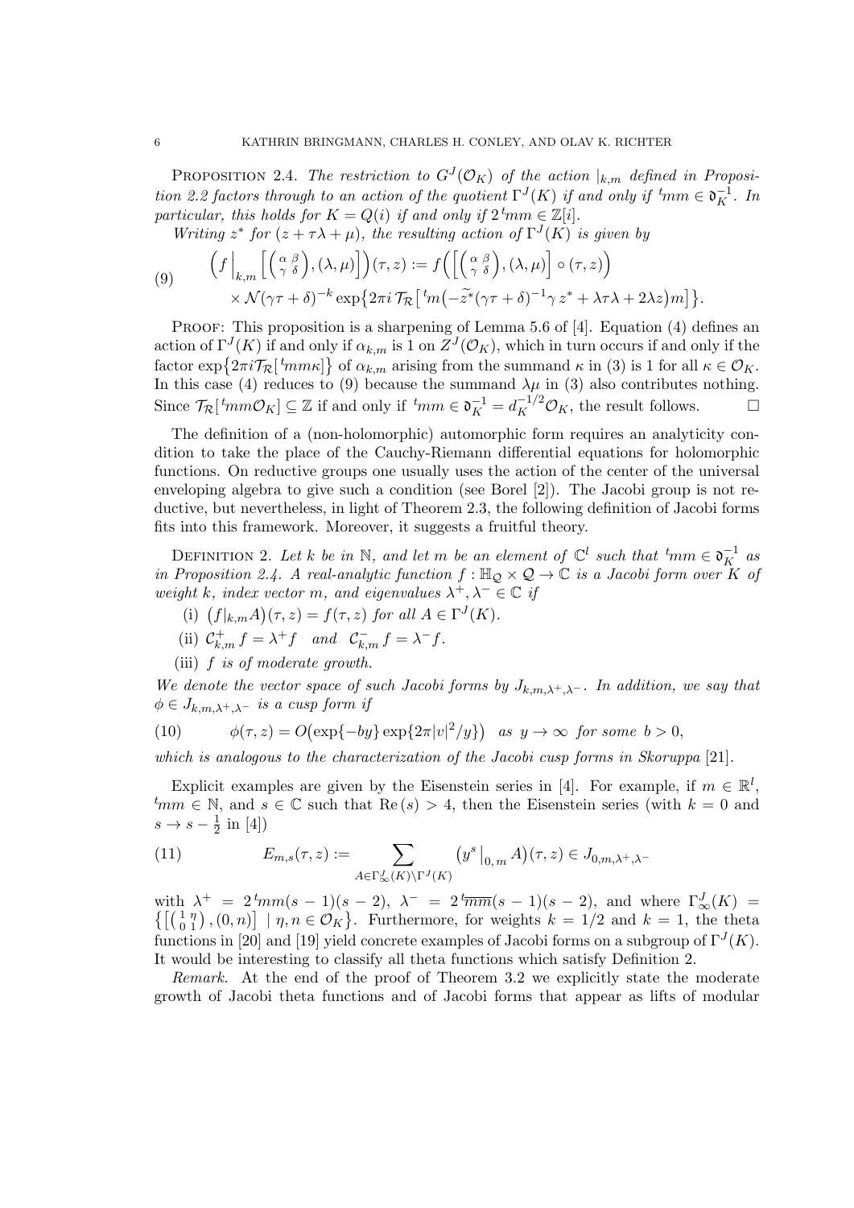Proposition 2.4. *The restriction to $G^J(\mathcal{O}_K)$ of the action $|_{k,m}$ defined in Proposition 2.2 factors through to an action of the quotient $\Gamma^J(K)$ if and only if ${}^t mm \in \mathfrak{d}_K^{-1}$. In particular, this holds for $K = Q(i)$ if and only if $2\,{}^t mm \in \mathbb{Z}[i]$.*

*Writing $z^*$ for $(z + \tau\lambda + \mu)$, the resulting action of $\Gamma^J(K)$ is given by*

$$
\begin{aligned}
(9)\qquad \Big(f\Big|_{k,m}\Big[\left(\begin{smallmatrix}\alpha & \beta\\ \gamma & \delta\end{smallmatrix}\right),(\lambda,\mu)\Big]\Big)(\tau,z) &:= f\Big(\Big[\left(\begin{smallmatrix}\alpha & \beta\\ \gamma & \delta\end{smallmatrix}\right),(\lambda,\mu)\Big]\circ(\tau,z)\Big)\\
&\times \mathcal{N}(\gamma\tau+\delta)^{-k}\exp\big\{2\pi i\,\mathcal{T}_{\mathcal{R}}\big[\,{}^t m\big(-\widetilde{z^*}(\gamma\tau+\delta)^{-1}\gamma\, z^* + \lambda\tau\lambda + 2\lambda z\big)m\big]\big\}.
\end{aligned}
$$

Proof: This proposition is a sharpening of Lemma 5.6 of [4]. Equation (4) defines an action of $\Gamma^J(K)$ if and only if $\alpha_{k,m}$ is 1 on $Z^J(\mathcal{O}_K)$, which in turn occurs if and only if the factor $\exp\{2\pi i\mathcal{T}_{\mathcal{R}}[\,{}^t mm\kappa]\}$ of $\alpha_{k,m}$ arising from the summand $\kappa$ in (3) is 1 for all $\kappa \in \mathcal{O}_K$. In this case (4) reduces to (9) because the summand $\lambda\mu$ in (3) also contributes nothing. Since $\mathcal{T}_{\mathcal{R}}[\,{}^t mm\mathcal{O}_K] \subseteq \mathbb{Z}$ if and only if ${}^t mm \in \mathfrak{d}_K^{-1} = d_K^{-1/2}\mathcal{O}_K$, the result follows. $\square$

The definition of a (non-holomorphic) automorphic form requires an analyticity condition to take the place of the Cauchy-Riemann differential equations for holomorphic functions. On reductive groups one usually uses the action of the center of the universal enveloping algebra to give such a condition (see Borel [2]). The Jacobi group is not reductive, but nevertheless, in light of Theorem 2.3, the following definition of Jacobi forms fits into this framework. Moreover, it suggests a fruitful theory.

Definition 2. *Let $k$ be in $\mathbb{N}$, and let $m$ be an element of $\mathbb{C}^l$ such that ${}^t mm \in \mathfrak{d}_K^{-1}$ as in Proposition 2.4. A real-analytic function $f : \mathbb{H}_{\mathcal{Q}} \times \mathcal{Q} \to \mathbb{C}$ is a Jacobi form over $K$ of weight $k$, index vector $m$, and eigenvalues $\lambda^+, \lambda^- \in \mathbb{C}$ if*

(i) $\big(f|_{k,m}A\big)(\tau,z) = f(\tau,z)$ *for all $A \in \Gamma^J(K)$.*

(ii) $\mathcal{C}^+_{k,m}f = \lambda^+ f$ *and* $\mathcal{C}^-_{k,m}f = \lambda^- f$.

(iii) *$f$ is of moderate growth.*

*We denote the vector space of such Jacobi forms by $J_{k,m,\lambda^+,\lambda^-}$. In addition, we say that $\phi \in J_{k,m,\lambda^+,\lambda^-}$ is a cusp form if*

$$
(10)\qquad \phi(\tau,z) = O\big(\exp\{-by\}\exp\{2\pi|v|^2/y\}\big)\quad \text{as } y\to\infty \text{ for some } b>0,
$$

*which is analogous to the characterization of the Jacobi cusp forms in Skoruppa [21].*

Explicit examples are given by the Eisenstein series in [4]. For example, if $m \in \mathbb{R}^l$, ${}^t mm \in \mathbb{N}$, and $s \in \mathbb{C}$ such that $\mathrm{Re}\,(s) > 4$, then the Eisenstein series (with $k = 0$ and $s \to s - \frac{1}{2}$ in [4])

$$
(11)\qquad E_{m,s}(\tau,z) := \sum_{A\in\Gamma^J_\infty(K)\backslash\Gamma^J(K)} \big(y^s\big|_{0,\,m}A\big)(\tau,z) \in J_{0,m,\lambda^+,\lambda^-}
$$

with $\lambda^+ = 2\,{}^t mm(s-1)(s-2)$, $\lambda^- = 2\,{}^t\overline{mm}(s-1)(s-2)$, and where $\Gamma^J_\infty(K) = \big\{\big[\left(\begin{smallmatrix}1 & \eta\\ 0 & 1\end{smallmatrix}\right),(0,n)\big] \mid \eta, n \in \mathcal{O}_K\big\}$. Furthermore, for weights $k = 1/2$ and $k = 1$, the theta functions in [20] and [19] yield concrete examples of Jacobi forms on a subgroup of $\Gamma^J(K)$. It would be interesting to classify all theta functions which satisfy Definition 2.

*Remark.* At the end of the proof of Theorem 3.2 we explicitly state the moderate growth of Jacobi theta functions and of Jacobi forms that appear as lifts of modular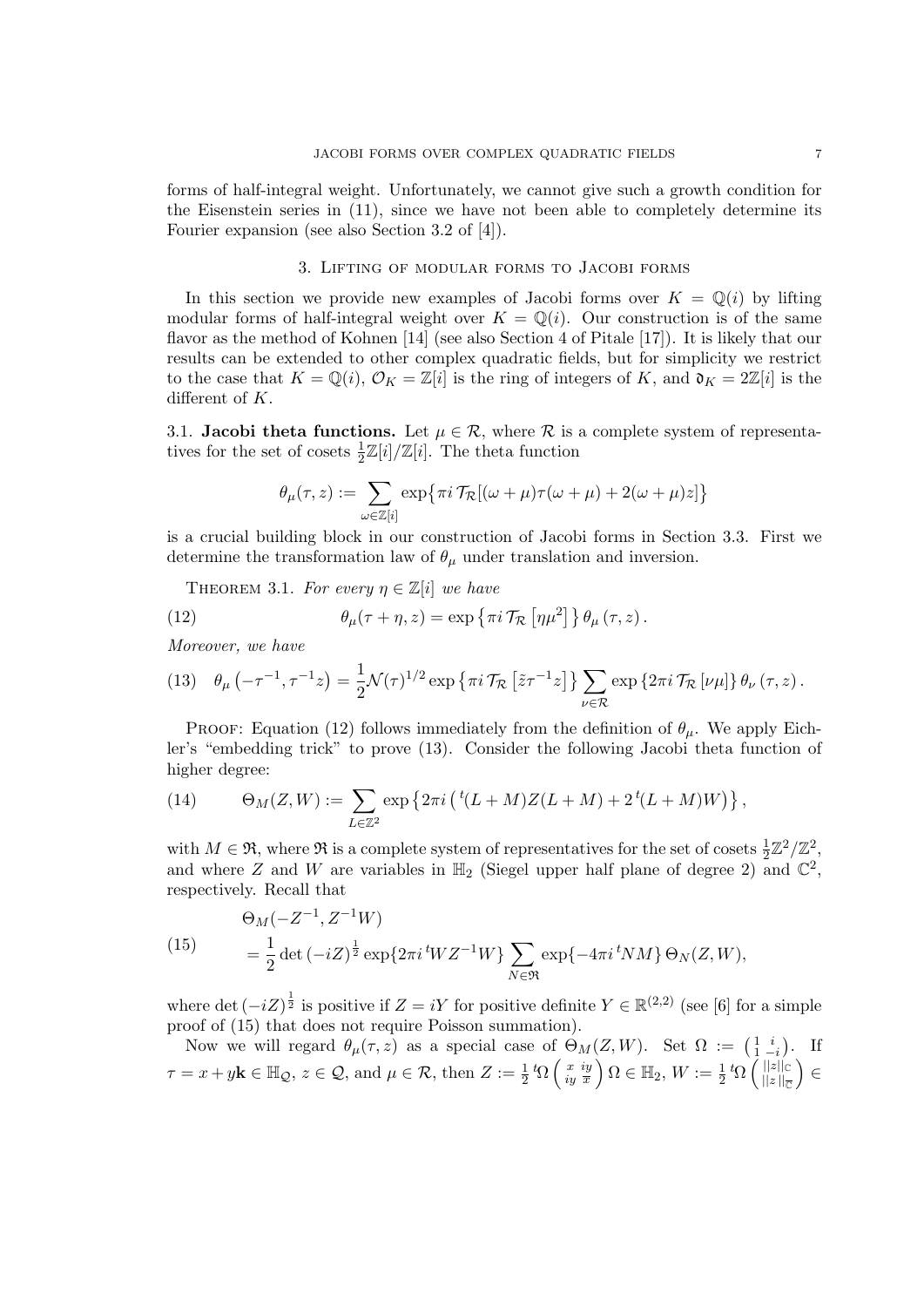forms of half-integral weight. Unfortunately, we cannot give such a growth condition for the Eisenstein series in (11), since we have not been able to completely determine its Fourier expansion (see also Section 3.2 of [4]).

## 3. Lifting of modular forms to Jacobi forms

In this section we provide new examples of Jacobi forms over $K = \mathbb{Q}(i)$ by lifting modular forms of half-integral weight over $K = \mathbb{Q}(i)$. Our construction is of the same flavor as the method of Kohnen [14] (see also Section 4 of Pitale [17]). It is likely that our results can be extended to other complex quadratic fields, but for simplicity we restrict to the case that $K = \mathbb{Q}(i)$, $\mathcal{O}_K = \mathbb{Z}[i]$ is the ring of integers of $K$, and $\mathfrak{d}_K = 2\mathbb{Z}[i]$ is the different of $K$.

**3.1. Jacobi theta functions.** Let $\mu \in \mathcal{R}$, where $\mathcal{R}$ is a complete system of representatives for the set of cosets $\frac{1}{2}\mathbb{Z}[i]/\mathbb{Z}[i]$. The theta function

$$\theta_\mu(\tau, z) := \sum_{\omega \in \mathbb{Z}[i]} \exp\big\{\pi i\, \mathcal{T}_\mathcal{R}[(\omega+\mu)\tau(\omega+\mu) + 2(\omega+\mu)z]\big\}$$

is a crucial building block in our construction of Jacobi forms in Section 3.3. First we determine the transformation law of $\theta_\mu$ under translation and inversion.

Theorem 3.1. *For every $\eta \in \mathbb{Z}[i]$ we have*

$$\theta_\mu(\tau+\eta, z) = \exp\left\{\pi i\, \mathcal{T}_\mathcal{R}\left[\eta\mu^2\right]\right\}\theta_\mu(\tau, z). \tag{12}$$

*Moreover, we have*

$$\theta_\mu\left(-\tau^{-1}, \tau^{-1}z\right) = \frac{1}{2}\mathcal{N}(\tau)^{1/2}\exp\left\{\pi i\, \mathcal{T}_\mathcal{R}\left[\tilde{z}\tau^{-1}z\right]\right\}\sum_{\nu\in\mathcal{R}}\exp\left\{2\pi i\, \mathcal{T}_\mathcal{R}\left[\nu\mu\right]\right\}\theta_\nu(\tau, z). \tag{13}$$

Proof: Equation (12) follows immediately from the definition of $\theta_\mu$. We apply Eichler's "embedding trick" to prove (13). Consider the following Jacobi theta function of higher degree:

$$\Theta_M(Z, W) := \sum_{L\in\mathbb{Z}^2}\exp\left\{2\pi i\left({}^t(L+M)Z(L+M) + 2\,{}^t(L+M)W\right)\right\}, \tag{14}$$

with $M \in \mathfrak{R}$, where $\mathfrak{R}$ is a complete system of representatives for the set of cosets $\frac{1}{2}\mathbb{Z}^2/\mathbb{Z}^2$, and where $Z$ and $W$ are variables in $\mathbb{H}_2$ (Siegel upper half plane of degree 2) and $\mathbb{C}^2$, respectively. Recall that

$$\begin{aligned}&\Theta_M(-Z^{-1}, Z^{-1}W)\\ &\quad= \frac{1}{2}\det(-iZ)^{\frac{1}{2}}\exp\{2\pi i\,{}^tWZ^{-1}W\}\sum_{N\in\mathfrak{R}}\exp\{-4\pi i\,{}^tNM\}\,\Theta_N(Z, W),\end{aligned} \tag{15}$$

where $\det(-iZ)^{\frac{1}{2}}$ is positive if $Z = iY$ for positive definite $Y \in \mathbb{R}^{(2,2)}$ (see [6] for a simple proof of (15) that does not require Poisson summation).

Now we will regard $\theta_\mu(\tau, z)$ as a special case of $\Theta_M(Z, W)$. Set $\Omega := \left(\begin{smallmatrix}1 & i\\ 1 & -i\end{smallmatrix}\right)$. If $\tau = x + y\mathbf{k} \in \mathbb{H}_\mathcal{Q}$, $z \in \mathcal{Q}$, and $\mu \in \mathcal{R}$, then $Z := \frac{1}{2}\,{}^t\Omega\left(\begin{smallmatrix}x & iy\\ iy & \overline{x}\end{smallmatrix}\right)\Omega \in \mathbb{H}_2$, $W := \frac{1}{2}\,{}^t\Omega\left(\begin{smallmatrix}||z||_\mathbb{C}\\ ||z||_{\overline{\mathbb{C}}}\end{smallmatrix}\right) \in$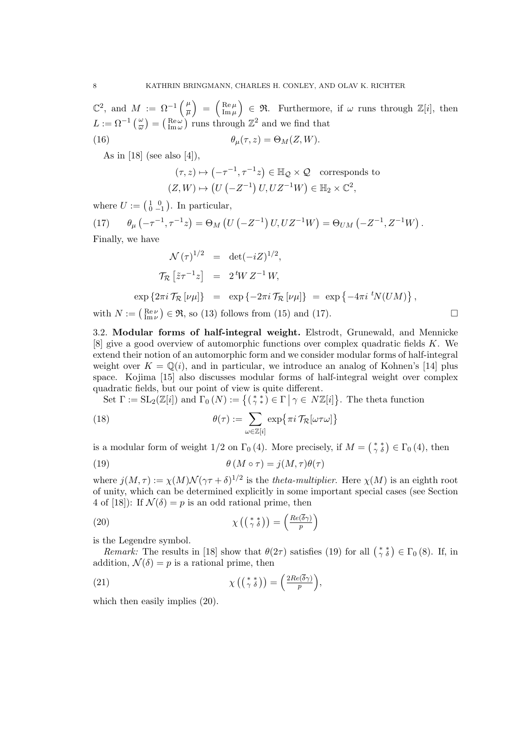$\mathbb{C}^2$, and $M := \Omega^{-1}\binom{\mu}{\overline{\mu}} = \binom{\operatorname{Re}\mu}{\operatorname{Im}\mu} \in \mathfrak{R}$. Furthermore, if $\omega$ runs through $\mathbb{Z}[i]$, then $L := \Omega^{-1}\binom{\omega}{\overline{\omega}} = \binom{\operatorname{Re}\omega}{\operatorname{Im}\omega}$ runs through $\mathbb{Z}^2$ and we find that

$$\theta_\mu(\tau, z) = \Theta_M(Z, W). \tag{16}$$

As in [18] (see also [4]),

$$(\tau, z) \mapsto \left(-\tau^{-1}, \tau^{-1}z\right) \in \mathbb{H}_{\mathcal{Q}} \times \mathcal{Q} \quad \text{corresponds to}$$
$$(Z, W) \mapsto \left(U\left(-Z^{-1}\right)U, UZ^{-1}W\right) \in \mathbb{H}_2 \times \mathbb{C}^2,$$

where $U := \begin{pmatrix} 1 & 0 \\ 0 & -1 \end{pmatrix}$. In particular,

$$\theta_\mu\left(-\tau^{-1}, \tau^{-1}z\right) = \Theta_M\left(U\left(-Z^{-1}\right)U, UZ^{-1}W\right) = \Theta_{UM}\left(-Z^{-1}, Z^{-1}W\right). \tag{17}$$

Finally, we have

$$\begin{aligned} \mathcal{N}(\tau)^{1/2} &= \det(-iZ)^{1/2}, \\ \mathcal{T}_{\mathcal{R}}\left[\tilde{z}\tau^{-1}z\right] &= 2\,{}^tW\,Z^{-1}\,W, \\ \exp\left\{2\pi i\,\mathcal{T}_{\mathcal{R}}\left[\nu\mu\right]\right\} &= \exp\left\{-2\pi i\,\mathcal{T}_{\mathcal{R}}\left[\nu\mu\right]\right\} = \exp\left\{-4\pi i\,{}^tN(UM)\right\}, \end{aligned}$$

with $N := \binom{\operatorname{Re}\nu}{\operatorname{Im}\nu} \in \mathfrak{R}$, so (13) follows from (15) and (17). $\square$

**3.2. Modular forms of half-integral weight.** Elstrodt, Grunewald, and Mennicke [8] give a good overview of automorphic functions over complex quadratic fields $K$. We extend their notion of an automorphic form and we consider modular forms of half-integral weight over $K = \mathbb{Q}(i)$, and in particular, we introduce an analog of Kohnen's [14] plus space. Kojima [15] also discusses modular forms of half-integral weight over complex quadratic fields, but our point of view is quite different.

Set $\Gamma := \mathrm{SL}_2(\mathbb{Z}[i])$ and $\Gamma_0(N) := \left\{\begin{pmatrix} * & * \\ \gamma & * \end{pmatrix} \in \Gamma \,\middle|\, \gamma \in N\mathbb{Z}[i]\right\}$. The theta function

$$\theta(\tau) := \sum_{\omega \in \mathbb{Z}[i]} \exp\left\{\pi i\,\mathcal{T}_{\mathcal{R}}[\omega\tau\omega]\right\} \tag{18}$$

is a modular form of weight $1/2$ on $\Gamma_0(4)$. More precisely, if $M = \begin{pmatrix} * & * \\ \gamma & \delta \end{pmatrix} \in \Gamma_0(4)$, then

$$\theta(M \circ \tau) = j(M, \tau)\theta(\tau) \tag{19}$$

where $j(M, \tau) := \chi(M)\mathcal{N}(\gamma\tau + \delta)^{1/2}$ is the *theta-multiplier*. Here $\chi(M)$ is an eighth root of unity, which can be determined explicitly in some important special cases (see Section 4 of [18]): If $\mathcal{N}(\delta) = p$ is an odd rational prime, then

$$\chi\left(\begin{pmatrix} * & * \\ \gamma & \delta \end{pmatrix}\right) = \left(\frac{Re(\overline{\delta}\gamma)}{p}\right) \tag{20}$$

is the Legendre symbol.

*Remark:* The results in [18] show that $\theta(2\tau)$ satisfies (19) for all $\begin{pmatrix} * & * \\ \gamma & \delta \end{pmatrix} \in \Gamma_0(8)$. If, in addition, $\mathcal{N}(\delta) = p$ is a rational prime, then

$$\chi\left(\begin{pmatrix} * & * \\ \gamma & \delta \end{pmatrix}\right) = \left(\frac{2Re(\overline{\delta}\gamma)}{p}\right), \tag{21}$$

which then easily implies (20).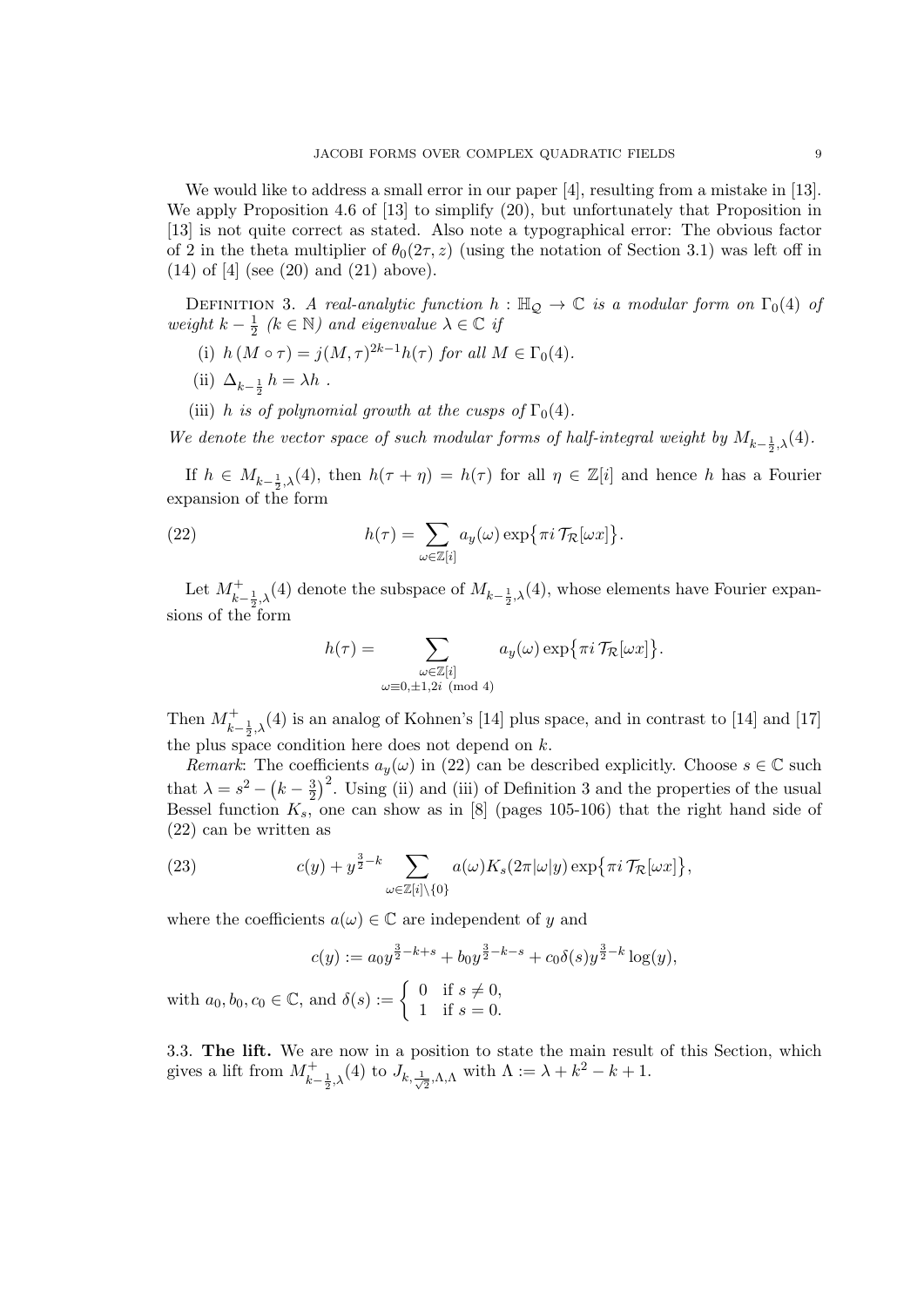We would like to address a small error in our paper [4], resulting from a mistake in [13]. We apply Proposition 4.6 of [13] to simplify (20), but unfortunately that Proposition in [13] is not quite correct as stated. Also note a typographical error: The obvious factor of 2 in the theta multiplier of $\theta_0(2\tau, z)$ (using the notation of Section 3.1) was left off in (14) of [4] (see (20) and (21) above).

Definition 3. *A real-analytic function $h : \mathbb{H}_{\mathcal{Q}} \to \mathbb{C}$ is a modular form on $\Gamma_0(4)$ of weight $k - \frac{1}{2}$ ($k \in \mathbb{N}$) and eigenvalue $\lambda \in \mathbb{C}$ if*

(i) *$h\,(M \circ \tau) = j(M, \tau)^{2k-1} h(\tau)$ for all $M \in \Gamma_0(4)$.*

(ii) *$\Delta_{k-\frac{1}{2}}\, h = \lambda h$ .*

(iii) *$h$ is of polynomial growth at the cusps of $\Gamma_0(4)$.*

*We denote the vector space of such modular forms of half-integral weight by $M_{k-\frac{1}{2},\lambda}(4)$.*

If $h \in M_{k-\frac{1}{2},\lambda}(4)$, then $h(\tau + \eta) = h(\tau)$ for all $\eta \in \mathbb{Z}[i]$ and hence $h$ has a Fourier expansion of the form

$$h(\tau) = \sum_{\omega \in \mathbb{Z}[i]} a_y(\omega) \exp\bigl\{\pi i\, \mathcal{T}_{\mathcal{R}}[\omega x]\bigr\}. \tag{22}$$

Let $M^+_{k-\frac{1}{2},\lambda}(4)$ denote the subspace of $M_{k-\frac{1}{2},\lambda}(4)$, whose elements have Fourier expansions of the form

$$h(\tau) = \sum_{\substack{\omega \in \mathbb{Z}[i] \\ \omega \equiv 0, \pm 1, 2i \pmod 4}} a_y(\omega) \exp\bigl\{\pi i\, \mathcal{T}_{\mathcal{R}}[\omega x]\bigr\}.$$

Then $M^+_{k-\frac{1}{2},\lambda}(4)$ is an analog of Kohnen's [14] plus space, and in contrast to [14] and [17] the plus space condition here does not depend on $k$.

*Remark*: The coefficients $a_y(\omega)$ in (22) can be described explicitly. Choose $s \in \mathbb{C}$ such that $\lambda = s^2 - \bigl(k - \frac{3}{2}\bigr)^2$. Using (ii) and (iii) of Definition 3 and the properties of the usual Bessel function $K_s$, one can show as in [8] (pages 105-106) that the right hand side of (22) can be written as

$$c(y) + y^{\frac{3}{2}-k} \sum_{\omega \in \mathbb{Z}[i]\setminus\{0\}} a(\omega) K_s(2\pi|\omega|y) \exp\bigl\{\pi i\, \mathcal{T}_{\mathcal{R}}[\omega x]\bigr\}, \tag{23}$$

where the coefficients $a(\omega) \in \mathbb{C}$ are independent of $y$ and

$$c(y) := a_0 y^{\frac{3}{2}-k+s} + b_0 y^{\frac{3}{2}-k-s} + c_0 \delta(s) y^{\frac{3}{2}-k} \log(y),$$

with $a_0, b_0, c_0 \in \mathbb{C}$, and $\delta(s) := \begin{cases} 0 & \text{if } s \neq 0, \\ 1 & \text{if } s = 0. \end{cases}$

3.3. **The lift.** We are now in a position to state the main result of this Section, which gives a lift from $M^+_{k-\frac{1}{2},\lambda}(4)$ to $J_{k,\frac{1}{\sqrt{2}},\Lambda,\Lambda}$ with $\Lambda := \lambda + k^2 - k + 1$.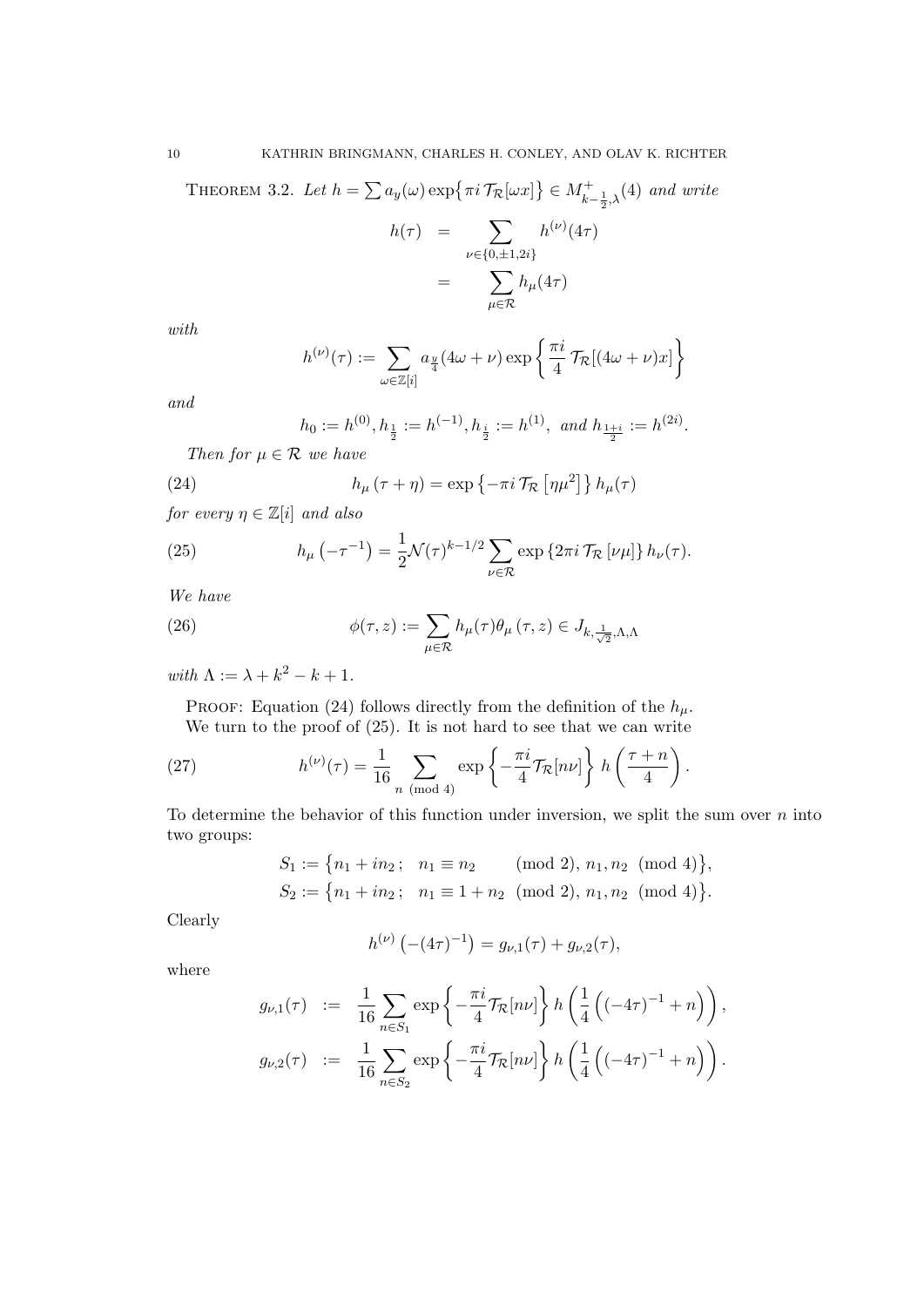THEOREM 3.2. *Let* $h = \sum a_y(\omega) \exp\{\pi i \, \mathcal{T}_{\mathcal{R}}[\omega x]\} \in M^+_{k-\frac{1}{2},\lambda}(4)$ *and write*

$$
\begin{aligned}
h(\tau) &= \sum_{\nu \in \{0, \pm 1, 2i\}} h^{(\nu)}(4\tau) \\
&= \sum_{\mu \in \mathcal{R}} h_\mu(4\tau)
\end{aligned}
$$

*with*

$$
h^{(\nu)}(\tau) := \sum_{\omega \in \mathbb{Z}[i]} a_{\frac{y}{4}}(4\omega + \nu) \exp\left\{ \frac{\pi i}{4} \, \mathcal{T}_{\mathcal{R}}[(4\omega + \nu)x] \right\}
$$

*and*

$$
h_0 := h^{(0)}, h_{\frac{1}{2}} := h^{(-1)}, h_{\frac{i}{2}} := h^{(1)}, \text{ and } h_{\frac{1+i}{2}} := h^{(2i)}.
$$

*Then for* $\mu \in \mathcal{R}$ *we have*

$$
h_\mu(\tau + \eta) = \exp\left\{-\pi i \, \mathcal{T}_{\mathcal{R}}\left[\eta \mu^2\right]\right\} h_\mu(\tau) \tag{24}
$$

*for every* $\eta \in \mathbb{Z}[i]$ *and also*

$$
h_\mu\left(-\tau^{-1}\right) = \frac{1}{2} \mathcal{N}(\tau)^{k-1/2} \sum_{\nu \in \mathcal{R}} \exp\left\{2\pi i \, \mathcal{T}_{\mathcal{R}}\left[\nu \mu\right]\right\} h_\nu(\tau). \tag{25}
$$

*We have*

$$
\phi(\tau, z) := \sum_{\mu \in \mathcal{R}} h_\mu(\tau) \theta_\mu(\tau, z) \in J_{k, \frac{1}{\sqrt{2}}, \Lambda, \Lambda} \tag{26}
$$

*with* $\Lambda := \lambda + k^2 - k + 1$.

PROOF: Equation (24) follows directly from the definition of the $h_\mu$.

We turn to the proof of (25). It is not hard to see that we can write

$$
h^{(\nu)}(\tau) = \frac{1}{16} \sum_{n \pmod 4} \exp\left\{-\frac{\pi i}{4} \mathcal{T}_{\mathcal{R}}[n\nu]\right\} h\left(\frac{\tau + n}{4}\right). \tag{27}
$$

To determine the behavior of this function under inversion, we split the sum over $n$ into two groups:

$$
\begin{aligned}
S_1 &:= \left\{n_1 + i n_2 \, ; \quad n_1 \equiv n_2 \quad \pmod 2, \, n_1, n_2 \pmod 4\right\}, \\
S_2 &:= \left\{n_1 + i n_2 \, ; \quad n_1 \equiv 1 + n_2 \pmod 2, \, n_1, n_2 \pmod 4\right\}.
\end{aligned}
$$

Clearly

$$
h^{(\nu)}\left(-(4\tau)^{-1}\right) = g_{\nu,1}(\tau) + g_{\nu,2}(\tau),
$$

where

$$
\begin{aligned}
g_{\nu,1}(\tau) &:= \frac{1}{16} \sum_{n \in S_1} \exp\left\{-\frac{\pi i}{4} \mathcal{T}_{\mathcal{R}}[n\nu]\right\} h\left(\frac{1}{4}\left((-4\tau)^{-1} + n\right)\right), \\
g_{\nu,2}(\tau) &:= \frac{1}{16} \sum_{n \in S_2} \exp\left\{-\frac{\pi i}{4} \mathcal{T}_{\mathcal{R}}[n\nu]\right\} h\left(\frac{1}{4}\left((-4\tau)^{-1} + n\right)\right).
\end{aligned}
$$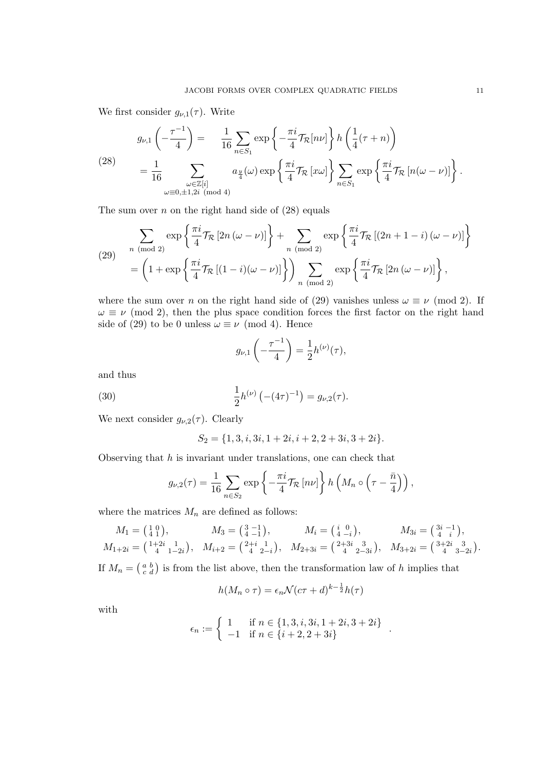We first consider $g_{\nu,1}(\tau)$. Write

$$
\begin{aligned}
g_{\nu,1}\left(-\frac{\tau^{-1}}{4}\right) = &\quad \frac{1}{16}\sum_{n\in S_1}\exp\left\{-\frac{\pi i}{4}\mathcal{T}_{\mathcal{R}}[n\nu]\right\} h\left(\frac{1}{4}(\tau+n)\right) \\
= \frac{1}{16} & \sum_{\substack{\omega\in\mathbb{Z}[i] \\ \omega\equiv 0,\pm 1, 2i \pmod 4}} a_{\frac{y}{4}}(\omega)\exp\left\{\frac{\pi i}{4}\mathcal{T}_{\mathcal{R}}\left[x\omega\right]\right\}\sum_{n\in S_1}\exp\left\{\frac{\pi i}{4}\mathcal{T}_{\mathcal{R}}\left[n(\omega-\nu)\right]\right\}.
\end{aligned}
\tag{28}
$$

The sum over $n$ on the right hand side of (28) equals

$$
\begin{aligned}
&\sum_{n \pmod 2}\exp\left\{\frac{\pi i}{4}\mathcal{T}_{\mathcal{R}}\left[2n\left(\omega-\nu\right)\right]\right\}+\sum_{n \pmod 2}\exp\left\{\frac{\pi i}{4}\mathcal{T}_{\mathcal{R}}\left[\left(2n+1-i\right)\left(\omega-\nu\right)\right]\right\} \\
&=\left(1+\exp\left\{\frac{\pi i}{4}\mathcal{T}_{\mathcal{R}}\left[(1-i)(\omega-\nu)\right]\right\}\right)\sum_{n \pmod 2}\exp\left\{\frac{\pi i}{4}\mathcal{T}_{\mathcal{R}}\left[2n\left(\omega-\nu\right)\right]\right\},
\end{aligned}
\tag{29}
$$

where the sum over $n$ on the right hand side of (29) vanishes unless $\omega\equiv\nu \pmod 2$. If $\omega\equiv\nu \pmod 2$, then the plus space condition forces the first factor on the right hand side of (29) to be 0 unless $\omega\equiv\nu \pmod 4$. Hence

$$
g_{\nu,1}\left(-\frac{\tau^{-1}}{4}\right)=\frac{1}{2}h^{(\nu)}(\tau),
$$

and thus

$$
\frac{1}{2}h^{(\nu)}\left(-(4\tau)^{-1}\right)=g_{\nu,2}(\tau).
\tag{30}
$$

We next consider $g_{\nu,2}(\tau)$. Clearly

$$
S_2=\{1,3,i,3i,1+2i,i+2,2+3i,3+2i\}.
$$

Observing that $h$ is invariant under translations, one can check that

$$
g_{\nu,2}(\tau)=\frac{1}{16}\sum_{n\in S_2}\exp\left\{-\frac{\pi i}{4}\mathcal{T}_{\mathcal{R}}\left[n\nu\right]\right\} h\left(M_n\circ\left(\tau-\frac{\bar{n}}{4}\right)\right),
$$

where the matrices $M_n$ are defined as follows:

$$
\begin{aligned}
&M_1=\left(\begin{smallmatrix}1&0\\4&1\end{smallmatrix}\right), && M_3=\left(\begin{smallmatrix}3&-1\\4&-1\end{smallmatrix}\right), && M_i=\left(\begin{smallmatrix}i&0\\4&-i\end{smallmatrix}\right), && M_{3i}=\left(\begin{smallmatrix}3i&-1\\4&i\end{smallmatrix}\right), \\
&M_{1+2i}=\left(\begin{smallmatrix}1+2i&1\\4&1-2i\end{smallmatrix}\right), && M_{i+2}=\left(\begin{smallmatrix}2+i&1\\4&2-i\end{smallmatrix}\right), && M_{2+3i}=\left(\begin{smallmatrix}2+3i&3\\4&2-3i\end{smallmatrix}\right), && M_{3+2i}=\left(\begin{smallmatrix}3+2i&3\\4&3-2i\end{smallmatrix}\right).
\end{aligned}
$$

If $M_n=\left(\begin{smallmatrix}a&b\\c&d\end{smallmatrix}\right)$ is from the list above, then the transformation law of $h$ implies that

$$
h(M_n\circ\tau)=\epsilon_n\mathcal{N}(c\tau+d)^{k-\frac{1}{2}}h(\tau)
$$

with

$$
\epsilon_n:=\left\{\begin{array}{ll} 1 & \text{if } n\in\{1,3,i,3i,1+2i,3+2i\} \\ -1 & \text{if } n\in\{i+2,2+3i\}\end{array}\right. .
$$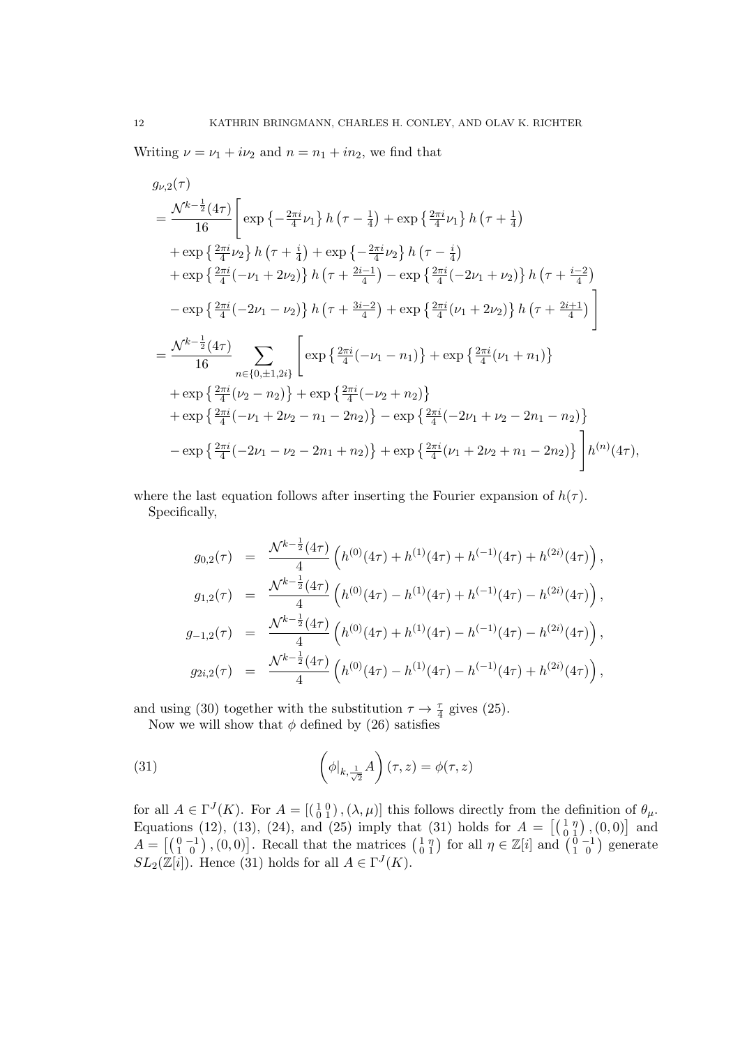Writing $\nu = \nu_1 + i\nu_2$ and $n = n_1 + in_2$, we find that

$$
\begin{aligned}
&g_{\nu,2}(\tau)\\
&= \frac{\mathcal{N}^{k-\frac{1}{2}}(4\tau)}{16}\Bigg[\exp\left\{-\tfrac{2\pi i}{4}\nu_1\right\} h\left(\tau - \tfrac{1}{4}\right) + \exp\left\{\tfrac{2\pi i}{4}\nu_1\right\} h\left(\tau + \tfrac{1}{4}\right)\\
&\quad + \exp\left\{\tfrac{2\pi i}{4}\nu_2\right\} h\left(\tau + \tfrac{i}{4}\right) + \exp\left\{-\tfrac{2\pi i}{4}\nu_2\right\} h\left(\tau - \tfrac{i}{4}\right)\\
&\quad + \exp\left\{\tfrac{2\pi i}{4}(-\nu_1 + 2\nu_2)\right\} h\left(\tau + \tfrac{2i-1}{4}\right) - \exp\left\{\tfrac{2\pi i}{4}(-2\nu_1 + \nu_2)\right\} h\left(\tau + \tfrac{i-2}{4}\right)\\
&\quad - \exp\left\{\tfrac{2\pi i}{4}(-2\nu_1 - \nu_2)\right\} h\left(\tau + \tfrac{3i-2}{4}\right) + \exp\left\{\tfrac{2\pi i}{4}(\nu_1 + 2\nu_2)\right\} h\left(\tau + \tfrac{2i+1}{4}\right)\Bigg]\\
&= \frac{\mathcal{N}^{k-\frac{1}{2}}(4\tau)}{16}\sum_{n\in\{0,\pm 1, 2i\}}\Bigg[\exp\left\{\tfrac{2\pi i}{4}(-\nu_1 - n_1)\right\} + \exp\left\{\tfrac{2\pi i}{4}(\nu_1 + n_1)\right\}\\
&\quad + \exp\left\{\tfrac{2\pi i}{4}(\nu_2 - n_2)\right\} + \exp\left\{\tfrac{2\pi i}{4}(-\nu_2 + n_2)\right\}\\
&\quad + \exp\left\{\tfrac{2\pi i}{4}(-\nu_1 + 2\nu_2 - n_1 - 2n_2)\right\} - \exp\left\{\tfrac{2\pi i}{4}(-2\nu_1 + \nu_2 - 2n_1 - n_2)\right\}\\
&\quad - \exp\left\{\tfrac{2\pi i}{4}(-2\nu_1 - \nu_2 - 2n_1 + n_2)\right\} + \exp\left\{\tfrac{2\pi i}{4}(\nu_1 + 2\nu_2 + n_1 - 2n_2)\right\}\Bigg] h^{(n)}(4\tau),
\end{aligned}
$$

where the last equation follows after inserting the Fourier expansion of $h(\tau)$.

Specifically,

$$
\begin{aligned}
g_{0,2}(\tau) &= \frac{\mathcal{N}^{k-\frac{1}{2}}(4\tau)}{4}\left(h^{(0)}(4\tau) + h^{(1)}(4\tau) + h^{(-1)}(4\tau) + h^{(2i)}(4\tau)\right),\\
g_{1,2}(\tau) &= \frac{\mathcal{N}^{k-\frac{1}{2}}(4\tau)}{4}\left(h^{(0)}(4\tau) - h^{(1)}(4\tau) + h^{(-1)}(4\tau) - h^{(2i)}(4\tau)\right),\\
g_{-1,2}(\tau) &= \frac{\mathcal{N}^{k-\frac{1}{2}}(4\tau)}{4}\left(h^{(0)}(4\tau) + h^{(1)}(4\tau) - h^{(-1)}(4\tau) - h^{(2i)}(4\tau)\right),\\
g_{2i,2}(\tau) &= \frac{\mathcal{N}^{k-\frac{1}{2}}(4\tau)}{4}\left(h^{(0)}(4\tau) - h^{(1)}(4\tau) - h^{(-1)}(4\tau) + h^{(2i)}(4\tau)\right),
\end{aligned}
$$

and using (30) together with the substitution $\tau \to \frac{\tau}{4}$ gives (25).

Now we will show that $\phi$ defined by (26) satisfies

$$
\left(\phi|_{k,\frac{1}{\sqrt{2}}} A\right)(\tau, z) = \phi(\tau, z) \tag{31}
$$

for all $A \in \Gamma^J(K)$. For $A = [\left(\begin{smallmatrix} 1 & 0 \\ 0 & 1\end{smallmatrix}\right), (\lambda, \mu)]$ this follows directly from the definition of $\theta_\mu$. Equations (12), (13), (24), and (25) imply that (31) holds for $A = \left[\left(\begin{smallmatrix} 1 & \eta \\ 0 & 1\end{smallmatrix}\right), (0,0)\right]$ and $A = \left[\left(\begin{smallmatrix} 0 & -1 \\ 1 & 0\end{smallmatrix}\right), (0,0)\right]$. Recall that the matrices $\left(\begin{smallmatrix} 1 & \eta \\ 0 & 1\end{smallmatrix}\right)$ for all $\eta \in \mathbb{Z}[i]$ and $\left(\begin{smallmatrix} 0 & -1 \\ 1 & 0\end{smallmatrix}\right)$ generate $SL_2(\mathbb{Z}[i])$. Hence (31) holds for all $A \in \Gamma^J(K)$.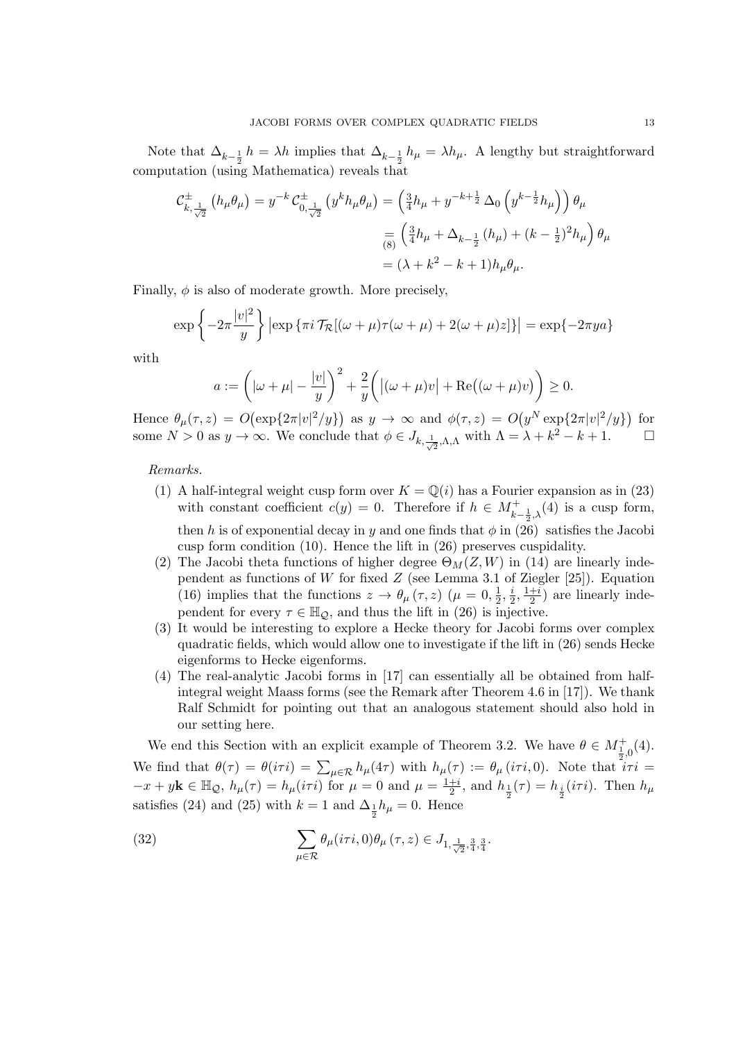Note that $\Delta_{k-\frac{1}{2}} h = \lambda h$ implies that $\Delta_{k-\frac{1}{2}} h_\mu = \lambda h_\mu$. A lengthy but straightforward computation (using Mathematica) reveals that

$$
\begin{aligned}
\mathcal{C}^{\pm}_{k,\frac{1}{\sqrt{2}}}\left(h_\mu \theta_\mu\right) = y^{-k}\,\mathcal{C}^{\pm}_{0,\frac{1}{\sqrt{2}}}\left(y^k h_\mu \theta_\mu\right) &= \left(\tfrac{3}{4}h_\mu + y^{-k+\frac{1}{2}}\,\Delta_0\left(y^{k-\frac{1}{2}}h_\mu\right)\right)\theta_\mu \\
&\underset{(8)}{=} \left(\tfrac{3}{4}h_\mu + \Delta_{k-\frac{1}{2}}\left(h_\mu\right) + (k-\tfrac{1}{2})^2 h_\mu\right)\theta_\mu \\
&= (\lambda + k^2 - k + 1)h_\mu\theta_\mu.
\end{aligned}
$$

Finally, $\phi$ is also of moderate growth. More precisely,

$$
\exp\left\{-2\pi\frac{|v|^2}{y}\right\}\left|\exp\left\{\pi i\,\mathcal{T}_{\mathcal{R}}[(\omega+\mu)\tau(\omega+\mu) + 2(\omega+\mu)z]\right\}\right| = \exp\{-2\pi y a\}
$$

with

$$
a := \left(|\omega+\mu| - \frac{|v|}{y}\right)^2 + \frac{2}{y}\bigg(\left|(\omega+\mu)v\right| + \mathrm{Re}\big((\omega+\mu)v\big)\bigg) \geq 0.
$$

Hence $\theta_\mu(\tau,z) = O\big(\exp\{2\pi|v|^2/y\}\big)$ as $y \to \infty$ and $\phi(\tau,z) = O\big(y^N \exp\{2\pi|v|^2/y\}\big)$ for some $N > 0$ as $y \to \infty$. We conclude that $\phi \in J_{k,\frac{1}{\sqrt{2}},\Lambda,\Lambda}$ with $\Lambda = \lambda + k^2 - k + 1$. $\square$

*Remarks.*

(1) A half-integral weight cusp form over $K = \mathbb{Q}(i)$ has a Fourier expansion as in (23) with constant coefficient $c(y) = 0$. Therefore if $h \in M^+_{k-\frac{1}{2},\lambda}(4)$ is a cusp form, then $h$ is of exponential decay in $y$ and one finds that $\phi$ in (26) satisfies the Jacobi cusp form condition (10). Hence the lift in (26) preserves cuspidality.

(2) The Jacobi theta functions of higher degree $\Theta_M(Z,W)$ in (14) are linearly independent as functions of $W$ for fixed $Z$ (see Lemma 3.1 of Ziegler [25]). Equation (16) implies that the functions $z \to \theta_\mu(\tau,z)$ ($\mu = 0, \frac{1}{2}, \frac{i}{2}, \frac{1+i}{2}$) are linearly independent for every $\tau \in \mathbb{H}_{\mathcal{Q}}$, and thus the lift in (26) is injective.

(3) It would be interesting to explore a Hecke theory for Jacobi forms over complex quadratic fields, which would allow one to investigate if the lift in (26) sends Hecke eigenforms to Hecke eigenforms.

(4) The real-analytic Jacobi forms in [17] can essentially all be obtained from half-integral weight Maass forms (see the Remark after Theorem 4.6 in [17]). We thank Ralf Schmidt for pointing out that an analogous statement should also hold in our setting here.

We end this Section with an explicit example of Theorem 3.2. We have $\theta \in M^+_{\frac{1}{2},0}(4)$. We find that $\theta(\tau) = \theta(i\tau i) = \sum_{\mu\in\mathcal{R}} h_\mu(4\tau)$ with $h_\mu(\tau) := \theta_\mu(i\tau i, 0)$. Note that $i\tau i = -x + y\mathbf{k} \in \mathbb{H}_{\mathcal{Q}}$, $h_\mu(\tau) = h_\mu(i\tau i)$ for $\mu = 0$ and $\mu = \frac{1+i}{2}$, and $h_{\frac{1}{2}}(\tau) = h_{\frac{i}{2}}(i\tau i)$. Then $h_\mu$ satisfies (24) and (25) with $k = 1$ and $\Delta_{\frac{1}{2}} h_\mu = 0$. Hence

$$
\sum_{\mu\in\mathcal{R}} \theta_\mu(i\tau i, 0)\theta_\mu(\tau,z) \in J_{1,\frac{1}{\sqrt{2}},\frac{3}{4},\frac{3}{4}}. \tag{32}
$$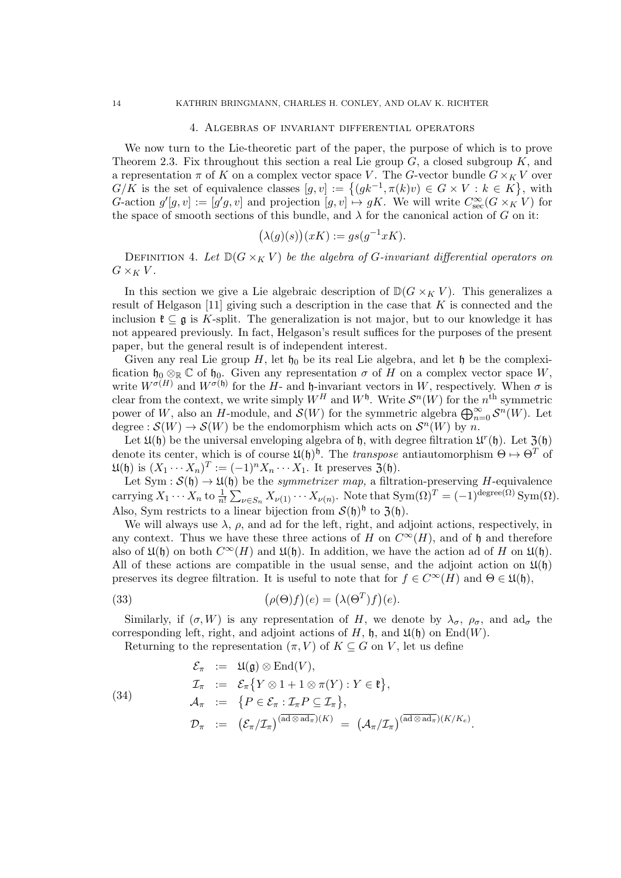## 4. Algebras of invariant differential operators

We now turn to the Lie-theoretic part of the paper, the purpose of which is to prove Theorem 2.3. Fix throughout this section a real Lie group $G$, a closed subgroup $K$, and a representation $\pi$ of $K$ on a complex vector space $V$. The $G$-vector bundle $G \times_K V$ over $G/K$ is the set of equivalence classes $[g, v] := \bigl\{(gk^{-1}, \pi(k)v) \in G \times V : k \in K\bigr\}$, with $G$-action $g'[g, v] := [g'g, v]$ and projection $[g, v] \mapsto gK$. We will write $C^\infty_{\mathrm{sec}}(G \times_K V)$ for the space of smooth sections of this bundle, and $\lambda$ for the canonical action of $G$ on it:

$$\bigl(\lambda(g)(s)\bigr)(xK) := gs(g^{-1}xK).$$

Definition 4. *Let $\mathbb{D}(G \times_K V)$ be the algebra of $G$-invariant differential operators on $G \times_K V$.*

In this section we give a Lie algebraic description of $\mathbb{D}(G \times_K V)$. This generalizes a result of Helgason [11] giving such a description in the case that $K$ is connected and the inclusion $\mathfrak{k} \subseteq \mathfrak{g}$ is $K$-split. The generalization is not major, but to our knowledge it has not appeared previously. In fact, Helgason's result suffices for the purposes of the present paper, but the general result is of independent interest.

Given any real Lie group $H$, let $\mathfrak{h}_0$ be its real Lie algebra, and let $\mathfrak{h}$ be the complexification $\mathfrak{h}_0 \otimes_{\mathbb{R}} \mathbb{C}$ of $\mathfrak{h}_0$. Given any representation $\sigma$ of $H$ on a complex vector space $W$, write $W^{\sigma(H)}$ and $W^{\sigma(\mathfrak{h})}$ for the $H$- and $\mathfrak{h}$-invariant vectors in $W$, respectively. When $\sigma$ is clear from the context, we write simply $W^H$ and $W^{\mathfrak{h}}$. Write $\mathcal{S}^n(W)$ for the $n^{\text{th}}$ symmetric power of $W$, also an $H$-module, and $\mathcal{S}(W)$ for the symmetric algebra $\bigoplus_{n=0}^\infty \mathcal{S}^n(W)$. Let degree : $\mathcal{S}(W) \to \mathcal{S}(W)$ be the endomorphism which acts on $\mathcal{S}^n(W)$ by $n$.

Let $\mathfrak{U}(\mathfrak{h})$ be the universal enveloping algebra of $\mathfrak{h}$, with degree filtration $\mathfrak{U}^r(\mathfrak{h})$. Let $\mathfrak{Z}(\mathfrak{h})$ denote its center, which is of course $\mathfrak{U}(\mathfrak{h})^{\mathfrak{h}}$. The *transpose* antiautomorphism $\Theta \mapsto \Theta^T$ of $\mathfrak{U}(\mathfrak{h})$ is $(X_1 \cdots X_n)^T := (-1)^n X_n \cdots X_1$. It preserves $\mathfrak{Z}(\mathfrak{h})$.

Let $\mathrm{Sym} : \mathcal{S}(\mathfrak{h}) \to \mathfrak{U}(\mathfrak{h})$ be the *symmetrizer map,* a filtration-preserving $H$-equivalence carrying $X_1 \cdots X_n$ to $\frac{1}{n!}\sum_{\nu \in S_n} X_{\nu(1)} \cdots X_{\nu(n)}$. Note that $\mathrm{Sym}(\Omega)^T = (-1)^{\mathrm{degree}(\Omega)}\,\mathrm{Sym}(\Omega)$. Also, Sym restricts to a linear bijection from $\mathcal{S}(\mathfrak{h})^{\mathfrak{h}}$ to $\mathfrak{Z}(\mathfrak{h})$.

We will always use $\lambda$, $\rho$, and ad for the left, right, and adjoint actions, respectively, in any context. Thus we have these three actions of $H$ on $C^\infty(H)$, and of $\mathfrak{h}$ and therefore also of $\mathfrak{U}(\mathfrak{h})$ on both $C^\infty(H)$ and $\mathfrak{U}(\mathfrak{h})$. In addition, we have the action ad of $H$ on $\mathfrak{U}(\mathfrak{h})$. All of these actions are compatible in the usual sense, and the adjoint action on $\mathfrak{U}(\mathfrak{h})$ preserves its degree filtration. It is useful to note that for $f \in C^\infty(H)$ and $\Theta \in \mathfrak{U}(\mathfrak{h})$,

$$\bigl(\rho(\Theta)f\bigr)(e) = \bigl(\lambda(\Theta^T)f\bigr)(e). \tag{33}$$

Similarly, if $(\sigma, W)$ is any representation of $H$, we denote by $\lambda_\sigma$, $\rho_\sigma$, and $\mathrm{ad}_\sigma$ the corresponding left, right, and adjoint actions of $H$, $\mathfrak{h}$, and $\mathfrak{U}(\mathfrak{h})$ on $\mathrm{End}(W)$.

Returning to the representation $(\pi, V)$ of $K \subseteq G$ on $V$, let us define

$$\begin{aligned}
\mathcal{E}_\pi &:= \mathfrak{U}(\mathfrak{g}) \otimes \mathrm{End}(V), \\
\mathcal{I}_\pi &:= \mathcal{E}_\pi\bigl\{Y \otimes 1 + 1 \otimes \pi(Y) : Y \in \mathfrak{k}\bigr\}, \\
\mathcal{A}_\pi &:= \bigl\{P \in \mathcal{E}_\pi : \mathcal{I}_\pi P \subseteq \mathcal{I}_\pi\bigr\}, \\
\mathcal{D}_\pi &:= \bigl(\mathcal{E}_\pi/\mathcal{I}_\pi\bigr)^{(\overline{\mathrm{ad} \otimes \mathrm{ad}_\pi})(K)} \;=\; \bigl(\mathcal{A}_\pi/\mathcal{I}_\pi\bigr)^{(\overline{\mathrm{ad} \otimes \mathrm{ad}_\pi})(K/K_e)}.
\end{aligned} \tag{34}$$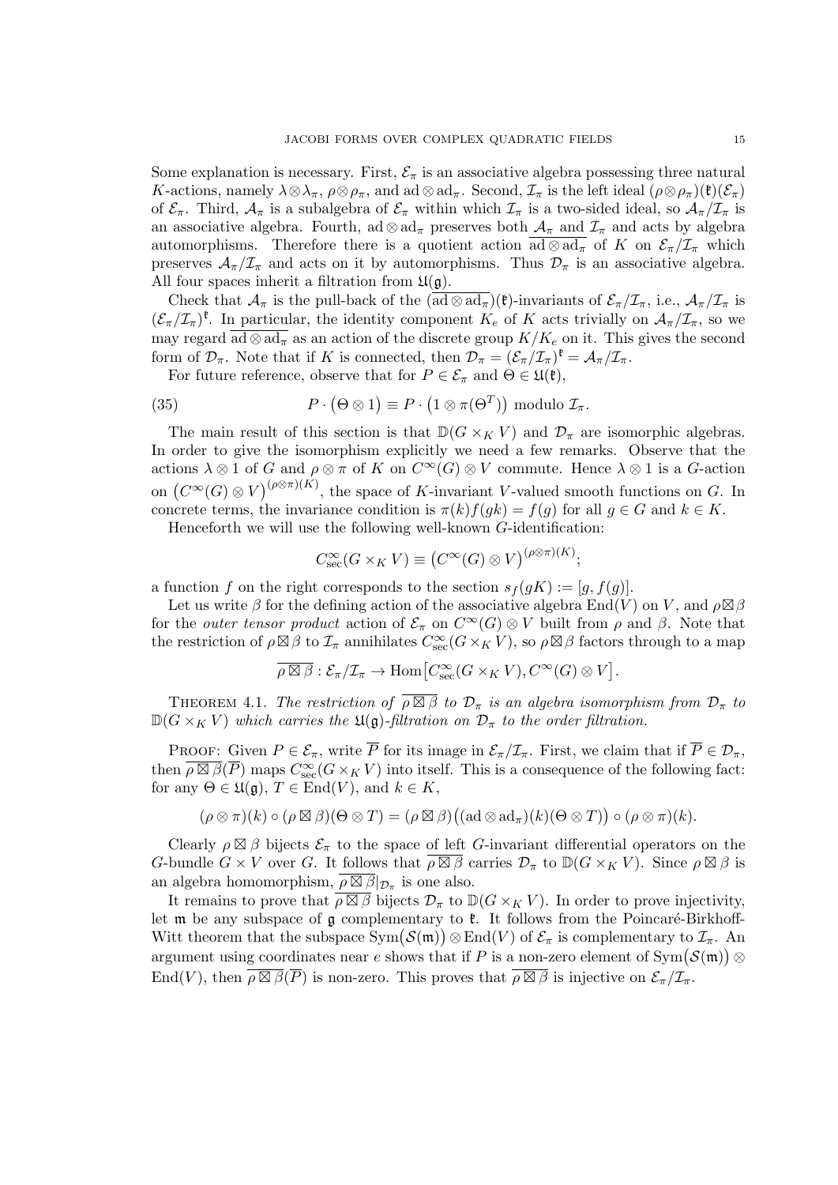Some explanation is necessary. First, $\mathcal{E}_\pi$ is an associative algebra possessing three natural $K$-actions, namely $\lambda\otimes\lambda_\pi$, $\rho\otimes\rho_\pi$, and $\mathrm{ad}\otimes\mathrm{ad}_\pi$. Second, $\mathcal{I}_\pi$ is the left ideal $(\rho\otimes\rho_\pi)(\mathfrak{k})(\mathcal{E}_\pi)$ of $\mathcal{E}_\pi$. Third, $\mathcal{A}_\pi$ is a subalgebra of $\mathcal{E}_\pi$ within which $\mathcal{I}_\pi$ is a two-sided ideal, so $\mathcal{A}_\pi/\mathcal{I}_\pi$ is an associative algebra. Fourth, $\mathrm{ad}\otimes\mathrm{ad}_\pi$ preserves both $\mathcal{A}_\pi$ and $\mathcal{I}_\pi$ and acts by algebra automorphisms. Therefore there is a quotient action $\overline{\mathrm{ad}\otimes\mathrm{ad}_\pi}$ of $K$ on $\mathcal{E}_\pi/\mathcal{I}_\pi$ which preserves $\mathcal{A}_\pi/\mathcal{I}_\pi$ and acts on it by automorphisms. Thus $\mathcal{D}_\pi$ is an associative algebra. All four spaces inherit a filtration from $\mathfrak{U}(\mathfrak{g})$.

Check that $\mathcal{A}_\pi$ is the pull-back of the $(\overline{\mathrm{ad}\otimes\mathrm{ad}_\pi})(\mathfrak{k})$-invariants of $\mathcal{E}_\pi/\mathcal{I}_\pi$, i.e., $\mathcal{A}_\pi/\mathcal{I}_\pi$ is $(\mathcal{E}_\pi/\mathcal{I}_\pi)^{\mathfrak{k}}$. In particular, the identity component $K_e$ of $K$ acts trivially on $\mathcal{A}_\pi/\mathcal{I}_\pi$, so we may regard $\overline{\mathrm{ad}\otimes\mathrm{ad}_\pi}$ as an action of the discrete group $K/K_e$ on it. This gives the second form of $\mathcal{D}_\pi$. Note that if $K$ is connected, then $\mathcal{D}_\pi = (\mathcal{E}_\pi/\mathcal{I}_\pi)^{\mathfrak{k}} = \mathcal{A}_\pi/\mathcal{I}_\pi$.

For future reference, observe that for $P \in \mathcal{E}_\pi$ and $\Theta \in \mathfrak{U}(\mathfrak{k})$,

$$P \cdot \big(\Theta \otimes 1\big) \equiv P \cdot \big(1 \otimes \pi(\Theta^T)\big) \text{ modulo } \mathcal{I}_\pi. \tag{35}$$

The main result of this section is that $\mathbb{D}(G \times_K V)$ and $\mathcal{D}_\pi$ are isomorphic algebras. In order to give the isomorphism explicitly we need a few remarks. Observe that the actions $\lambda\otimes 1$ of $G$ and $\rho\otimes\pi$ of $K$ on $C^\infty(G)\otimes V$ commute. Hence $\lambda\otimes 1$ is a $G$-action on $\big(C^\infty(G)\otimes V\big)^{(\rho\otimes\pi)(K)}$, the space of $K$-invariant $V$-valued smooth functions on $G$. In concrete terms, the invariance condition is $\pi(k)f(gk) = f(g)$ for all $g \in G$ and $k \in K$.

Henceforth we will use the following well-known $G$-identification:

$$C^\infty_{\mathrm{sec}}(G \times_K V) \equiv \big(C^\infty(G)\otimes V\big)^{(\rho\otimes\pi)(K)};$$

a function $f$ on the right corresponds to the section $s_f(gK) := [g, f(g)]$.

Let us write $\beta$ for the defining action of the associative algebra $\mathrm{End}(V)$ on $V$, and $\rho\boxtimes\beta$ for the *outer tensor product* action of $\mathcal{E}_\pi$ on $C^\infty(G)\otimes V$ built from $\rho$ and $\beta$. Note that the restriction of $\rho\boxtimes\beta$ to $\mathcal{I}_\pi$ annihilates $C^\infty_{\mathrm{sec}}(G\times_K V)$, so $\rho\boxtimes\beta$ factors through to a map

$$\overline{\rho\boxtimes\beta} : \mathcal{E}_\pi/\mathcal{I}_\pi \to \mathrm{Hom}\big[C^\infty_{\mathrm{sec}}(G\times_K V), C^\infty(G)\otimes V\big].$$

Theorem 4.1. *The restriction of $\overline{\rho\boxtimes\beta}$ to $\mathcal{D}_\pi$ is an algebra isomorphism from $\mathcal{D}_\pi$ to $\mathbb{D}(G\times_K V)$ which carries the $\mathfrak{U}(\mathfrak{g})$-filtration on $\mathcal{D}_\pi$ to the order filtration.*

Proof: Given $P \in \mathcal{E}_\pi$, write $\overline{P}$ for its image in $\mathcal{E}_\pi/\mathcal{I}_\pi$. First, we claim that if $\overline{P} \in \mathcal{D}_\pi$, then $\overline{\rho\boxtimes\beta}(\overline{P})$ maps $C^\infty_{\mathrm{sec}}(G\times_K V)$ into itself. This is a consequence of the following fact: for any $\Theta \in \mathfrak{U}(\mathfrak{g})$, $T \in \mathrm{End}(V)$, and $k \in K$,

$$(\rho\otimes\pi)(k) \circ (\rho\boxtimes\beta)(\Theta\otimes T) = (\rho\boxtimes\beta)\big((\mathrm{ad}\otimes\mathrm{ad}_\pi)(k)(\Theta\otimes T)\big) \circ (\rho\otimes\pi)(k).$$

Clearly $\rho\boxtimes\beta$ bijects $\mathcal{E}_\pi$ to the space of left $G$-invariant differential operators on the $G$-bundle $G\times V$ over $G$. It follows that $\overline{\rho\boxtimes\beta}$ carries $\mathcal{D}_\pi$ to $\mathbb{D}(G\times_K V)$. Since $\rho\boxtimes\beta$ is an algebra homomorphism, $\overline{\rho\boxtimes\beta}|_{\mathcal{D}_\pi}$ is one also.

It remains to prove that $\overline{\rho\boxtimes\beta}$ bijects $\mathcal{D}_\pi$ to $\mathbb{D}(G\times_K V)$. In order to prove injectivity, let $\mathfrak{m}$ be any subspace of $\mathfrak{g}$ complementary to $\mathfrak{k}$. It follows from the Poincaré-Birkhoff-Witt theorem that the subspace $\mathrm{Sym}\big(\mathcal{S}(\mathfrak{m})\big)\otimes\mathrm{End}(V)$ of $\mathcal{E}_\pi$ is complementary to $\mathcal{I}_\pi$. An argument using coordinates near $e$ shows that if $P$ is a non-zero element of $\mathrm{Sym}\big(\mathcal{S}(\mathfrak{m})\big)\otimes\mathrm{End}(V)$, then $\overline{\rho\boxtimes\beta}(\overline{P})$ is non-zero. This proves that $\overline{\rho\boxtimes\beta}$ is injective on $\mathcal{E}_\pi/\mathcal{I}_\pi$.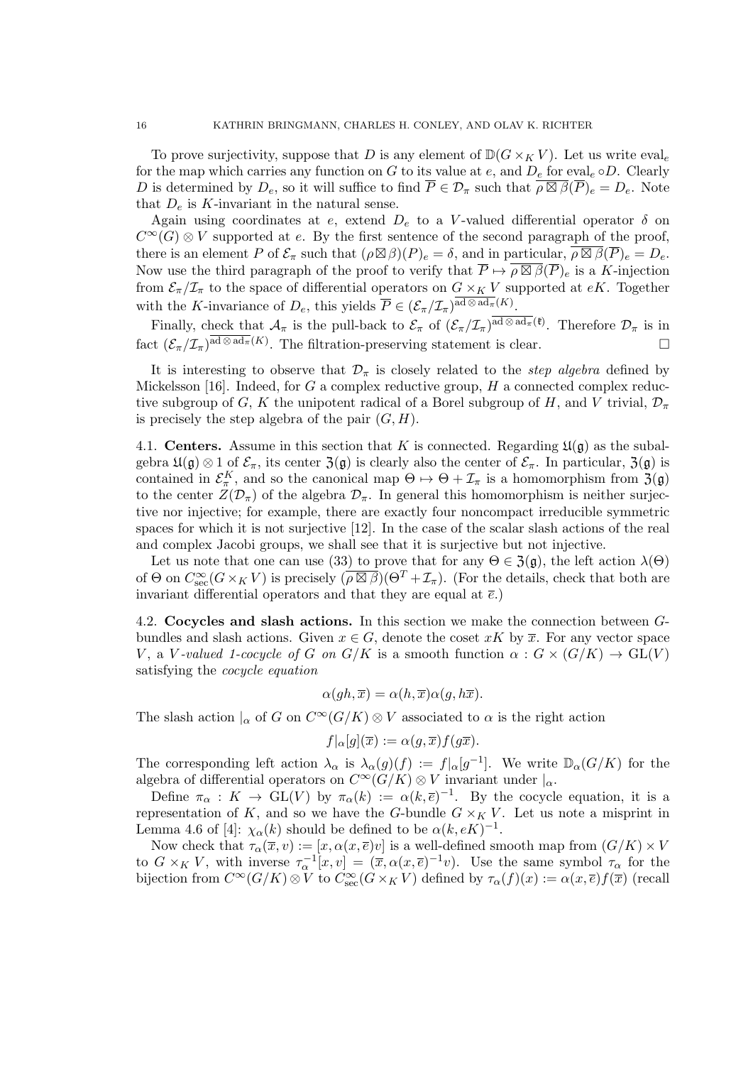To prove surjectivity, suppose that $D$ is any element of $\mathbb{D}(G\times_K V)$. Let us write $\mathrm{eval}_e$ for the map which carries any function on $G$ to its value at $e$, and $D_e$ for $\mathrm{eval}_e \circ D$. Clearly $D$ is determined by $D_e$, so it will suffice to find $\overline{P}\in\mathcal{D}_\pi$ such that $\overline{\rho\boxtimes\beta}(\overline{P})_e = D_e$. Note that $D_e$ is $K$-invariant in the natural sense.

Again using coordinates at $e$, extend $D_e$ to a $V$-valued differential operator $\delta$ on $C^\infty(G)\otimes V$ supported at $e$. By the first sentence of the second paragraph of the proof, there is an element $P$ of $\mathcal{E}_\pi$ such that $(\rho\boxtimes\beta)(P)_e=\delta$, and in particular, $\overline{\rho\boxtimes\beta}(\overline{P})_e = D_e$. Now use the third paragraph of the proof to verify that $\overline{P}\mapsto \overline{\rho\boxtimes\beta}(\overline{P})_e$ is a $K$-injection from $\mathcal{E}_\pi/\mathcal{I}_\pi$ to the space of differential operators on $G\times_K V$ supported at $eK$. Together with the $K$-invariance of $D_e$, this yields $\overline{P}\in(\mathcal{E}_\pi/\mathcal{I}_\pi)^{\overline{\mathrm{ad}\otimes\mathrm{ad}_\pi}(K)}$.

Finally, check that $\mathcal{A}_\pi$ is the pull-back to $\mathcal{E}_\pi$ of $(\mathcal{E}_\pi/\mathcal{I}_\pi)^{\overline{\mathrm{ad}\otimes\mathrm{ad}_\pi}(\mathfrak{k})}$. Therefore $\mathcal{D}_\pi$ is in fact $(\mathcal{E}_\pi/\mathcal{I}_\pi)^{\overline{\mathrm{ad}\otimes\mathrm{ad}_\pi}(K)}$. The filtration-preserving statement is clear. □

It is interesting to observe that $\mathcal{D}_\pi$ is closely related to the *step algebra* defined by Mickelsson [16]. Indeed, for $G$ a complex reductive group, $H$ a connected complex reductive subgroup of $G$, $K$ the unipotent radical of a Borel subgroup of $H$, and $V$ trivial, $\mathcal{D}_\pi$ is precisely the step algebra of the pair $(G,H)$.

**4.1. Centers.** Assume in this section that $K$ is connected. Regarding $\mathfrak{U}(\mathfrak{g})$ as the subalgebra $\mathfrak{U}(\mathfrak{g})\otimes 1$ of $\mathcal{E}_\pi$, its center $\mathfrak{Z}(\mathfrak{g})$ is clearly also the center of $\mathcal{E}_\pi$. In particular, $\mathfrak{Z}(\mathfrak{g})$ is contained in $\mathcal{E}_\pi^K$, and so the canonical map $\Theta\mapsto\Theta+\mathcal{I}_\pi$ is a homomorphism from $\mathfrak{Z}(\mathfrak{g})$ to the center $Z(\mathcal{D}_\pi)$ of the algebra $\mathcal{D}_\pi$. In general this homomorphism is neither surjective nor injective; for example, there are exactly four noncompact irreducible symmetric spaces for which it is not surjective [12]. In the case of the scalar slash actions of the real and complex Jacobi groups, we shall see that it is surjective but not injective.

Let us note that one can use (33) to prove that for any $\Theta\in\mathfrak{Z}(\mathfrak{g})$, the left action $\lambda(\Theta)$ of $\Theta$ on $C^\infty_{\mathrm{sec}}(G\times_K V)$ is precisely $(\overline{\rho\boxtimes\beta})(\Theta^T+\mathcal{I}_\pi)$. (For the details, check that both are invariant differential operators and that they are equal at $\overline{e}$.)

**4.2. Cocycles and slash actions.** In this section we make the connection between $G$-bundles and slash actions. Given $x\in G$, denote the coset $xK$ by $\overline{x}$. For any vector space $V$, a *$V$-valued 1-cocycle of $G$ on $G/K$* is a smooth function $\alpha: G\times(G/K)\to\mathrm{GL}(V)$ satisfying the *cocycle equation*

$$\alpha(gh,\overline{x})=\alpha(h,\overline{x})\alpha(g,h\overline{x}).$$

The slash action $|_\alpha$ of $G$ on $C^\infty(G/K)\otimes V$ associated to $\alpha$ is the right action

$$f|_\alpha[g](\overline{x}):=\alpha(g,\overline{x})f(g\overline{x}).$$

The corresponding left action $\lambda_\alpha$ is $\lambda_\alpha(g)(f):=f|_\alpha[g^{-1}]$. We write $\mathbb{D}_\alpha(G/K)$ for the algebra of differential operators on $C^\infty(G/K)\otimes V$ invariant under $|_\alpha$.

Define $\pi_\alpha: K\to\mathrm{GL}(V)$ by $\pi_\alpha(k):=\alpha(k,\overline{e})^{-1}$. By the cocycle equation, it is a representation of $K$, and so we have the $G$-bundle $G\times_K V$. Let us note a misprint in Lemma 4.6 of [4]: $\chi_\alpha(k)$ should be defined to be $\alpha(k,eK)^{-1}$.

Now check that $\tau_\alpha(\overline{x},v):=[x,\alpha(x,\overline{e})v]$ is a well-defined smooth map from $(G/K)\times V$ to $G\times_K V$, with inverse $\tau_\alpha^{-1}[x,v]=(\overline{x},\alpha(x,\overline{e})^{-1}v)$. Use the same symbol $\tau_\alpha$ for the bijection from $C^\infty(G/K)\otimes V$ to $C^\infty_{\mathrm{sec}}(G\times_K V)$ defined by $\tau_\alpha(f)(x):=\alpha(x,\overline{e})f(\overline{x})$ (recall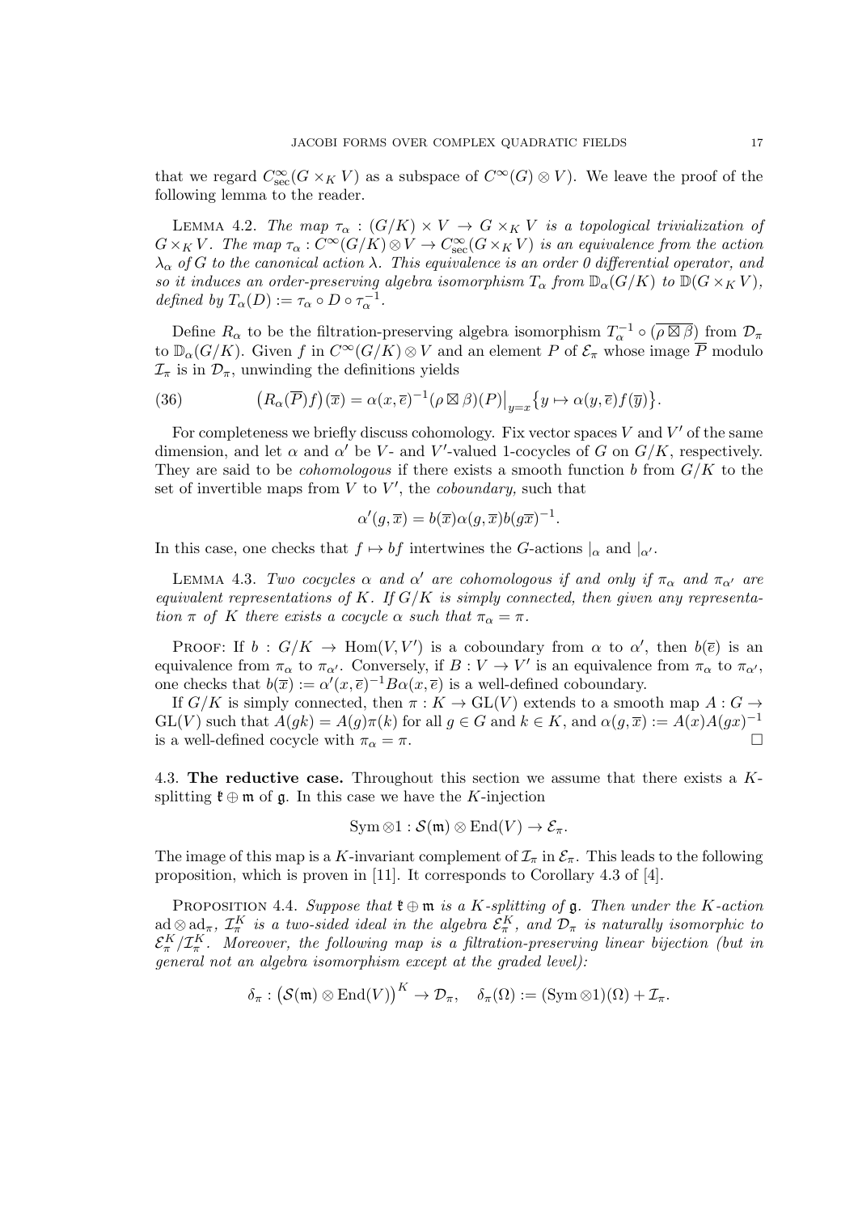that we regard $C^\infty_{\mathrm{sec}}(G\times_K V)$ as a subspace of $C^\infty(G)\otimes V$. We leave the proof of the following lemma to the reader.

LEMMA 4.2. *The map $\tau_\alpha : (G/K)\times V \to G\times_K V$ is a topological trivialization of $G\times_K V$. The map $\tau_\alpha : C^\infty(G/K)\otimes V \to C^\infty_{\mathrm{sec}}(G\times_K V)$ is an equivalence from the action $\lambda_\alpha$ of $G$ to the canonical action $\lambda$. This equivalence is an order 0 differential operator, and so it induces an order-preserving algebra isomorphism $T_\alpha$ from $\mathbb{D}_\alpha(G/K)$ to $\mathbb{D}(G\times_K V)$, defined by $T_\alpha(D) := \tau_\alpha \circ D \circ \tau_\alpha^{-1}$.*

Define $R_\alpha$ to be the filtration-preserving algebra isomorphism $T_\alpha^{-1}\circ(\overline{\rho\boxtimes\beta})$ from $\mathcal{D}_\pi$ to $\mathbb{D}_\alpha(G/K)$. Given $f$ in $C^\infty(G/K)\otimes V$ and an element $P$ of $\mathcal{E}_\pi$ whose image $\overline{P}$ modulo $\mathcal{I}_\pi$ is in $\mathcal{D}_\pi$, unwinding the definitions yields

$$\big(R_\alpha(\overline{P})f\big)(\overline{x}) = \alpha(x,\overline{e})^{-1}(\rho\boxtimes\beta)(P)\big|_{y=x}\big\{y\mapsto \alpha(y,\overline{e})f(\overline{y})\big\}. \tag{36}$$

For completeness we briefly discuss cohomology. Fix vector spaces $V$ and $V'$ of the same dimension, and let $\alpha$ and $\alpha'$ be $V$- and $V'$-valued 1-cocycles of $G$ on $G/K$, respectively. They are said to be *cohomologous* if there exists a smooth function $b$ from $G/K$ to the set of invertible maps from $V$ to $V'$, the *coboundary*, such that

$$\alpha'(g,\overline{x}) = b(\overline{x})\alpha(g,\overline{x})b(g\overline{x})^{-1}.$$

In this case, one checks that $f\mapsto bf$ intertwines the $G$-actions $|_\alpha$ and $|_{\alpha'}$.

LEMMA 4.3. *Two cocycles $\alpha$ and $\alpha'$ are cohomologous if and only if $\pi_\alpha$ and $\pi_{\alpha'}$ are equivalent representations of $K$. If $G/K$ is simply connected, then given any representation $\pi$ of $K$ there exists a cocycle $\alpha$ such that $\pi_\alpha = \pi$.*

PROOF: If $b : G/K \to \mathrm{Hom}(V,V')$ is a coboundary from $\alpha$ to $\alpha'$, then $b(\overline{e})$ is an equivalence from $\pi_\alpha$ to $\pi_{\alpha'}$. Conversely, if $B: V\to V'$ is an equivalence from $\pi_\alpha$ to $\pi_{\alpha'}$, one checks that $b(\overline{x}) := \alpha'(x,\overline{e})^{-1}B\alpha(x,\overline{e})$ is a well-defined coboundary.

If $G/K$ is simply connected, then $\pi: K\to \mathrm{GL}(V)$ extends to a smooth map $A : G\to \mathrm{GL}(V)$ such that $A(gk) = A(g)\pi(k)$ for all $g\in G$ and $k\in K$, and $\alpha(g,\overline{x}) := A(x)A(gx)^{-1}$ is a well-defined cocycle with $\pi_\alpha = \pi$. □

4.3. **The reductive case.** Throughout this section we assume that there exists a $K$-splitting $\mathfrak{k}\oplus\mathfrak{m}$ of $\mathfrak{g}$. In this case we have the $K$-injection

$$\mathrm{Sym}\otimes 1 : \mathcal{S}(\mathfrak{m})\otimes \mathrm{End}(V) \to \mathcal{E}_\pi.$$

The image of this map is a $K$-invariant complement of $\mathcal{I}_\pi$ in $\mathcal{E}_\pi$. This leads to the following proposition, which is proven in [11]. It corresponds to Corollary 4.3 of [4].

PROPOSITION 4.4. *Suppose that $\mathfrak{k}\oplus\mathfrak{m}$ is a $K$-splitting of $\mathfrak{g}$. Then under the $K$-action $\mathrm{ad}\otimes\mathrm{ad}_\pi$, $\mathcal{I}^K_\pi$ is a two-sided ideal in the algebra $\mathcal{E}^K_\pi$, and $\mathcal{D}_\pi$ is naturally isomorphic to $\mathcal{E}^K_\pi/\mathcal{I}^K_\pi$. Moreover, the following map is a filtration-preserving linear bijection (but in general not an algebra isomorphism except at the graded level):*

$$\delta_\pi : \big(\mathcal{S}(\mathfrak{m})\otimes\mathrm{End}(V)\big)^K \to \mathcal{D}_\pi,\quad \delta_\pi(\Omega) := (\mathrm{Sym}\otimes 1)(\Omega) + \mathcal{I}_\pi.$$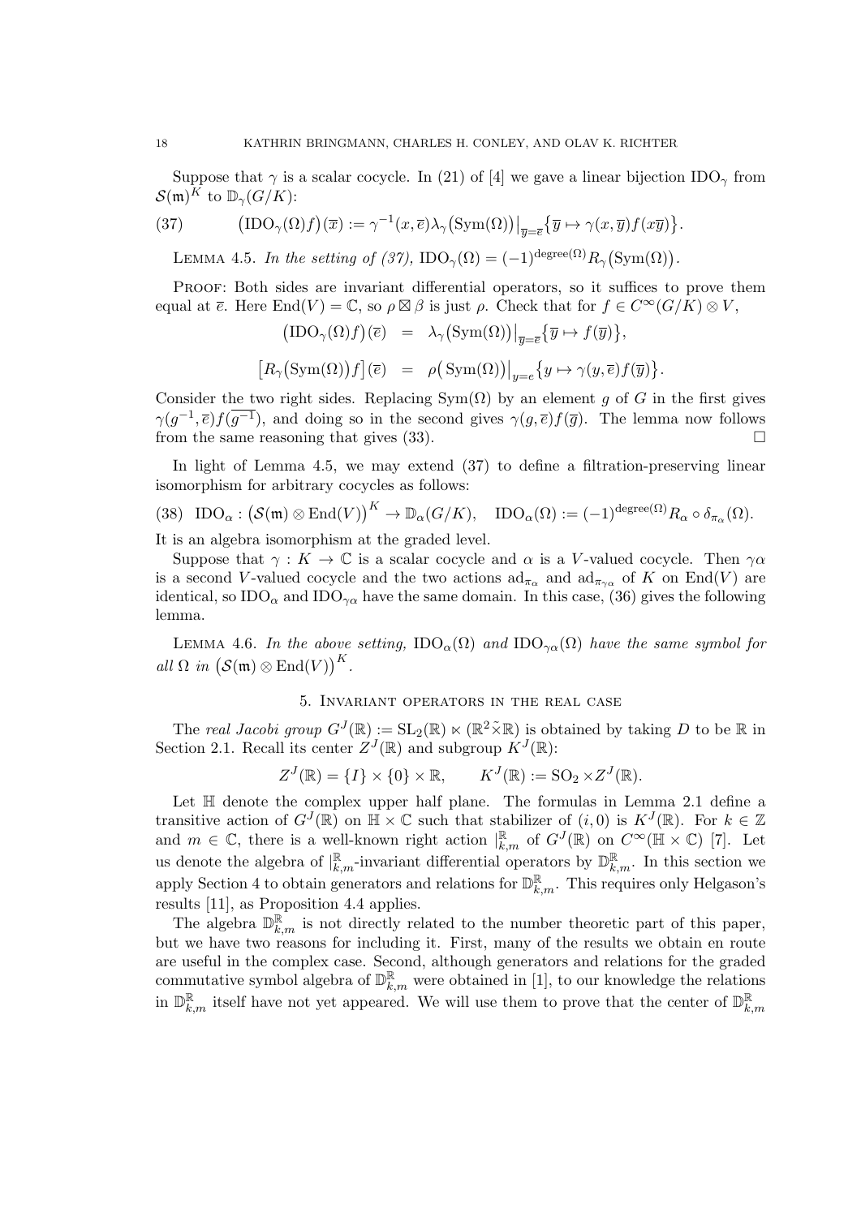Suppose that $\gamma$ is a scalar cocycle. In (21) of [4] we gave a linear bijection $\mathrm{IDO}_\gamma$ from $\mathcal{S}(\mathfrak{m})^K$ to $\mathbb{D}_\gamma(G/K)$:

$$\big(\mathrm{IDO}_\gamma(\Omega)f\big)(\overline{x}) := \gamma^{-1}(x,\overline{e})\lambda_\gamma\big(\mathrm{Sym}(\Omega)\big)\big|_{\overline{y}=\overline{e}}\big\{\overline{y}\mapsto \gamma(x,\overline{y})f(x\overline{y})\big\}. \tag{37}$$

LEMMA 4.5. *In the setting of (37),* $\mathrm{IDO}_\gamma(\Omega) = (-1)^{\mathrm{degree}(\Omega)}R_\gamma\big(\mathrm{Sym}(\Omega)\big)$.

PROOF: Both sides are invariant differential operators, so it suffices to prove them equal at $\overline{e}$. Here $\mathrm{End}(V)=\mathbb{C}$, so $\rho\boxtimes\beta$ is just $\rho$. Check that for $f\in C^\infty(G/K)\otimes V$,

$$\begin{aligned}
\big(\mathrm{IDO}_\gamma(\Omega)f\big)(\overline{e}) &= \lambda_\gamma\big(\mathrm{Sym}(\Omega)\big)\big|_{\overline{y}=\overline{e}}\big\{\overline{y}\mapsto f(\overline{y})\big\},\\
\big[R_\gamma\big(\mathrm{Sym}(\Omega)\big)f\big](\overline{e}) &= \rho\big(\mathrm{Sym}(\Omega)\big)\big|_{y=e}\big\{y\mapsto \gamma(y,\overline{e})f(\overline{y})\big\}.
\end{aligned}$$

Consider the two right sides. Replacing $\mathrm{Sym}(\Omega)$ by an element $g$ of $G$ in the first gives $\gamma(g^{-1},\overline{e})f(\overline{g^{-1}})$, and doing so in the second gives $\gamma(g,\overline{e})f(\overline{g})$. The lemma now follows from the same reasoning that gives (33). $\square$

In light of Lemma 4.5, we may extend (37) to define a filtration-preserving linear isomorphism for arbitrary cocycles as follows:

$$\mathrm{IDO}_\alpha : \big(\mathcal{S}(\mathfrak{m})\otimes\mathrm{End}(V)\big)^K \to \mathbb{D}_\alpha(G/K), \quad \mathrm{IDO}_\alpha(\Omega) := (-1)^{\mathrm{degree}(\Omega)}R_\alpha\circ\delta_{\pi_\alpha}(\Omega). \tag{38}$$

It is an algebra isomorphism at the graded level.

Suppose that $\gamma : K\to\mathbb{C}$ is a scalar cocycle and $\alpha$ is a $V$-valued cocycle. Then $\gamma\alpha$ is a second $V$-valued cocycle and the two actions $\mathrm{ad}_{\pi_\alpha}$ and $\mathrm{ad}_{\pi_{\gamma\alpha}}$ of $K$ on $\mathrm{End}(V)$ are identical, so $\mathrm{IDO}_\alpha$ and $\mathrm{IDO}_{\gamma\alpha}$ have the same domain. In this case, (36) gives the following lemma.

LEMMA 4.6. *In the above setting,* $\mathrm{IDO}_\alpha(\Omega)$ *and* $\mathrm{IDO}_{\gamma\alpha}(\Omega)$ *have the same symbol for all* $\Omega$ *in* $\big(\mathcal{S}(\mathfrak{m})\otimes\mathrm{End}(V)\big)^K$.

## 5. Invariant operators in the real case

The *real Jacobi group* $G^J(\mathbb{R}) := \mathrm{SL}_2(\mathbb{R})\ltimes(\mathbb{R}^2\tilde{\times}\mathbb{R})$ is obtained by taking $D$ to be $\mathbb{R}$ in Section 2.1. Recall its center $Z^J(\mathbb{R})$ and subgroup $K^J(\mathbb{R})$:

$$Z^J(\mathbb{R}) = \{I\}\times\{0\}\times\mathbb{R}, \qquad K^J(\mathbb{R}) := \mathrm{SO}_2\times Z^J(\mathbb{R}).$$

Let $\mathbb{H}$ denote the complex upper half plane. The formulas in Lemma 2.1 define a transitive action of $G^J(\mathbb{R})$ on $\mathbb{H}\times\mathbb{C}$ such that stabilizer of $(i,0)$ is $K^J(\mathbb{R})$. For $k\in\mathbb{Z}$ and $m\in\mathbb{C}$, there is a well-known right action $|^{\mathbb{R}}_{k,m}$ of $G^J(\mathbb{R})$ on $C^\infty(\mathbb{H}\times\mathbb{C})$ [7]. Let us denote the algebra of $|^{\mathbb{R}}_{k,m}$-invariant differential operators by $\mathbb{D}^{\mathbb{R}}_{k,m}$. In this section we apply Section 4 to obtain generators and relations for $\mathbb{D}^{\mathbb{R}}_{k,m}$. This requires only Helgason's results [11], as Proposition 4.4 applies.

The algebra $\mathbb{D}^{\mathbb{R}}_{k,m}$ is not directly related to the number theoretic part of this paper, but we have two reasons for including it. First, many of the results we obtain en route are useful in the complex case. Second, although generators and relations for the graded commutative symbol algebra of $\mathbb{D}^{\mathbb{R}}_{k,m}$ were obtained in [1], to our knowledge the relations in $\mathbb{D}^{\mathbb{R}}_{k,m}$ itself have not yet appeared. We will use them to prove that the center of $\mathbb{D}^{\mathbb{R}}_{k,m}$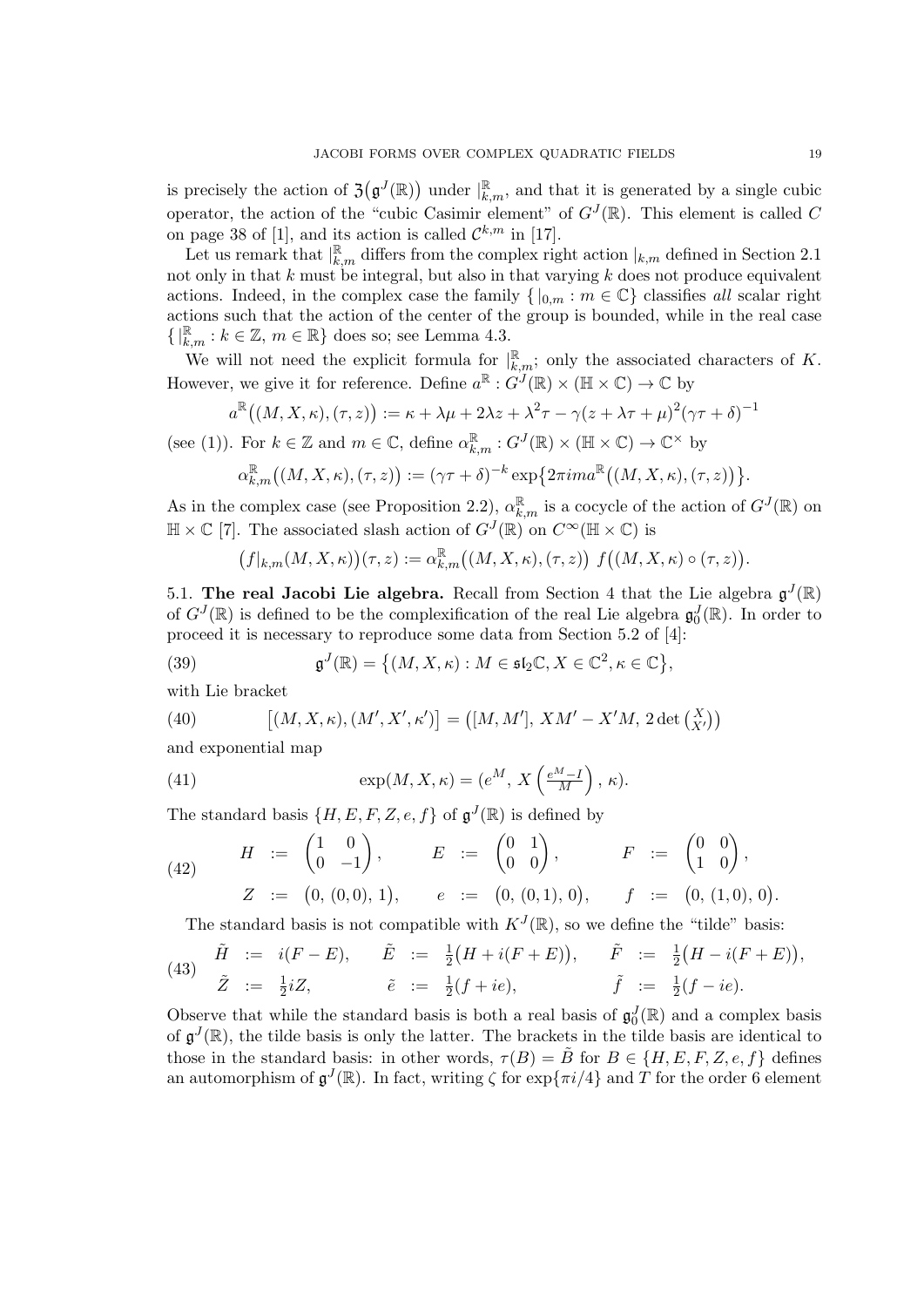is precisely the action of $\mathfrak{Z}\big(\mathfrak{g}^J(\mathbb{R})\big)$ under $|^{\mathbb{R}}_{k,m}$, and that it is generated by a single cubic operator, the action of the "cubic Casimir element" of $G^J(\mathbb{R})$. This element is called $C$ on page 38 of [1], and its action is called $\mathcal{C}^{k,m}$ in [17].

Let us remark that $|^{\mathbb{R}}_{k,m}$ differs from the complex right action $|_{k,m}$ defined in Section 2.1 not only in that $k$ must be integral, but also in that varying $k$ does not produce equivalent actions. Indeed, in the complex case the family $\{\,|_{0,m} : m \in \mathbb{C}\}$ classifies *all* scalar right actions such that the action of the center of the group is bounded, while in the real case $\{\,|^{\mathbb{R}}_{k,m} : k \in \mathbb{Z},\, m \in \mathbb{R}\}$ does so; see Lemma 4.3.

We will not need the explicit formula for $|^{\mathbb{R}}_{k,m}$; only the associated characters of $K$. However, we give it for reference. Define $a^{\mathbb{R}} : G^J(\mathbb{R}) \times (\mathbb{H} \times \mathbb{C}) \to \mathbb{C}$ by

$$a^{\mathbb{R}}\big((M, X, \kappa), (\tau, z)\big) := \kappa + \lambda\mu + 2\lambda z + \lambda^2\tau - \gamma(z + \lambda\tau + \mu)^2(\gamma\tau + \delta)^{-1}$$

(see (1)). For $k \in \mathbb{Z}$ and $m \in \mathbb{C}$, define $\alpha^{\mathbb{R}}_{k,m} : G^J(\mathbb{R}) \times (\mathbb{H} \times \mathbb{C}) \to \mathbb{C}^\times$ by

$$\alpha^{\mathbb{R}}_{k,m}\big((M, X, \kappa), (\tau, z)\big) := (\gamma\tau + \delta)^{-k} \exp\big\{2\pi i m a^{\mathbb{R}}\big((M, X, \kappa), (\tau, z)\big)\big\}.$$

As in the complex case (see Proposition 2.2), $\alpha^{\mathbb{R}}_{k,m}$ is a cocycle of the action of $G^J(\mathbb{R})$ on $\mathbb{H} \times \mathbb{C}$ [7]. The associated slash action of $G^J(\mathbb{R})$ on $C^\infty(\mathbb{H} \times \mathbb{C})$ is

$$\big(f|_{k,m}(M, X, \kappa)\big)(\tau, z) := \alpha^{\mathbb{R}}_{k,m}\big((M, X, \kappa), (\tau, z)\big)\; f\big((M, X, \kappa) \circ (\tau, z)\big).$$

5.1. **The real Jacobi Lie algebra.** Recall from Section 4 that the Lie algebra $\mathfrak{g}^J(\mathbb{R})$ of $G^J(\mathbb{R})$ is defined to be the complexification of the real Lie algebra $\mathfrak{g}^J_0(\mathbb{R})$. In order to proceed it is necessary to reproduce some data from Section 5.2 of [4]:

$$\mathfrak{g}^J(\mathbb{R}) = \big\{(M, X, \kappa) : M \in \mathfrak{sl}_2\mathbb{C},\, X \in \mathbb{C}^2,\, \kappa \in \mathbb{C}\big\}, \tag{39}$$

with Lie bracket

$$\big[(M, X, \kappa), (M', X', \kappa')\big] = \big([M, M'],\, XM' - X'M,\, 2\det\big(\begin{smallmatrix} X \\ X' \end{smallmatrix}\big)\big) \tag{40}$$

and exponential map

$$\exp(M, X, \kappa) = \big(e^M,\, X\left(\tfrac{e^M - I}{M}\right),\, \kappa\big). \tag{41}$$

The standard basis $\{H, E, F, Z, e, f\}$ of $\mathfrak{g}^J(\mathbb{R})$ is defined by

$$\begin{aligned} H &:= \begin{pmatrix} 1 & 0 \\ 0 & -1 \end{pmatrix}, & E &:= \begin{pmatrix} 0 & 1 \\ 0 & 0 \end{pmatrix}, & F &:= \begin{pmatrix} 0 & 0 \\ 1 & 0 \end{pmatrix}, \\ Z &:= \big(0,\, (0,0),\, 1\big), & e &:= \big(0,\, (0,1),\, 0\big), & f &:= \big(0,\, (1,0),\, 0\big). \end{aligned} \tag{42}$$

The standard basis is not compatible with $K^J(\mathbb{R})$, so we define the "tilde" basis:

$$\begin{aligned} \tilde{H} &:= i(F - E), & \tilde{E} &:= \tfrac{1}{2}\big(H + i(F + E)\big), & \tilde{F} &:= \tfrac{1}{2}\big(H - i(F + E)\big), \\ \tilde{Z} &:= \tfrac{1}{2}iZ, & \tilde{e} &:= \tfrac{1}{2}(f + ie), & \tilde{f} &:= \tfrac{1}{2}(f - ie). \end{aligned} \tag{43}$$

Observe that while the standard basis is both a real basis of $\mathfrak{g}^J_0(\mathbb{R})$ and a complex basis of $\mathfrak{g}^J(\mathbb{R})$, the tilde basis is only the latter. The brackets in the tilde basis are identical to those in the standard basis: in other words, $\tau(B) = \tilde{B}$ for $B \in \{H, E, F, Z, e, f\}$ defines an automorphism of $\mathfrak{g}^J(\mathbb{R})$. In fact, writing $\zeta$ for $\exp\{\pi i/4\}$ and $T$ for the order 6 element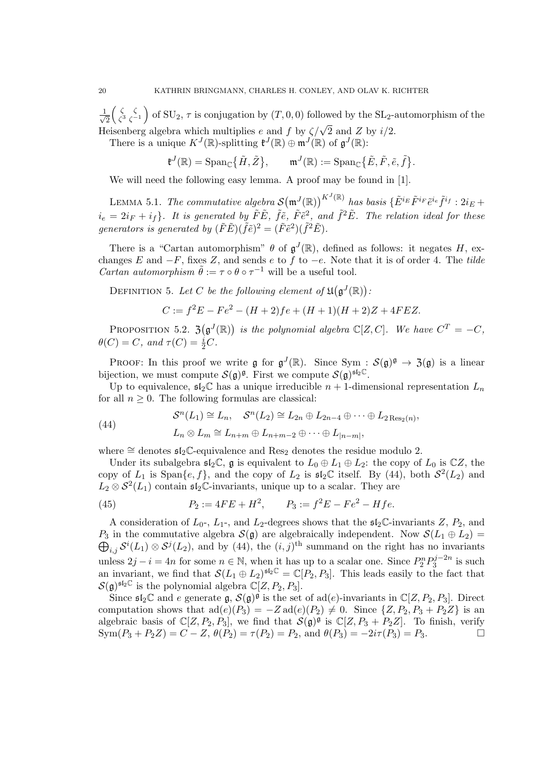$\frac{1}{\sqrt{2}}\begin{pmatrix} \zeta & \zeta \\ \zeta^3 & \zeta^{-1} \end{pmatrix}$ of $\mathrm{SU}_2$, $\tau$ is conjugation by $(T, 0, 0)$ followed by the $\mathrm{SL}_2$-automorphism of the Heisenberg algebra which multiplies $e$ and $f$ by $\zeta/\sqrt{2}$ and $Z$ by $i/2$.

There is a unique $K^J(\mathbb{R})$-splitting $\mathfrak{k}^J(\mathbb{R}) \oplus \mathfrak{m}^J(\mathbb{R})$ of $\mathfrak{g}^J(\mathbb{R})$:

$$\mathfrak{k}^J(\mathbb{R}) = \mathrm{Span}_{\mathbb{C}}\{\tilde{H}, \tilde{Z}\}, \qquad \mathfrak{m}^J(\mathbb{R}) := \mathrm{Span}_{\mathbb{C}}\{\tilde{E}, \tilde{F}, \tilde{e}, \tilde{f}\}.$$

We will need the following easy lemma. A proof may be found in [1].

**Lemma 5.1.** *The commutative algebra $\mathcal{S}\big(\mathfrak{m}^J(\mathbb{R})\big)^{K^J(\mathbb{R})}$ has basis $\{\tilde{E}^{i_E}\tilde{F}^{i_F}\tilde{e}^{i_e}\tilde{f}^{i_f} : 2i_E + i_e = 2i_F + i_f\}$. It is generated by $\tilde{F}\tilde{E}$, $\tilde{f}\tilde{e}$, $\tilde{F}\tilde{e}^2$, and $\tilde{f}^2\tilde{E}$. The relation ideal for these generators is generated by $(\tilde{F}\tilde{E})(\tilde{f}\tilde{e})^2 = (\tilde{F}\tilde{e}^2)(\tilde{f}^2\tilde{E})$.*

There is a "Cartan automorphism" $\theta$ of $\mathfrak{g}^J(\mathbb{R})$, defined as follows: it negates $H$, exchanges $E$ and $-F$, fixes $Z$, and sends $e$ to $f$ to $-e$. Note that it is of order 4. The *tilde Cartan automorphism* $\tilde{\theta} := \tau \circ \theta \circ \tau^{-1}$ will be a useful tool.

**Definition 5.** *Let $C$ be the following element of $\mathfrak{U}\big(\mathfrak{g}^J(\mathbb{R})\big)$:*

$$C := f^2E - Fe^2 - (H+2)fe + (H+1)(H+2)Z + 4FEZ.$$

**Proposition 5.2.** *$\mathfrak{Z}\big(\mathfrak{g}^J(\mathbb{R})\big)$ is the polynomial algebra $\mathbb{C}[Z, C]$. We have $C^T = -C$, $\theta(C) = C$, and $\tau(C) = \frac{i}{2}C$.*

Proof: In this proof we write $\mathfrak{g}$ for $\mathfrak{g}^J(\mathbb{R})$. Since $\mathrm{Sym} : \mathcal{S}(\mathfrak{g})^{\mathfrak{g}} \to \mathfrak{Z}(\mathfrak{g})$ is a linear bijection, we must compute $\mathcal{S}(\mathfrak{g})^{\mathfrak{g}}$. First we compute $\mathcal{S}(\mathfrak{g})^{\mathfrak{sl}_2\mathbb{C}}$.

Up to equivalence, $\mathfrak{sl}_2\mathbb{C}$ has a unique irreducible $n+1$-dimensional representation $L_n$ for all $n \geq 0$. The following formulas are classical:

$$\begin{aligned} &\mathcal{S}^n(L_1) \cong L_n, \quad \mathcal{S}^n(L_2) \cong L_{2n} \oplus L_{2n-4} \oplus \cdots \oplus L_{2\,\mathrm{Res}_2(n)}, \\ &L_n \otimes L_m \cong L_{n+m} \oplus L_{n+m-2} \oplus \cdots \oplus L_{|n-m|}, \end{aligned} \tag{44}$$

where $\cong$ denotes $\mathfrak{sl}_2\mathbb{C}$-equivalence and $\mathrm{Res}_2$ denotes the residue modulo 2.

Under its subalgebra $\mathfrak{sl}_2\mathbb{C}$, $\mathfrak{g}$ is equivalent to $L_0 \oplus L_1 \oplus L_2$: the copy of $L_0$ is $\mathbb{C}Z$, the copy of $L_1$ is $\mathrm{Span}\{e, f\}$, and the copy of $L_2$ is $\mathfrak{sl}_2\mathbb{C}$ itself. By (44), both $\mathcal{S}^2(L_2)$ and $L_2 \otimes \mathcal{S}^2(L_1)$ contain $\mathfrak{sl}_2\mathbb{C}$-invariants, unique up to a scalar. They are

$$P_2 := 4FE + H^2, \qquad P_3 := f^2E - Fe^2 - Hfe. \tag{45}$$

A consideration of $L_0$-, $L_1$-, and $L_2$-degrees shows that the $\mathfrak{sl}_2\mathbb{C}$-invariants $Z$, $P_2$, and $P_3$ in the commutative algebra $\mathcal{S}(\mathfrak{g})$ are algebraically independent. Now $\mathcal{S}(L_1 \oplus L_2) = \bigoplus_{i,j} \mathcal{S}^i(L_1) \otimes \mathcal{S}^j(L_2)$, and by (44), the $(i,j)^{\text{th}}$ summand on the right has no invariants unless $2j - i = 4n$ for some $n \in \mathbb{N}$, when it has up to a scalar one. Since $P_2^n P_3^{j-2n}$ is such an invariant, we find that $\mathcal{S}(L_1 \oplus L_2)^{\mathfrak{sl}_2\mathbb{C}} = \mathbb{C}[P_2, P_3]$. This leads easily to the fact that $\mathcal{S}(\mathfrak{g})^{\mathfrak{sl}_2\mathbb{C}}$ is the polynomial algebra $\mathbb{C}[Z, P_2, P_3]$.

Since $\mathfrak{sl}_2\mathbb{C}$ and $e$ generate $\mathfrak{g}$, $\mathcal{S}(\mathfrak{g})^{\mathfrak{g}}$ is the set of $\mathrm{ad}(e)$-invariants in $\mathbb{C}[Z, P_2, P_3]$. Direct computation shows that $\mathrm{ad}(e)(P_3) = -Z\,\mathrm{ad}(e)(P_2) \neq 0$. Since $\{Z, P_2, P_3 + P_2Z\}$ is an algebraic basis of $\mathbb{C}[Z, P_2, P_3]$, we find that $\mathcal{S}(\mathfrak{g})^{\mathfrak{g}}$ is $\mathbb{C}[Z, P_3 + P_2Z]$. To finish, verify $\mathrm{Sym}(P_3 + P_2Z) = C - Z$, $\theta(P_2) = \tau(P_2) = P_2$, and $\theta(P_3) = -2i\tau(P_3) = P_3$. □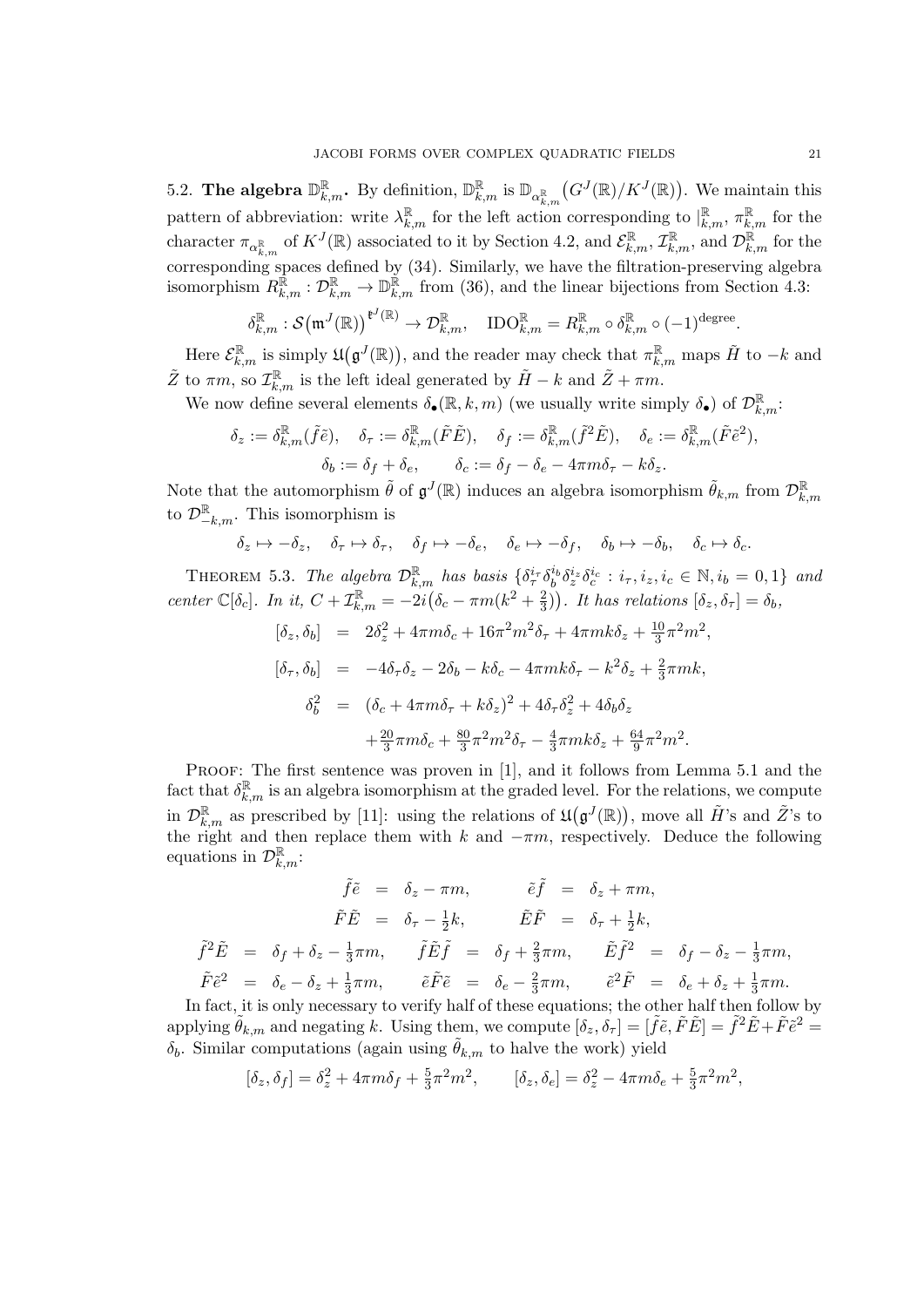5.2. **The algebra $\mathbb{D}^{\mathbb{R}}_{k,m}$.** By definition, $\mathbb{D}^{\mathbb{R}}_{k,m}$ is $\mathbb{D}_{\alpha^{\mathbb{R}}_{k,m}}\big(G^J(\mathbb{R})/K^J(\mathbb{R})\big)$. We maintain this pattern of abbreviation: write $\lambda^{\mathbb{R}}_{k,m}$ for the left action corresponding to $|^{\mathbb{R}}_{k,m}$, $\pi^{\mathbb{R}}_{k,m}$ for the character $\pi_{\alpha^{\mathbb{R}}_{k,m}}$ of $K^J(\mathbb{R})$ associated to it by Section 4.2, and $\mathcal{E}^{\mathbb{R}}_{k,m}$, $\mathcal{I}^{\mathbb{R}}_{k,m}$, and $\mathcal{D}^{\mathbb{R}}_{k,m}$ for the corresponding spaces defined by (34). Similarly, we have the filtration-preserving algebra isomorphism $R^{\mathbb{R}}_{k,m} : \mathcal{D}^{\mathbb{R}}_{k,m} \to \mathbb{D}^{\mathbb{R}}_{k,m}$ from (36), and the linear bijections from Section 4.3:

$$\delta^{\mathbb{R}}_{k,m} : \mathcal{S}\big(\mathfrak{m}^J(\mathbb{R})\big)^{\mathfrak{k}^J(\mathbb{R})} \to \mathcal{D}^{\mathbb{R}}_{k,m}, \quad \mathrm{IDO}^{\mathbb{R}}_{k,m} = R^{\mathbb{R}}_{k,m} \circ \delta^{\mathbb{R}}_{k,m} \circ (-1)^{\mathrm{degree}}.$$

Here $\mathcal{E}^{\mathbb{R}}_{k,m}$ is simply $\mathfrak{U}\big(\mathfrak{g}^J(\mathbb{R})\big)$, and the reader may check that $\pi^{\mathbb{R}}_{k,m}$ maps $\tilde{H}$ to $-k$ and $\tilde{Z}$ to $\pi m$, so $\mathcal{I}^{\mathbb{R}}_{k,m}$ is the left ideal generated by $\tilde{H} - k$ and $\tilde{Z} + \pi m$.

We now define several elements $\delta_\bullet(\mathbb{R}, k, m)$ (we usually write simply $\delta_\bullet$) of $\mathcal{D}^{\mathbb{R}}_{k,m}$:

$$\delta_z := \delta^{\mathbb{R}}_{k,m}(\tilde{f}\tilde{e}), \quad \delta_\tau := \delta^{\mathbb{R}}_{k,m}(\tilde{F}\tilde{E}), \quad \delta_f := \delta^{\mathbb{R}}_{k,m}(\tilde{f}^2\tilde{E}), \quad \delta_e := \delta^{\mathbb{R}}_{k,m}(\tilde{F}\tilde{e}^2),$$
$$\delta_b := \delta_f + \delta_e, \qquad \delta_c := \delta_f - \delta_e - 4\pi m\delta_\tau - k\delta_z.$$

Note that the automorphism $\tilde{\theta}$ of $\mathfrak{g}^J(\mathbb{R})$ induces an algebra isomorphism $\tilde{\theta}_{k,m}$ from $\mathcal{D}^{\mathbb{R}}_{k,m}$ to $\mathcal{D}^{\mathbb{R}}_{-k,m}$. This isomorphism is

$$\delta_z \mapsto -\delta_z, \quad \delta_\tau \mapsto \delta_\tau, \quad \delta_f \mapsto -\delta_e, \quad \delta_e \mapsto -\delta_f, \quad \delta_b \mapsto -\delta_b, \quad \delta_c \mapsto \delta_c.$$

THEOREM 5.3. *The algebra $\mathcal{D}^{\mathbb{R}}_{k,m}$ has basis $\{\delta_\tau^{i_\tau}\delta_b^{i_b}\delta_z^{i_z}\delta_c^{i_c} : i_\tau, i_z, i_c \in \mathbb{N}, i_b = 0, 1\}$ and center $\mathbb{C}[\delta_c]$. In it, $C + \mathcal{I}^{\mathbb{R}}_{k,m} = -2i\big(\delta_c - \pi m(k^2 + \frac{2}{3})\big)$. It has relations $[\delta_z, \delta_\tau] = \delta_b$,*

$$\begin{aligned}
[\delta_z, \delta_b] &= 2\delta_z^2 + 4\pi m\delta_c + 16\pi^2 m^2\delta_\tau + 4\pi mk\delta_z + \tfrac{10}{3}\pi^2 m^2, \\
[\delta_\tau, \delta_b] &= -4\delta_\tau\delta_z - 2\delta_b - k\delta_c - 4\pi mk\delta_\tau - k^2\delta_z + \tfrac{2}{3}\pi mk, \\
\delta_b^2 &= (\delta_c + 4\pi m\delta_\tau + k\delta_z)^2 + 4\delta_\tau\delta_z^2 + 4\delta_b\delta_z \\
&\quad + \tfrac{20}{3}\pi m\delta_c + \tfrac{80}{3}\pi^2 m^2\delta_\tau - \tfrac{4}{3}\pi mk\delta_z + \tfrac{64}{9}\pi^2 m^2.
\end{aligned}$$

PROOF: The first sentence was proven in [1], and it follows from Lemma 5.1 and the fact that $\delta^{\mathbb{R}}_{k,m}$ is an algebra isomorphism at the graded level. For the relations, we compute in $\mathcal{D}^{\mathbb{R}}_{k,m}$ as prescribed by [11]: using the relations of $\mathfrak{U}\big(\mathfrak{g}^J(\mathbb{R})\big)$, move all $\tilde{H}$'s and $\tilde{Z}$'s to the right and then replace them with $k$ and $-\pi m$, respectively. Deduce the following equations in $\mathcal{D}^{\mathbb{R}}_{k,m}$:

$$\begin{aligned}
\tilde{f}\tilde{e} &= \delta_z - \pi m, & \tilde{e}\tilde{f} &= \delta_z + \pi m, & & \\
\tilde{F}\tilde{E} &= \delta_\tau - \tfrac{1}{2}k, & \tilde{E}\tilde{F} &= \delta_\tau + \tfrac{1}{2}k, & & \\
\tilde{f}^2\tilde{E} &= \delta_f + \delta_z - \tfrac{1}{3}\pi m, & \tilde{f}\tilde{E}\tilde{f} &= \delta_f + \tfrac{2}{3}\pi m, & \tilde{E}\tilde{f}^2 &= \delta_f - \delta_z - \tfrac{1}{3}\pi m, \\
\tilde{F}\tilde{e}^2 &= \delta_e - \delta_z + \tfrac{1}{3}\pi m, & \tilde{e}\tilde{F}\tilde{e} &= \delta_e - \tfrac{2}{3}\pi m, & \tilde{e}^2\tilde{F} &= \delta_e + \delta_z + \tfrac{1}{3}\pi m.
\end{aligned}$$

In fact, it is only necessary to verify half of these equations; the other half then follow by applying $\tilde{\theta}_{k,m}$ and negating $k$. Using them, we compute $[\delta_z, \delta_\tau] = [\tilde{f}\tilde{e}, \tilde{F}\tilde{E}] = \tilde{f}^2\tilde{E} + \tilde{F}\tilde{e}^2 = \delta_b$. Similar computations (again using $\tilde{\theta}_{k,m}$ to halve the work) yield

$$[\delta_z, \delta_f] = \delta_z^2 + 4\pi m\delta_f + \tfrac{5}{3}\pi^2 m^2, \qquad [\delta_z, \delta_e] = \delta_z^2 - 4\pi m\delta_e + \tfrac{5}{3}\pi^2 m^2,$$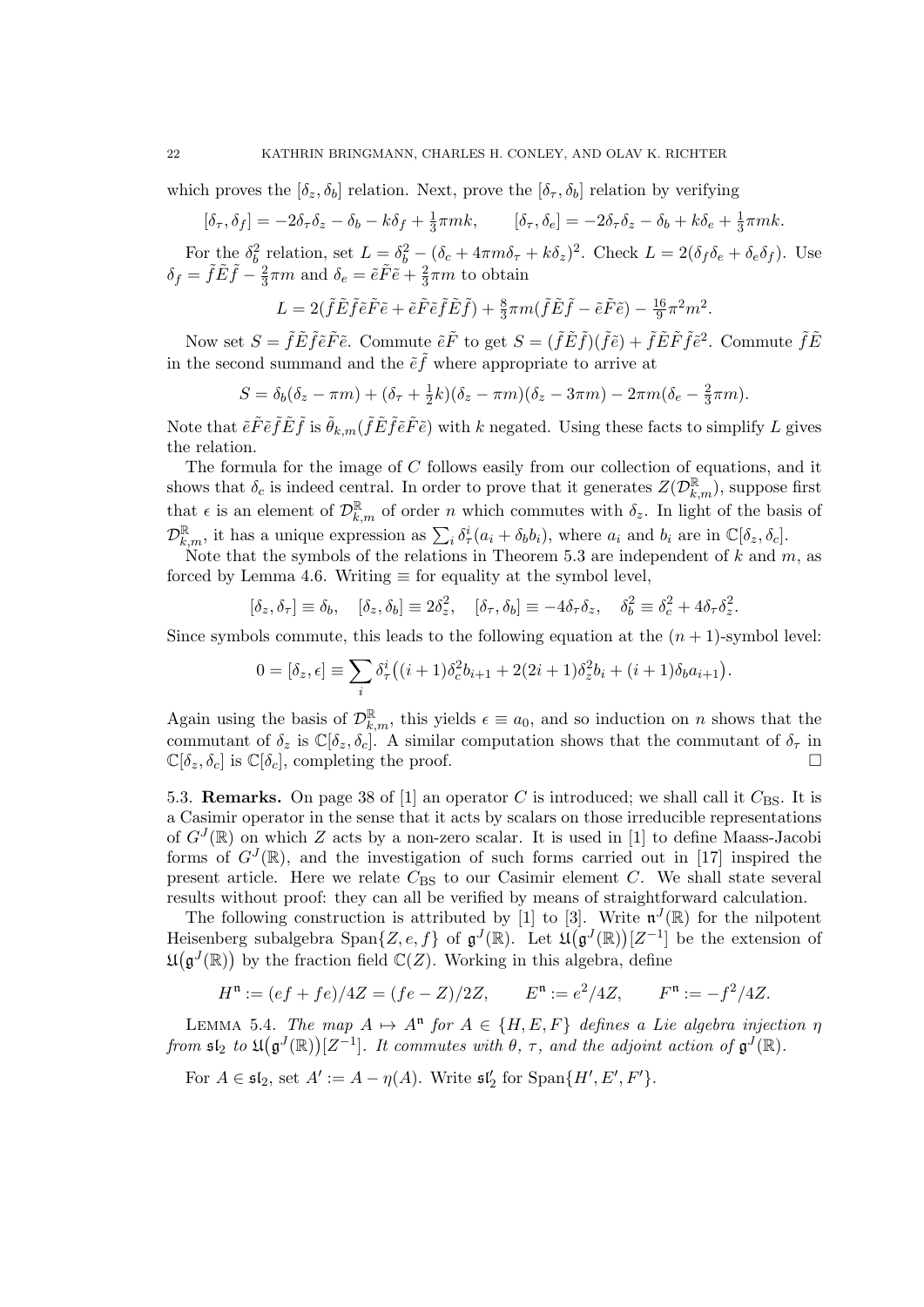which proves the $[\delta_z, \delta_b]$ relation. Next, prove the $[\delta_\tau, \delta_b]$ relation by verifying

$$[\delta_\tau, \delta_f] = -2\delta_\tau\delta_z - \delta_b - k\delta_f + \tfrac{1}{3}\pi mk, \qquad [\delta_\tau, \delta_e] = -2\delta_\tau\delta_z - \delta_b + k\delta_e + \tfrac{1}{3}\pi mk.$$

For the $\delta_b^2$ relation, set $L = \delta_b^2 - (\delta_c + 4\pi m\delta_\tau + k\delta_z)^2$. Check $L = 2(\delta_f\delta_e + \delta_e\delta_f)$. Use $\delta_f = \tilde{f}\tilde{E}\tilde{f} - \frac{2}{3}\pi m$ and $\delta_e = \tilde{e}\tilde{F}\tilde{e} + \frac{2}{3}\pi m$ to obtain

$$L = 2(\tilde{f}\tilde{E}\tilde{f}\tilde{e}\tilde{F}\tilde{e} + \tilde{e}\tilde{F}\tilde{e}\tilde{f}\tilde{E}\tilde{f}) + \tfrac{8}{3}\pi m(\tilde{f}\tilde{E}\tilde{f} - \tilde{e}\tilde{F}\tilde{e}) - \tfrac{16}{9}\pi^2 m^2.$$

Now set $S = \tilde{f}\tilde{E}\tilde{f}\tilde{e}\tilde{F}\tilde{e}$. Commute $\tilde{e}\tilde{F}$ to get $S = (\tilde{f}\tilde{E}\tilde{f})(\tilde{f}\tilde{e}) + \tilde{f}\tilde{E}\tilde{F}\tilde{f}\tilde{e}^2$. Commute $\tilde{f}\tilde{E}$ in the second summand and the $\tilde{e}\tilde{f}$ where appropriate to arrive at

$$S = \delta_b(\delta_z - \pi m) + (\delta_\tau + \tfrac{1}{2}k)(\delta_z - \pi m)(\delta_z - 3\pi m) - 2\pi m(\delta_e - \tfrac{2}{3}\pi m).$$

Note that $\tilde{e}\tilde{F}\tilde{e}\tilde{f}\tilde{E}\tilde{f}$ is $\tilde{\theta}_{k,m}(\tilde{f}\tilde{E}\tilde{f}\tilde{e}\tilde{F}\tilde{e})$ with $k$ negated. Using these facts to simplify $L$ gives the relation.

The formula for the image of $C$ follows easily from our collection of equations, and it shows that $\delta_c$ is indeed central. In order to prove that it generates $Z(\mathcal{D}^{\mathbb{R}}_{k,m})$, suppose first that $\epsilon$ is an element of $\mathcal{D}^{\mathbb{R}}_{k,m}$ of order $n$ which commutes with $\delta_z$. In light of the basis of $\mathcal{D}^{\mathbb{R}}_{k,m}$, it has a unique expression as $\sum_i \delta_\tau^i(a_i + \delta_b b_i)$, where $a_i$ and $b_i$ are in $\mathbb{C}[\delta_z, \delta_c]$.

Note that the symbols of the relations in Theorem 5.3 are independent of $k$ and $m$, as forced by Lemma 4.6. Writing $\equiv$ for equality at the symbol level,

$$[\delta_z, \delta_\tau] \equiv \delta_b, \quad [\delta_z, \delta_b] \equiv 2\delta_z^2, \quad [\delta_\tau, \delta_b] \equiv -4\delta_\tau\delta_z, \quad \delta_b^2 \equiv \delta_c^2 + 4\delta_\tau\delta_z^2.$$

Since symbols commute, this leads to the following equation at the $(n+1)$-symbol level:

$$0 = [\delta_z, \epsilon] \equiv \sum_i \delta_\tau^i\big((i+1)\delta_c^2 b_{i+1} + 2(2i+1)\delta_z^2 b_i + (i+1)\delta_b a_{i+1}\big).$$

Again using the basis of $\mathcal{D}^{\mathbb{R}}_{k,m}$, this yields $\epsilon \equiv a_0$, and so induction on $n$ shows that the commutant of $\delta_z$ is $\mathbb{C}[\delta_z, \delta_c]$. A similar computation shows that the commutant of $\delta_\tau$ in $\mathbb{C}[\delta_z, \delta_c]$ is $\mathbb{C}[\delta_c]$, completing the proof. $\square$

5.3. **Remarks.** On page 38 of [1] an operator $C$ is introduced; we shall call it $C_{\mathrm{BS}}$. It is a Casimir operator in the sense that it acts by scalars on those irreducible representations of $G^J(\mathbb{R})$ on which $Z$ acts by a non-zero scalar. It is used in [1] to define Maass-Jacobi forms of $G^J(\mathbb{R})$, and the investigation of such forms carried out in [17] inspired the present article. Here we relate $C_{\mathrm{BS}}$ to our Casimir element $C$. We shall state several results without proof: they can all be verified by means of straightforward calculation.

The following construction is attributed by [1] to [3]. Write $\mathfrak{n}^J(\mathbb{R})$ for the nilpotent Heisenberg subalgebra $\mathrm{Span}\{Z, e, f\}$ of $\mathfrak{g}^J(\mathbb{R})$. Let $\mathfrak{U}\big(\mathfrak{g}^J(\mathbb{R})\big)[Z^{-1}]$ be the extension of $\mathfrak{U}\big(\mathfrak{g}^J(\mathbb{R})\big)$ by the fraction field $\mathbb{C}(Z)$. Working in this algebra, define

$$H^{\mathfrak{n}} := (ef + fe)/4Z = (fe - Z)/2Z, \qquad E^{\mathfrak{n}} := e^2/4Z, \qquad F^{\mathfrak{n}} := -f^2/4Z.$$

Lemma 5.4. *The map $A \mapsto A^{\mathfrak{n}}$ for $A \in \{H, E, F\}$ defines a Lie algebra injection $\eta$ from $\mathfrak{sl}_2$ to $\mathfrak{U}\big(\mathfrak{g}^J(\mathbb{R})\big)[Z^{-1}]$. It commutes with $\theta$, $\tau$, and the adjoint action of $\mathfrak{g}^J(\mathbb{R})$.*

For $A \in \mathfrak{sl}_2$, set $A' := A - \eta(A)$. Write $\mathfrak{sl}_2'$ for $\mathrm{Span}\{H', E', F'\}$.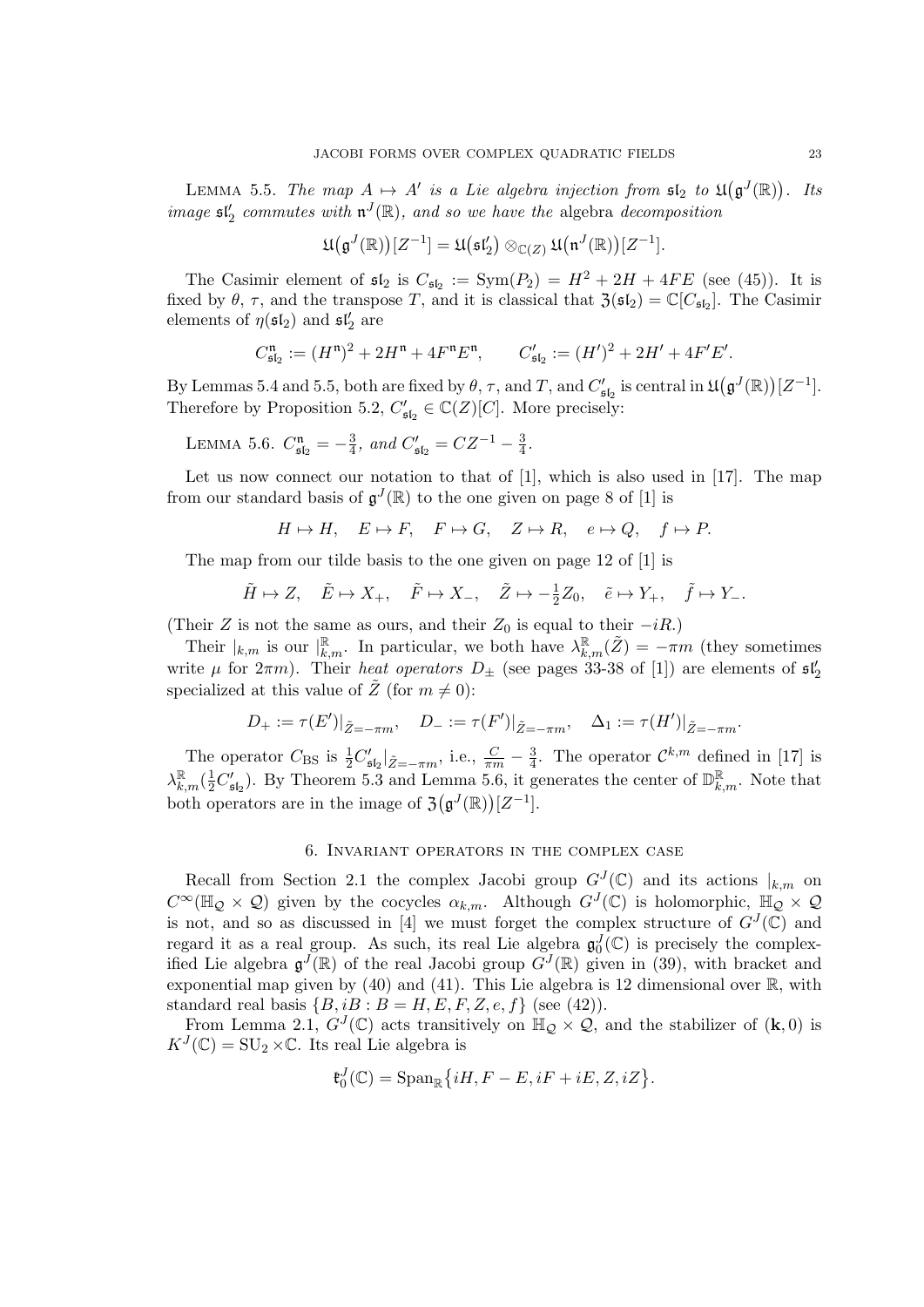**Lemma 5.5.** *The map $A \mapsto A'$ is a Lie algebra injection from $\mathfrak{sl}_2$ to $\mathfrak{U}\big(\mathfrak{g}^J(\mathbb{R})\big)$. Its image $\mathfrak{sl}_2'$ commutes with $\mathfrak{n}^J(\mathbb{R})$, and so we have the* algebra *decomposition*

$$\mathfrak{U}\big(\mathfrak{g}^J(\mathbb{R})\big)[Z^{-1}] = \mathfrak{U}\big(\mathfrak{sl}_2'\big) \otimes_{\mathbb{C}(Z)} \mathfrak{U}\big(\mathfrak{n}^J(\mathbb{R})\big)[Z^{-1}].$$

The Casimir element of $\mathfrak{sl}_2$ is $C_{\mathfrak{sl}_2} := \mathrm{Sym}(P_2) = H^2 + 2H + 4FE$ (see (45)). It is fixed by $\theta$, $\tau$, and the transpose $T$, and it is classical that $\mathfrak{Z}(\mathfrak{sl}_2) = \mathbb{C}[C_{\mathfrak{sl}_2}]$. The Casimir elements of $\eta(\mathfrak{sl}_2)$ and $\mathfrak{sl}_2'$ are

$$C^{\mathfrak{n}}_{\mathfrak{sl}_2} := (H^{\mathfrak{n}})^2 + 2H^{\mathfrak{n}} + 4F^{\mathfrak{n}}E^{\mathfrak{n}}, \qquad C'_{\mathfrak{sl}_2} := (H')^2 + 2H' + 4F'E'.$$

By Lemmas 5.4 and 5.5, both are fixed by $\theta$, $\tau$, and $T$, and $C'_{\mathfrak{sl}_2}$ is central in $\mathfrak{U}\big(\mathfrak{g}^J(\mathbb{R})\big)[Z^{-1}]$. Therefore by Proposition 5.2, $C'_{\mathfrak{sl}_2} \in \mathbb{C}(Z)[C]$. More precisely:

**Lemma 5.6.** $C^{\mathfrak{n}}_{\mathfrak{sl}_2} = -\frac{3}{4}$, *and* $C'_{\mathfrak{sl}_2} = CZ^{-1} - \frac{3}{4}$.

Let us now connect our notation to that of [1], which is also used in [17]. The map from our standard basis of $\mathfrak{g}^J(\mathbb{R})$ to the one given on page 8 of [1] is

$$H \mapsto H, \quad E \mapsto F, \quad F \mapsto G, \quad Z \mapsto R, \quad e \mapsto Q, \quad f \mapsto P.$$

The map from our tilde basis to the one given on page 12 of [1] is

$$\tilde{H} \mapsto Z, \quad \tilde{E} \mapsto X_+, \quad \tilde{F} \mapsto X_-, \quad \tilde{Z} \mapsto -\tfrac{1}{2}Z_0, \quad \tilde{e} \mapsto Y_+, \quad \tilde{f} \mapsto Y_-.$$

(Their $Z$ is not the same as ours, and their $Z_0$ is equal to their $-iR$.)

Their $|_{k,m}$ is our $|^{\mathbb{R}}_{k,m}$. In particular, we both have $\lambda^{\mathbb{R}}_{k,m}(\tilde{Z}) = -\pi m$ (they sometimes write $\mu$ for $2\pi m$). Their *heat operators* $D_\pm$ (see pages 33-38 of [1]) are elements of $\mathfrak{sl}_2'$ specialized at this value of $\tilde{Z}$ (for $m \neq 0$):

$$D_+ := \tau(E')|_{\tilde{Z}=-\pi m}, \quad D_- := \tau(F')|_{\tilde{Z}=-\pi m}, \quad \Delta_1 := \tau(H')|_{\tilde{Z}=-\pi m}.$$

The operator $C_{\mathrm{BS}}$ is $\frac{1}{2}C'_{\mathfrak{sl}_2}|_{\tilde{Z}=-\pi m}$, i.e., $\frac{C}{\pi m} - \frac{3}{4}$. The operator $\mathcal{C}^{k,m}$ defined in [17] is $\lambda^{\mathbb{R}}_{k,m}(\frac{1}{2}C'_{\mathfrak{sl}_2})$. By Theorem 5.3 and Lemma 5.6, it generates the center of $\mathbb{D}^{\mathbb{R}}_{k,m}$. Note that both operators are in the image of $\mathfrak{Z}\big(\mathfrak{g}^J(\mathbb{R})\big)[Z^{-1}]$.

## 6. Invariant operators in the complex case

Recall from Section 2.1 the complex Jacobi group $G^J(\mathbb{C})$ and its actions $|_{k,m}$ on $C^\infty(\mathbb{H}_{\mathcal{Q}} \times \mathcal{Q})$ given by the cocycles $\alpha_{k,m}$. Although $G^J(\mathbb{C})$ is holomorphic, $\mathbb{H}_{\mathcal{Q}} \times \mathcal{Q}$ is not, and so as discussed in [4] we must forget the complex structure of $G^J(\mathbb{C})$ and regard it as a real group. As such, its real Lie algebra $\mathfrak{g}^J_0(\mathbb{C})$ is precisely the complexified Lie algebra $\mathfrak{g}^J(\mathbb{R})$ of the real Jacobi group $G^J(\mathbb{R})$ given in (39), with bracket and exponential map given by (40) and (41). This Lie algebra is 12 dimensional over $\mathbb{R}$, with standard real basis $\{B, iB : B = H, E, F, Z, e, f\}$ (see (42)).

From Lemma 2.1, $G^J(\mathbb{C})$ acts transitively on $\mathbb{H}_{\mathcal{Q}} \times \mathcal{Q}$, and the stabilizer of $(\mathbf{k}, 0)$ is $K^J(\mathbb{C}) = \mathrm{SU}_2 \times \mathbb{C}$. Its real Lie algebra is

$$\mathfrak{k}^J_0(\mathbb{C}) = \mathrm{Span}_{\mathbb{R}}\big\{iH, F - E, iF + iE, Z, iZ\big\}.$$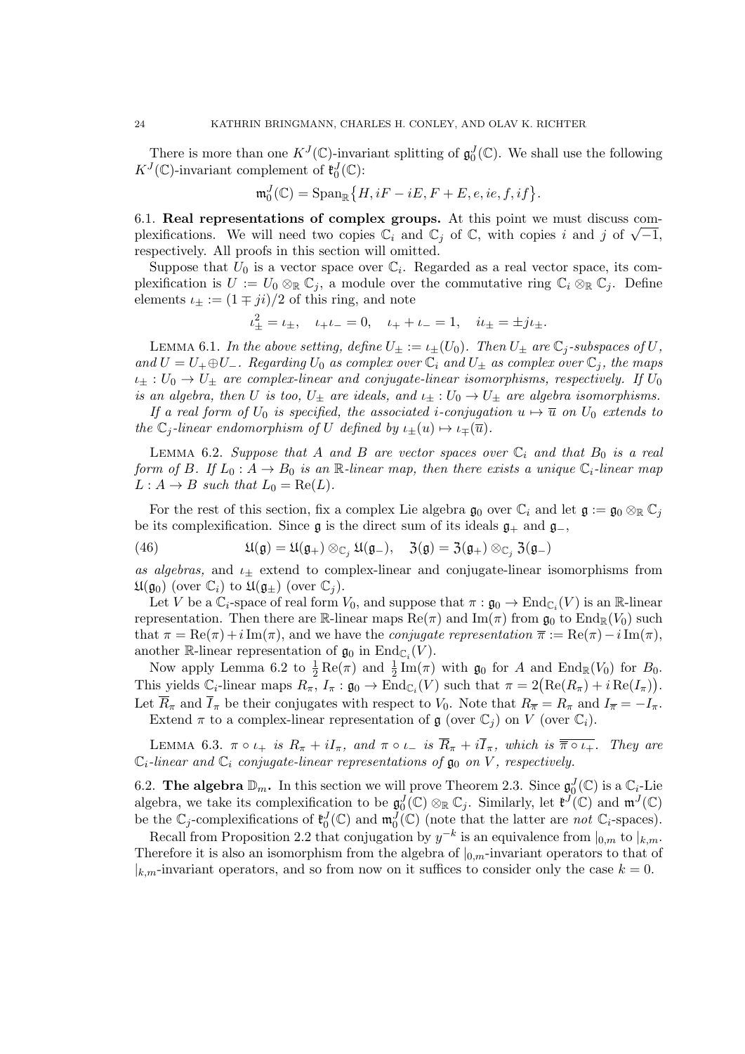There is more than one $K^J(\mathbb{C})$-invariant splitting of $\mathfrak{g}_0^J(\mathbb{C})$. We shall use the following $K^J(\mathbb{C})$-invariant complement of $\mathfrak{k}_0^J(\mathbb{C})$:

$$\mathfrak{m}_0^J(\mathbb{C}) = \operatorname{Span}_{\mathbb{R}}\big\{H, iF - iE, F + E, e, ie, f, if\big\}.$$

## 6.1. Real representations of complex groups.

At this point we must discuss complexifications. We will need two copies $\mathbb{C}_i$ and $\mathbb{C}_j$ of $\mathbb{C}$, with copies $i$ and $j$ of $\sqrt{-1}$, respectively. All proofs in this section will omitted.

Suppose that $U_0$ is a vector space over $\mathbb{C}_i$. Regarded as a real vector space, its complexification is $U := U_0 \otimes_{\mathbb{R}} \mathbb{C}_j$, a module over the commutative ring $\mathbb{C}_i \otimes_{\mathbb{R}} \mathbb{C}_j$. Define elements $\iota_\pm := (1 \mp ji)/2$ of this ring, and note

$$\iota_\pm^2 = \iota_\pm, \quad \iota_+\iota_- = 0, \quad \iota_+ + \iota_- = 1, \quad i\iota_\pm = \pm j\iota_\pm.$$

Lemma 6.1. *In the above setting, define $U_\pm := \iota_\pm(U_0)$. Then $U_\pm$ are $\mathbb{C}_j$-subspaces of $U$, and $U = U_+ \oplus U_-$. Regarding $U_0$ as complex over $\mathbb{C}_i$ and $U_\pm$ as complex over $\mathbb{C}_j$, the maps $\iota_\pm : U_0 \to U_\pm$ are complex-linear and conjugate-linear isomorphisms, respectively. If $U_0$ is an algebra, then $U$ is too, $U_\pm$ are ideals, and $\iota_\pm : U_0 \to U_\pm$ are algebra isomorphisms.*

*If a real form of $U_0$ is specified, the associated $i$-conjugation $u \mapsto \overline{u}$ on $U_0$ extends to the $\mathbb{C}_j$-linear endomorphism of $U$ defined by $\iota_\pm(u) \mapsto \iota_\mp(\overline{u})$.*

Lemma 6.2. *Suppose that $A$ and $B$ are vector spaces over $\mathbb{C}_i$ and that $B_0$ is a real form of $B$. If $L_0 : A \to B_0$ is an $\mathbb{R}$-linear map, then there exists a unique $\mathbb{C}_i$-linear map $L : A \to B$ such that $L_0 = \operatorname{Re}(L)$.*

For the rest of this section, fix a complex Lie algebra $\mathfrak{g}_0$ over $\mathbb{C}_i$ and let $\mathfrak{g} := \mathfrak{g}_0 \otimes_{\mathbb{R}} \mathbb{C}_j$ be its complexification. Since $\mathfrak{g}$ is the direct sum of its ideals $\mathfrak{g}_+$ and $\mathfrak{g}_-$,

$$\mathfrak{U}(\mathfrak{g}) = \mathfrak{U}(\mathfrak{g}_+) \otimes_{\mathbb{C}_j} \mathfrak{U}(\mathfrak{g}_-), \quad \mathfrak{Z}(\mathfrak{g}) = \mathfrak{Z}(\mathfrak{g}_+) \otimes_{\mathbb{C}_j} \mathfrak{Z}(\mathfrak{g}_-) \tag{46}$$

*as algebras,* and $\iota_\pm$ extend to complex-linear and conjugate-linear isomorphisms from $\mathfrak{U}(\mathfrak{g}_0)$ (over $\mathbb{C}_i$) to $\mathfrak{U}(\mathfrak{g}_\pm)$ (over $\mathbb{C}_j$).

Let $V$ be a $\mathbb{C}_i$-space of real form $V_0$, and suppose that $\pi : \mathfrak{g}_0 \to \operatorname{End}_{\mathbb{C}_i}(V)$ is an $\mathbb{R}$-linear representation. Then there are $\mathbb{R}$-linear maps $\operatorname{Re}(\pi)$ and $\operatorname{Im}(\pi)$ from $\mathfrak{g}_0$ to $\operatorname{End}_{\mathbb{R}}(V_0)$ such that $\pi = \operatorname{Re}(\pi) + i\operatorname{Im}(\pi)$, and we have the *conjugate representation* $\overline{\pi} := \operatorname{Re}(\pi) - i\operatorname{Im}(\pi)$, another $\mathbb{R}$-linear representation of $\mathfrak{g}_0$ in $\operatorname{End}_{\mathbb{C}_i}(V)$.

Now apply Lemma 6.2 to $\frac{1}{2}\operatorname{Re}(\pi)$ and $\frac{1}{2}\operatorname{Im}(\pi)$ with $\mathfrak{g}_0$ for $A$ and $\operatorname{End}_{\mathbb{R}}(V_0)$ for $B_0$. This yields $\mathbb{C}_i$-linear maps $R_\pi$, $I_\pi : \mathfrak{g}_0 \to \operatorname{End}_{\mathbb{C}_i}(V)$ such that $\pi = 2\big(\operatorname{Re}(R_\pi) + i\operatorname{Re}(I_\pi)\big)$. Let $\overline{R}_\pi$ and $\overline{I}_\pi$ be their conjugates with respect to $V_0$. Note that $R_{\overline{\pi}} = R_\pi$ and $I_{\overline{\pi}} = -I_\pi$.

Extend $\pi$ to a complex-linear representation of $\mathfrak{g}$ (over $\mathbb{C}_j$) on $V$ (over $\mathbb{C}_i$).

Lemma 6.3. *$\pi \circ \iota_+$ is $R_\pi + iI_\pi$, and $\pi \circ \iota_-$ is $\overline{R}_\pi + i\overline{I}_\pi$, which is $\overline{\overline{\pi} \circ \iota_+}$. They are $\mathbb{C}_i$-linear and $\mathbb{C}_i$ conjugate-linear representations of $\mathfrak{g}_0$ on $V$, respectively.*

## 6.2. The algebra $\mathbb{D}_m$.

In this section we will prove Theorem 2.3. Since $\mathfrak{g}_0^J(\mathbb{C})$ is a $\mathbb{C}_i$-Lie algebra, we take its complexification to be $\mathfrak{g}_0^J(\mathbb{C}) \otimes_{\mathbb{R}} \mathbb{C}_j$. Similarly, let $\mathfrak{k}^J(\mathbb{C})$ and $\mathfrak{m}^J(\mathbb{C})$ be the $\mathbb{C}_j$-complexifications of $\mathfrak{k}_0^J(\mathbb{C})$ and $\mathfrak{m}_0^J(\mathbb{C})$ (note that the latter are *not* $\mathbb{C}_i$-spaces).

Recall from Proposition 2.2 that conjugation by $y^{-k}$ is an equivalence from $|_{0,m}$ to $|_{k,m}$. Therefore it is also an isomorphism from the algebra of $|_{0,m}$-invariant operators to that of $|_{k,m}$-invariant operators, and so from now on it suffices to consider only the case $k = 0$.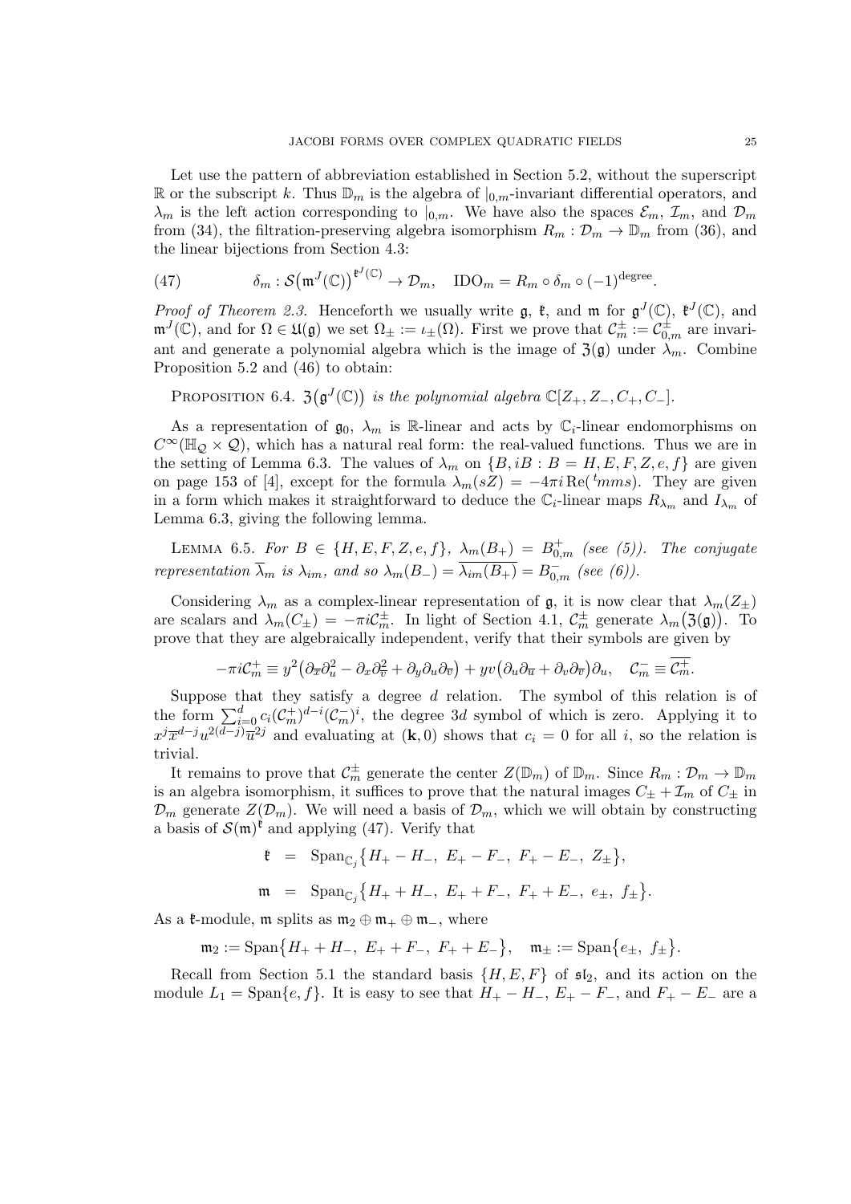Let use the pattern of abbreviation established in Section 5.2, without the superscript $\mathbb{R}$ or the subscript $k$. Thus $\mathbb{D}_m$ is the algebra of $|_{0,m}$-invariant differential operators, and $\lambda_m$ is the left action corresponding to $|_{0,m}$. We have also the spaces $\mathcal{E}_m$, $\mathcal{I}_m$, and $\mathcal{D}_m$ from (34), the filtration-preserving algebra isomorphism $R_m : \mathcal{D}_m \to \mathbb{D}_m$ from (36), and the linear bijections from Section 4.3:

$$
\delta_m : \mathcal{S}\big(\mathfrak{m}^J(\mathbb{C})\big)^{\mathfrak{k}^J(\mathbb{C})} \to \mathcal{D}_m, \quad \mathrm{IDO}_m = R_m \circ \delta_m \circ (-1)^{\mathrm{degree}}. \tag{47}
$$

*Proof of Theorem 2.3.* Henceforth we usually write $\mathfrak{g}$, $\mathfrak{k}$, and $\mathfrak{m}$ for $\mathfrak{g}^J(\mathbb{C})$, $\mathfrak{k}^J(\mathbb{C})$, and $\mathfrak{m}^J(\mathbb{C})$, and for $\Omega \in \mathfrak{U}(\mathfrak{g})$ we set $\Omega_\pm := \iota_\pm(\Omega)$. First we prove that $\mathcal{C}_m^\pm := \mathcal{C}_{0,m}^\pm$ are invariant and generate a polynomial algebra which is the image of $\mathfrak{Z}(\mathfrak{g})$ under $\lambda_m$. Combine Proposition 5.2 and (46) to obtain:

Proposition 6.4. *$\mathfrak{Z}\big(\mathfrak{g}^J(\mathbb{C})\big)$ is the polynomial algebra $\mathbb{C}[Z_+, Z_-, C_+, C_-]$.*

As a representation of $\mathfrak{g}_0$, $\lambda_m$ is $\mathbb{R}$-linear and acts by $\mathbb{C}_i$-linear endomorphisms on $C^\infty(\mathbb{H}_\mathcal{Q} \times \mathcal{Q})$, which has a natural real form: the real-valued functions. Thus we are in the setting of Lemma 6.3. The values of $\lambda_m$ on $\{B, iB : B = H, E, F, Z, e, f\}$ are given on page 153 of [4], except for the formula $\lambda_m(sZ) = -4\pi i \,\mathrm{Re}({}^t mms)$. They are given in a form which makes it straightforward to deduce the $\mathbb{C}_i$-linear maps $R_{\lambda_m}$ and $I_{\lambda_m}$ of Lemma 6.3, giving the following lemma.

Lemma 6.5. *For $B \in \{H, E, F, Z, e, f\}$, $\lambda_m(B_+) = B_{0,m}^+$ (see (5)). The conjugate representation $\overline{\lambda}_m$ is $\lambda_{im}$, and so $\lambda_m(B_-) = \overline{\lambda_{im}(B_+)} = B_{0,m}^-$ (see (6)).*

Considering $\lambda_m$ as a complex-linear representation of $\mathfrak{g}$, it is now clear that $\lambda_m(Z_\pm)$ are scalars and $\lambda_m(C_\pm) = -\pi i \mathcal{C}_m^\pm$. In light of Section 4.1, $\mathcal{C}_m^\pm$ generate $\lambda_m\big(\mathfrak{Z}(\mathfrak{g})\big)$. To prove that they are algebraically independent, verify that their symbols are given by

$$
-\pi i \mathcal{C}_m^+ \equiv y^2\big(\partial_{\overline{x}}\partial_u^2 - \partial_x\partial_{\overline{v}}^2 + \partial_y\partial_u\partial_{\overline{v}}\big) + yv\big(\partial_u\partial_{\overline{u}} + \partial_v\partial_{\overline{v}}\big)\partial_u, \quad \mathcal{C}_m^- \equiv \overline{\mathcal{C}_m^+}.
$$

Suppose that they satisfy a degree $d$ relation. The symbol of this relation is of the form $\sum_{i=0}^d c_i(\mathcal{C}_m^+)^{d-i}(\mathcal{C}_m^-)^i$, the degree $3d$ symbol of which is zero. Applying it to $x^j\overline{x}^{d-j}u^{2(d-j)}\overline{u}^{2j}$ and evaluating at $(\mathbf{k}, 0)$ shows that $c_i = 0$ for all $i$, so the relation is trivial.

It remains to prove that $\mathcal{C}_m^\pm$ generate the center $Z(\mathbb{D}_m)$ of $\mathbb{D}_m$. Since $R_m : \mathcal{D}_m \to \mathbb{D}_m$ is an algebra isomorphism, it suffices to prove that the natural images $C_\pm + \mathcal{I}_m$ of $C_\pm$ in $\mathcal{D}_m$ generate $Z(\mathcal{D}_m)$. We will need a basis of $\mathcal{D}_m$, which we will obtain by constructing a basis of $\mathcal{S}(\mathfrak{m})^\mathfrak{k}$ and applying (47). Verify that

$$
\begin{aligned}
\mathfrak{k} &= \mathrm{Span}_{\mathbb{C}_j}\big\{H_+ - H_-,\ E_+ - F_-,\ F_+ - E_-,\ Z_\pm\big\}, \\
\mathfrak{m} &= \mathrm{Span}_{\mathbb{C}_j}\big\{H_+ + H_-,\ E_+ + F_-,\ F_+ + E_-,\ e_\pm,\ f_\pm\big\}.
\end{aligned}
$$

As a $\mathfrak{k}$-module, $\mathfrak{m}$ splits as $\mathfrak{m}_2 \oplus \mathfrak{m}_+ \oplus \mathfrak{m}_-$, where

$$
\mathfrak{m}_2 := \mathrm{Span}\big\{H_+ + H_-,\ E_+ + F_-,\ F_+ + E_-\big\}, \quad \mathfrak{m}_\pm := \mathrm{Span}\big\{e_\pm,\ f_\pm\big\}.
$$

Recall from Section 5.1 the standard basis $\{H, E, F\}$ of $\mathfrak{sl}_2$, and its action on the module $L_1 = \mathrm{Span}\{e, f\}$. It is easy to see that $H_+ - H_-$, $E_+ - F_-$, and $F_+ - E_-$ are a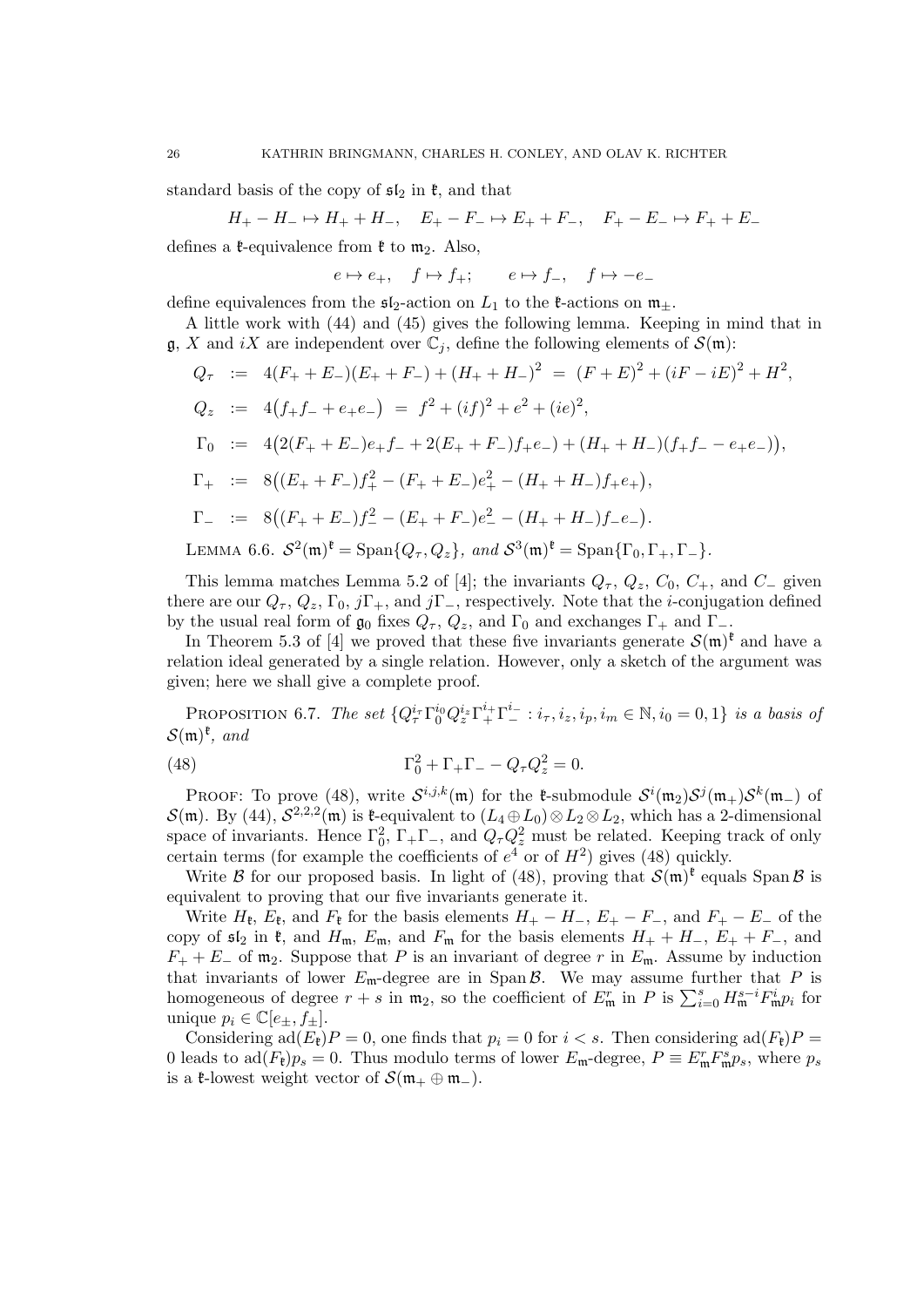standard basis of the copy of $\mathfrak{sl}_2$ in $\mathfrak{k}$, and that

$$H_+ - H_- \mapsto H_+ + H_-, \quad E_+ - F_- \mapsto E_+ + F_-, \quad F_+ - E_- \mapsto F_+ + E_-$$

defines a $\mathfrak{k}$-equivalence from $\mathfrak{k}$ to $\mathfrak{m}_2$. Also,

$$e \mapsto e_+, \quad f \mapsto f_+; \qquad e \mapsto f_-, \quad f \mapsto -e_-$$

define equivalences from the $\mathfrak{sl}_2$-action on $L_1$ to the $\mathfrak{k}$-actions on $\mathfrak{m}_\pm$.

A little work with (44) and (45) gives the following lemma. Keeping in mind that in $\mathfrak{g}$, $X$ and $iX$ are independent over $\mathbb{C}_j$, define the following elements of $\mathcal{S}(\mathfrak{m})$:

$$
\begin{aligned}
Q_\tau &:= 4(F_+ + E_-)(E_+ + F_-) + (H_+ + H_-)^2 \;=\; (F+E)^2 + (iF - iE)^2 + H^2,\\
Q_z &:= 4\big(f_+ f_- + e_+ e_-\big) \;=\; f^2 + (if)^2 + e^2 + (ie)^2,\\
\Gamma_0 &:= 4\big(2(F_+ + E_-)e_+ f_- + 2(E_+ + F_-)f_+ e_-) + (H_+ + H_-)(f_+ f_- - e_+ e_-)\big),\\
\Gamma_+ &:= 8\big((E_+ + F_-)f_+^2 - (F_+ + E_-)e_+^2 - (H_+ + H_-)f_+ e_+\big),\\
\Gamma_- &:= 8\big((F_+ + E_-)f_-^2 - (E_+ + F_-)e_-^2 - (H_+ + H_-)f_- e_-\big).
\end{aligned}
$$

Lemma 6.6. *$\mathcal{S}^2(\mathfrak{m})^{\mathfrak{k}} = \operatorname{Span}\{Q_\tau, Q_z\}$, and $\mathcal{S}^3(\mathfrak{m})^{\mathfrak{k}} = \operatorname{Span}\{\Gamma_0, \Gamma_+, \Gamma_-\}$.*

This lemma matches Lemma 5.2 of [4]; the invariants $Q_\tau$, $Q_z$, $C_0$, $C_+$, and $C_-$ given there are our $Q_\tau$, $Q_z$, $\Gamma_0$, $j\Gamma_+$, and $j\Gamma_-$, respectively. Note that the $i$-conjugation defined by the usual real form of $\mathfrak{g}_0$ fixes $Q_\tau$, $Q_z$, and $\Gamma_0$ and exchanges $\Gamma_+$ and $\Gamma_-$.

In Theorem 5.3 of [4] we proved that these five invariants generate $\mathcal{S}(\mathfrak{m})^{\mathfrak{k}}$ and have a relation ideal generated by a single relation. However, only a sketch of the argument was given; here we shall give a complete proof.

Proposition 6.7. *The set $\{Q_\tau^{i_\tau}\Gamma_0^{i_0}Q_z^{i_z}\Gamma_+^{i_+}\Gamma_-^{i_-} : i_\tau, i_z, i_p, i_m \in \mathbb{N}, i_0 = 0,1\}$ is a basis of $\mathcal{S}(\mathfrak{m})^{\mathfrak{k}}$, and*

$$\Gamma_0^2 + \Gamma_+\Gamma_- - Q_\tau Q_z^2 = 0. \tag{48}$$

Proof: To prove (48), write $\mathcal{S}^{i,j,k}(\mathfrak{m})$ for the $\mathfrak{k}$-submodule $\mathcal{S}^i(\mathfrak{m}_2)\mathcal{S}^j(\mathfrak{m}_+)\mathcal{S}^k(\mathfrak{m}_-)$ of $\mathcal{S}(\mathfrak{m})$. By (44), $\mathcal{S}^{2,2,2}(\mathfrak{m})$ is $\mathfrak{k}$-equivalent to $(L_4 \oplus L_0) \otimes L_2 \otimes L_2$, which has a 2-dimensional space of invariants. Hence $\Gamma_0^2$, $\Gamma_+\Gamma_-$, and $Q_\tau Q_z^2$ must be related. Keeping track of only certain terms (for example the coefficients of $e^4$ or of $H^2$) gives (48) quickly.

Write $\mathcal{B}$ for our proposed basis. In light of (48), proving that $\mathcal{S}(\mathfrak{m})^{\mathfrak{k}}$ equals $\operatorname{Span}\mathcal{B}$ is equivalent to proving that our five invariants generate it.

Write $H_{\mathfrak{k}}$, $E_{\mathfrak{k}}$, and $F_{\mathfrak{k}}$ for the basis elements $H_+ - H_-$, $E_+ - F_-$, and $F_+ - E_-$ of the copy of $\mathfrak{sl}_2$ in $\mathfrak{k}$, and $H_{\mathfrak{m}}$, $E_{\mathfrak{m}}$, and $F_{\mathfrak{m}}$ for the basis elements $H_+ + H_-$, $E_+ + F_-$, and $F_+ + E_-$ of $\mathfrak{m}_2$. Suppose that $P$ is an invariant of degree $r$ in $E_{\mathfrak{m}}$. Assume by induction that invariants of lower $E_{\mathfrak{m}}$-degree are in $\operatorname{Span}\mathcal{B}$. We may assume further that $P$ is homogeneous of degree $r + s$ in $\mathfrak{m}_2$, so the coefficient of $E_{\mathfrak{m}}^r$ in $P$ is $\sum_{i=0}^{s} H_{\mathfrak{m}}^{s-i}F_{\mathfrak{m}}^i p_i$ for unique $p_i \in \mathbb{C}[e_\pm, f_\pm]$.

Considering $\operatorname{ad}(E_{\mathfrak{k}})P = 0$, one finds that $p_i = 0$ for $i < s$. Then considering $\operatorname{ad}(F_{\mathfrak{k}})P = 0$ leads to $\operatorname{ad}(F_{\mathfrak{k}})p_s = 0$. Thus modulo terms of lower $E_{\mathfrak{m}}$-degree, $P \equiv E_{\mathfrak{m}}^r F_{\mathfrak{m}}^s p_s$, where $p_s$ is a $\mathfrak{k}$-lowest weight vector of $\mathcal{S}(\mathfrak{m}_+ \oplus \mathfrak{m}_-)$.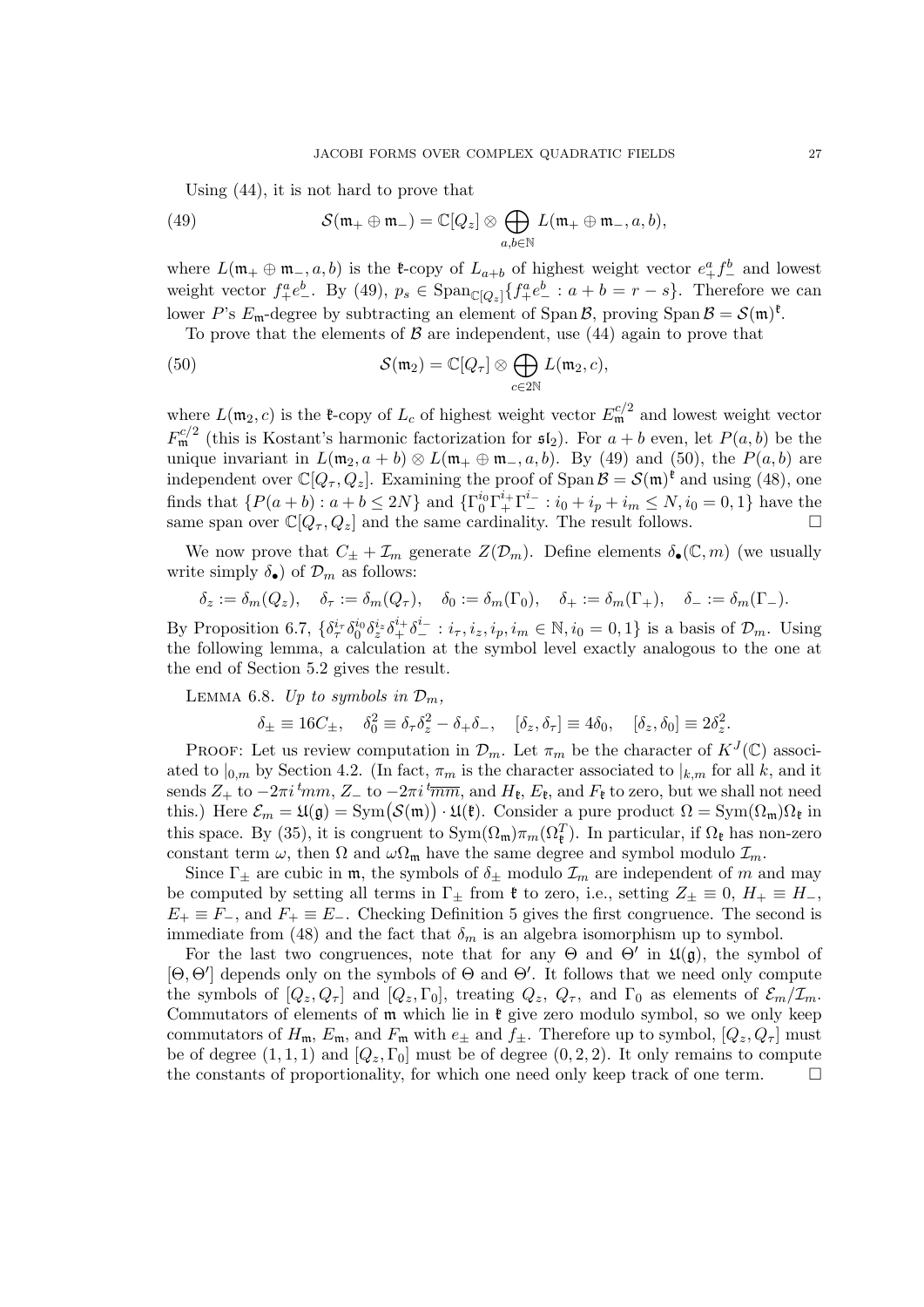Using (44), it is not hard to prove that

$$\mathcal{S}(\mathfrak{m}_+ \oplus \mathfrak{m}_-) = \mathbb{C}[Q_z] \otimes \bigoplus_{a,b \in \mathbb{N}} L(\mathfrak{m}_+ \oplus \mathfrak{m}_-, a, b), \tag{49}$$

where $L(\mathfrak{m}_+ \oplus \mathfrak{m}_-, a, b)$ is the $\mathfrak{k}$-copy of $L_{a+b}$ of highest weight vector $e_+^a f_-^b$ and lowest weight vector $f_+^a e_-^b$. By (49), $p_s \in \operatorname{Span}_{\mathbb{C}[Q_z]}\{f_+^a e_-^b : a + b = r - s\}$. Therefore we can lower $P$'s $E_\mathfrak{m}$-degree by subtracting an element of $\operatorname{Span}\mathcal{B}$, proving $\operatorname{Span}\mathcal{B} = \mathcal{S}(\mathfrak{m})^\mathfrak{k}$.

To prove that the elements of $\mathcal{B}$ are independent, use (44) again to prove that

$$\mathcal{S}(\mathfrak{m}_2) = \mathbb{C}[Q_\tau] \otimes \bigoplus_{c \in 2\mathbb{N}} L(\mathfrak{m}_2, c), \tag{50}$$

where $L(\mathfrak{m}_2, c)$ is the $\mathfrak{k}$-copy of $L_c$ of highest weight vector $E_\mathfrak{m}^{c/2}$ and lowest weight vector $F_\mathfrak{m}^{c/2}$ (this is Kostant's harmonic factorization for $\mathfrak{sl}_2$). For $a+b$ even, let $P(a,b)$ be the unique invariant in $L(\mathfrak{m}_2, a+b) \otimes L(\mathfrak{m}_+ \oplus \mathfrak{m}_-, a, b)$. By (49) and (50), the $P(a,b)$ are independent over $\mathbb{C}[Q_\tau, Q_z]$. Examining the proof of $\operatorname{Span}\mathcal{B} = \mathcal{S}(\mathfrak{m})^\mathfrak{k}$ and using (48), one finds that $\{P(a+b) : a+b \leq 2N\}$ and $\{\Gamma_0^{i_0}\Gamma_+^{i_+}\Gamma_-^{i_-} : i_0 + i_p + i_m \leq N, i_0 = 0, 1\}$ have the same span over $\mathbb{C}[Q_\tau, Q_z]$ and the same cardinality. The result follows. $\square$

We now prove that $C_\pm + \mathcal{I}_m$ generate $Z(\mathcal{D}_m)$. Define elements $\delta_\bullet(\mathbb{C}, m)$ (we usually write simply $\delta_\bullet$) of $\mathcal{D}_m$ as follows:

$$\delta_z := \delta_m(Q_z), \quad \delta_\tau := \delta_m(Q_\tau), \quad \delta_0 := \delta_m(\Gamma_0), \quad \delta_+ := \delta_m(\Gamma_+), \quad \delta_- := \delta_m(\Gamma_-).$$

By Proposition 6.7, $\{\delta_\tau^{i_\tau}\delta_0^{i_0}\delta_z^{i_z}\delta_+^{i_+}\delta_-^{i_-} : i_\tau, i_z, i_p, i_m \in \mathbb{N}, i_0 = 0, 1\}$ is a basis of $\mathcal{D}_m$. Using the following lemma, a calculation at the symbol level exactly analogous to the one at the end of Section 5.2 gives the result.

LEMMA 6.8. *Up to symbols in $\mathcal{D}_m$,*

$$\delta_\pm \equiv 16 C_\pm, \quad \delta_0^2 \equiv \delta_\tau \delta_z^2 - \delta_+\delta_-, \quad [\delta_z, \delta_\tau] \equiv 4\delta_0, \quad [\delta_z, \delta_0] \equiv 2\delta_z^2.$$

PROOF: Let us review computation in $\mathcal{D}_m$. Let $\pi_m$ be the character of $K^J(\mathbb{C})$ associated to $|_{0,m}$ by Section 4.2. (In fact, $\pi_m$ is the character associated to $|_{k,m}$ for all $k$, and it sends $Z_+$ to $-2\pi i\,{}^t mm$, $Z_-$ to $-2\pi i\,{}^t\overline{mm}$, and $H_\mathfrak{k}$, $E_\mathfrak{k}$, and $F_\mathfrak{k}$ to zero, but we shall not need this.) Here $\mathcal{E}_m = \mathfrak{U}(\mathfrak{g}) = \operatorname{Sym}(\mathcal{S}(\mathfrak{m})) \cdot \mathfrak{U}(\mathfrak{k})$. Consider a pure product $\Omega = \operatorname{Sym}(\Omega_\mathfrak{m})\Omega_\mathfrak{k}$ in this space. By (35), it is congruent to $\operatorname{Sym}(\Omega_\mathfrak{m})\pi_m(\Omega_\mathfrak{k}^T)$. In particular, if $\Omega_\mathfrak{k}$ has non-zero constant term $\omega$, then $\Omega$ and $\omega\Omega_\mathfrak{m}$ have the same degree and symbol modulo $\mathcal{I}_m$.

Since $\Gamma_\pm$ are cubic in $\mathfrak{m}$, the symbols of $\delta_\pm$ modulo $\mathcal{I}_m$ are independent of $m$ and may be computed by setting all terms in $\Gamma_\pm$ from $\mathfrak{k}$ to zero, i.e., setting $Z_\pm \equiv 0$, $H_+ \equiv H_-$, $E_+ \equiv F_-$, and $F_+ \equiv E_-$. Checking Definition 5 gives the first congruence. The second is immediate from (48) and the fact that $\delta_m$ is an algebra isomorphism up to symbol.

For the last two congruences, note that for any $\Theta$ and $\Theta'$ in $\mathfrak{U}(\mathfrak{g})$, the symbol of $[\Theta, \Theta']$ depends only on the symbols of $\Theta$ and $\Theta'$. It follows that we need only compute the symbols of $[Q_z, Q_\tau]$ and $[Q_z, \Gamma_0]$, treating $Q_z$, $Q_\tau$, and $\Gamma_0$ as elements of $\mathcal{E}_m/\mathcal{I}_m$. Commutators of elements of $\mathfrak{m}$ which lie in $\mathfrak{k}$ give zero modulo symbol, so we only keep commutators of $H_\mathfrak{m}$, $E_\mathfrak{m}$, and $F_\mathfrak{m}$ with $e_\pm$ and $f_\pm$. Therefore up to symbol, $[Q_z, Q_\tau]$ must be of degree $(1,1,1)$ and $[Q_z, \Gamma_0]$ must be of degree $(0,2,2)$. It only remains to compute the constants of proportionality, for which one need only keep track of one term. $\square$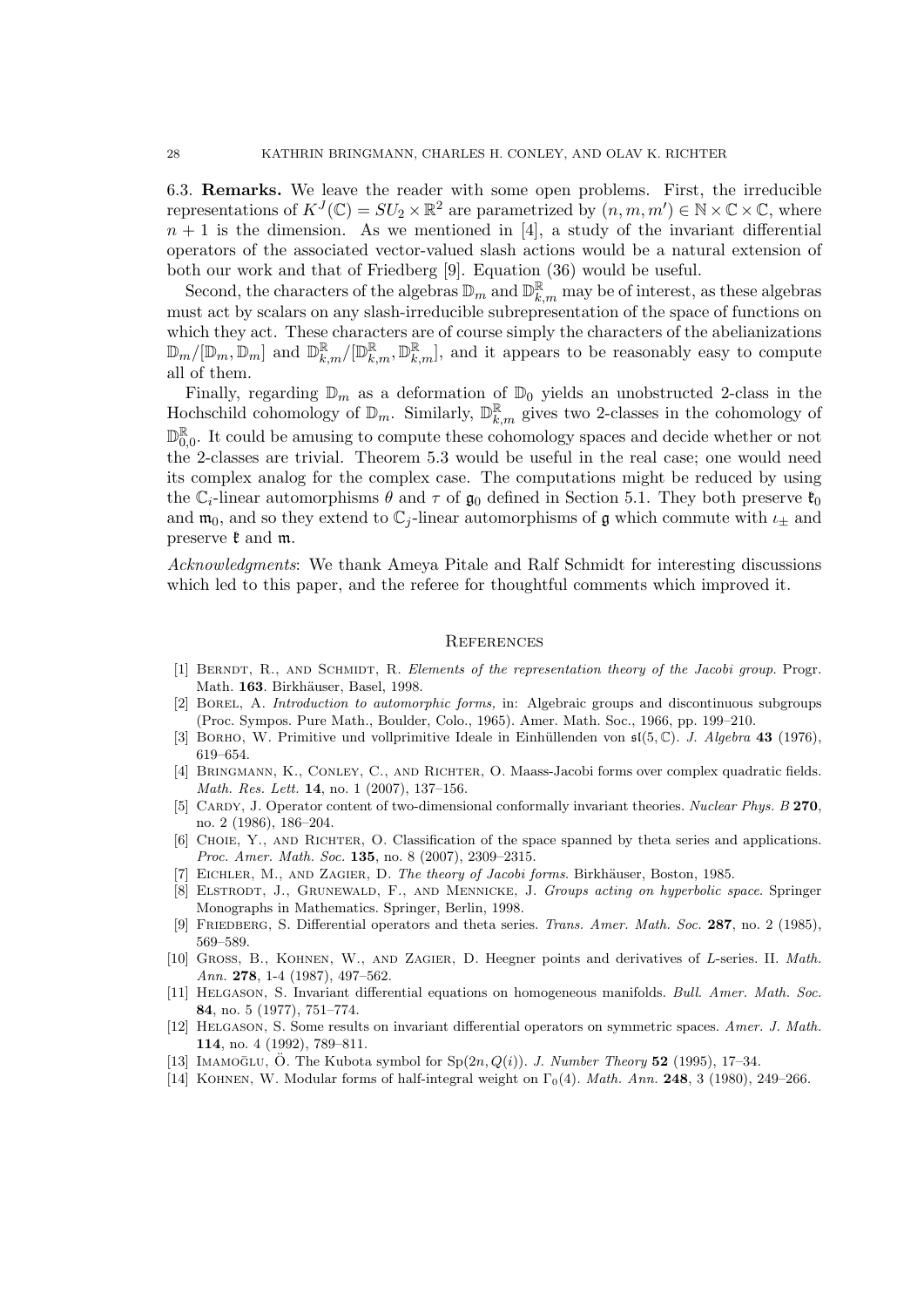6.3. **Remarks.** We leave the reader with some open problems. First, the irreducible representations of $K^J(\mathbb{C}) = SU_2 \times \mathbb{R}^2$ are parametrized by $(n, m, m') \in \mathbb{N} \times \mathbb{C} \times \mathbb{C}$, where $n+1$ is the dimension. As we mentioned in [4], a study of the invariant differential operators of the associated vector-valued slash actions would be a natural extension of both our work and that of Friedberg [9]. Equation (36) would be useful.

Second, the characters of the algebras $\mathbb{D}_m$ and $\mathbb{D}^{\mathbb{R}}_{k,m}$ may be of interest, as these algebras must act by scalars on any slash-irreducible subrepresentation of the space of functions on which they act. These characters are of course simply the characters of the abelianizations $\mathbb{D}_m/[\mathbb{D}_m, \mathbb{D}_m]$ and $\mathbb{D}^{\mathbb{R}}_{k,m}/[\mathbb{D}^{\mathbb{R}}_{k,m}, \mathbb{D}^{\mathbb{R}}_{k,m}]$, and it appears to be reasonably easy to compute all of them.

Finally, regarding $\mathbb{D}_m$ as a deformation of $\mathbb{D}_0$ yields an unobstructed 2-class in the Hochschild cohomology of $\mathbb{D}_m$. Similarly, $\mathbb{D}^{\mathbb{R}}_{k,m}$ gives two 2-classes in the cohomology of $\mathbb{D}^{\mathbb{R}}_{0,0}$. It could be amusing to compute these cohomology spaces and decide whether or not the 2-classes are trivial. Theorem 5.3 would be useful in the real case; one would need its complex analog for the complex case. The computations might be reduced by using the $\mathbb{C}_i$-linear automorphisms $\theta$ and $\tau$ of $\mathfrak{g}_0$ defined in Section 5.1. They both preserve $\mathfrak{k}_0$ and $\mathfrak{m}_0$, and so they extend to $\mathbb{C}_j$-linear automorphisms of $\mathfrak{g}$ which commute with $\iota_\pm$ and preserve $\mathfrak{k}$ and $\mathfrak{m}$.

*Acknowledgments*: We thank Ameya Pitale and Ralf Schmidt for interesting discussions which led to this paper, and the referee for thoughtful comments which improved it.

## References

[1] Berndt, R., and Schmidt, R. *Elements of the representation theory of the Jacobi group.* Progr. Math. **163**. Birkhäuser, Basel, 1998.

[2] Borel, A. *Introduction to automorphic forms,* in: Algebraic groups and discontinuous subgroups (Proc. Sympos. Pure Math., Boulder, Colo., 1965). Amer. Math. Soc., 1966, pp. 199–210.

[3] Borho, W. Primitive und vollprimitive Ideale in Einhüllenden von $\mathfrak{sl}(5, \mathbb{C})$. *J. Algebra* **43** (1976), 619–654.

[4] Bringmann, K., Conley, C., and Richter, O. Maass-Jacobi forms over complex quadratic fields. *Math. Res. Lett.* **14**, no. 1 (2007), 137–156.

[5] Cardy, J. Operator content of two-dimensional conformally invariant theories. *Nuclear Phys. B* **270**, no. 2 (1986), 186–204.

[6] Choie, Y., and Richter, O. Classification of the space spanned by theta series and applications. *Proc. Amer. Math. Soc.* **135**, no. 8 (2007), 2309–2315.

[7] Eichler, M., and Zagier, D. *The theory of Jacobi forms.* Birkhäuser, Boston, 1985.

[8] Elstrodt, J., Grunewald, F., and Mennicke, J. *Groups acting on hyperbolic space.* Springer Monographs in Mathematics. Springer, Berlin, 1998.

[9] Friedberg, S. Differential operators and theta series. *Trans. Amer. Math. Soc.* **287**, no. 2 (1985), 569–589.

[10] Gross, B., Kohnen, W., and Zagier, D. Heegner points and derivatives of $L$-series. II. *Math. Ann.* **278**, 1-4 (1987), 497–562.

[11] Helgason, S. Invariant differential equations on homogeneous manifolds. *Bull. Amer. Math. Soc.* **84**, no. 5 (1977), 751–774.

[12] Helgason, S. Some results on invariant differential operators on symmetric spaces. *Amer. J. Math.* **114**, no. 4 (1992), 789–811.

[13] Imamoḡlu, Ö. The Kubota symbol for $\mathrm{Sp}(2n, Q(i))$. *J. Number Theory* **52** (1995), 17–34.

[14] Kohnen, W. Modular forms of half-integral weight on $\Gamma_0(4)$. *Math. Ann.* **248**, 3 (1980), 249–266.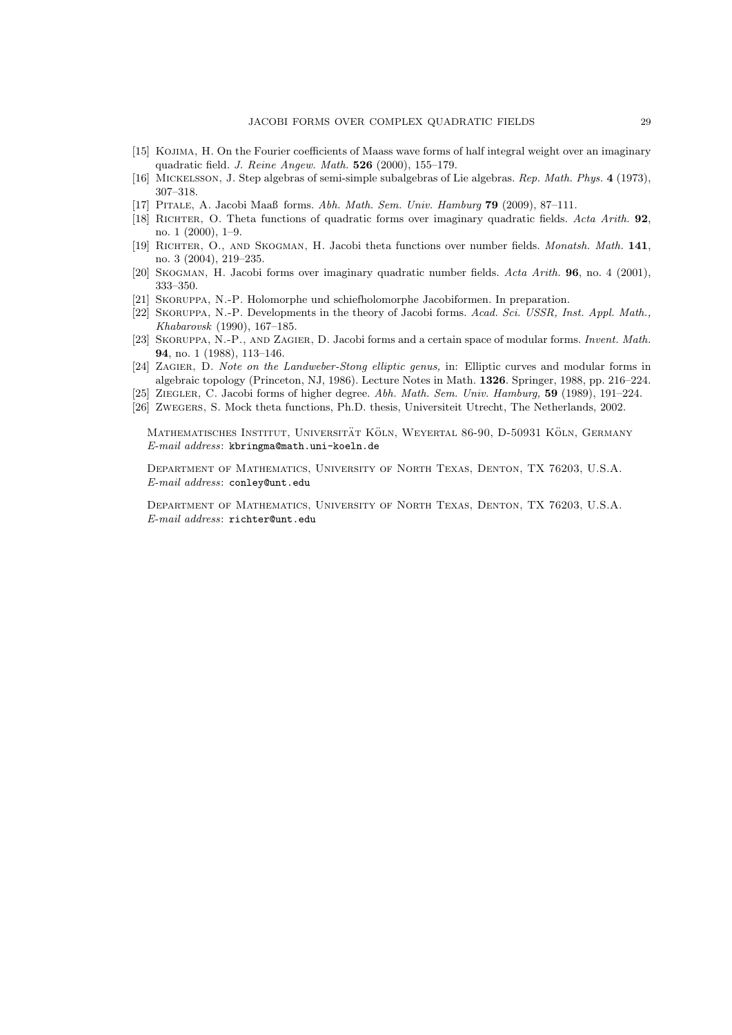[15] Kojima, H. On the Fourier coefficients of Maass wave forms of half integral weight over an imaginary quadratic field. *J. Reine Angew. Math.* **526** (2000), 155–179.

[16] Mickelsson, J. Step algebras of semi-simple subalgebras of Lie algebras. *Rep. Math. Phys.* **4** (1973), 307–318.

[17] Pitale, A. Jacobi Maaß forms. *Abh. Math. Sem. Univ. Hamburg* **79** (2009), 87–111.

[18] Richter, O. Theta functions of quadratic forms over imaginary quadratic fields. *Acta Arith.* **92**, no. 1 (2000), 1–9.

[19] Richter, O., and Skogman, H. Jacobi theta functions over number fields. *Monatsh. Math.* **141**, no. 3 (2004), 219–235.

[20] Skogman, H. Jacobi forms over imaginary quadratic number fields. *Acta Arith.* **96**, no. 4 (2001), 333–350.

[21] Skoruppa, N.-P. Holomorphe und schiefholomorphe Jacobiformen. In preparation.

[22] Skoruppa, N.-P. Developments in the theory of Jacobi forms. *Acad. Sci. USSR, Inst. Appl. Math., Khabarovsk* (1990), 167–185.

[23] Skoruppa, N.-P., and Zagier, D. Jacobi forms and a certain space of modular forms. *Invent. Math.* **94**, no. 1 (1988), 113–146.

[24] Zagier, D. *Note on the Landweber-Stong elliptic genus,* in: Elliptic curves and modular forms in algebraic topology (Princeton, NJ, 1986). Lecture Notes in Math. **1326**. Springer, 1988, pp. 216–224.

[25] Ziegler, C. Jacobi forms of higher degree. *Abh. Math. Sem. Univ. Hamburg,* **59** (1989), 191–224.

[26] Zwegers, S. Mock theta functions, Ph.D. thesis, Universiteit Utrecht, The Netherlands, 2002.

Mathematisches Institut, Universität Köln, Weyertal 86-90, D-50931 Köln, Germany
*E-mail address*: `kbringma@math.uni-koeln.de`

Department of Mathematics, University of North Texas, Denton, TX 76203, U.S.A.
*E-mail address*: `conley@unt.edu`

Department of Mathematics, University of North Texas, Denton, TX 76203, U.S.A.
*E-mail address*: `richter@unt.edu`